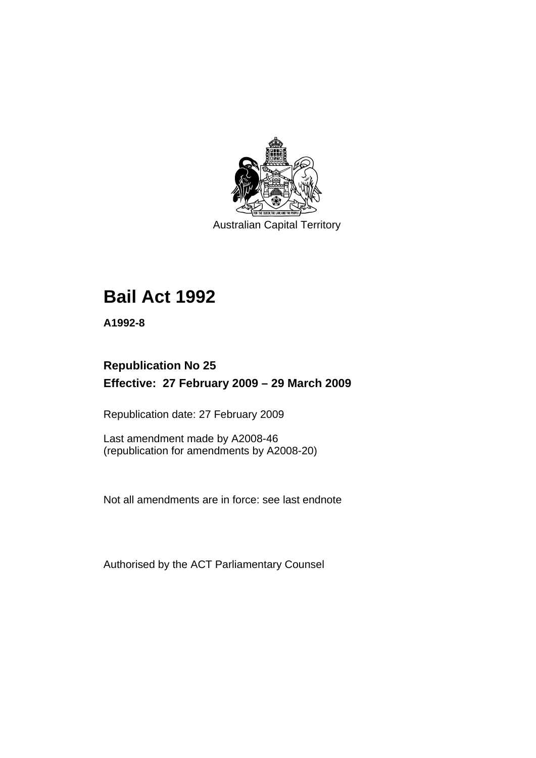Australian Capital Territory

# Bail Act 1992

**A1992-8**

## Republication No 25
## Effective: 27 February 2009 – 29 March 2009

Republication date: 27 February 2009

Last amendment made by A2008-46
(republication for amendments by A2008-20)

Not all amendments are in force: see last endnote

Authorised by the ACT Parliamentary Counsel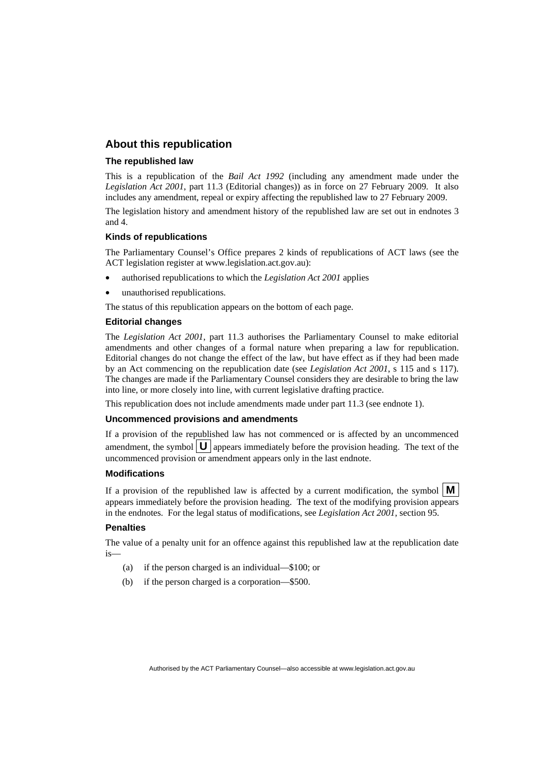## About this republication

### The republished law

This is a republication of the *Bail Act 1992* (including any amendment made under the *Legislation Act 2001*, part 11.3 (Editorial changes)) as in force on 27 February 2009. It also includes any amendment, repeal or expiry affecting the republished law to 27 February 2009.

The legislation history and amendment history of the republished law are set out in endnotes 3 and 4.

### Kinds of republications

The Parliamentary Counsel's Office prepares 2 kinds of republications of ACT laws (see the ACT legislation register at www.legislation.act.gov.au):

- authorised republications to which the *Legislation Act 2001* applies
- unauthorised republications.

The status of this republication appears on the bottom of each page.

### Editorial changes

The *Legislation Act 2001*, part 11.3 authorises the Parliamentary Counsel to make editorial amendments and other changes of a formal nature when preparing a law for republication. Editorial changes do not change the effect of the law, but have effect as if they had been made by an Act commencing on the republication date (see *Legislation Act 2001*, s 115 and s 117). The changes are made if the Parliamentary Counsel considers they are desirable to bring the law into line, or more closely into line, with current legislative drafting practice.

This republication does not include amendments made under part 11.3 (see endnote 1).

### Uncommenced provisions and amendments

If a provision of the republished law has not commenced or is affected by an uncommenced amendment, the symbol **U** appears immediately before the provision heading. The text of the uncommenced provision or amendment appears only in the last endnote.

### Modifications

If a provision of the republished law is affected by a current modification, the symbol **M** appears immediately before the provision heading. The text of the modifying provision appears in the endnotes. For the legal status of modifications, see *Legislation Act 2001*, section 95.

### Penalties

The value of a penalty unit for an offence against this republished law at the republication date is—

(a) if the person charged is an individual—$100; or

(b) if the person charged is a corporation—$500.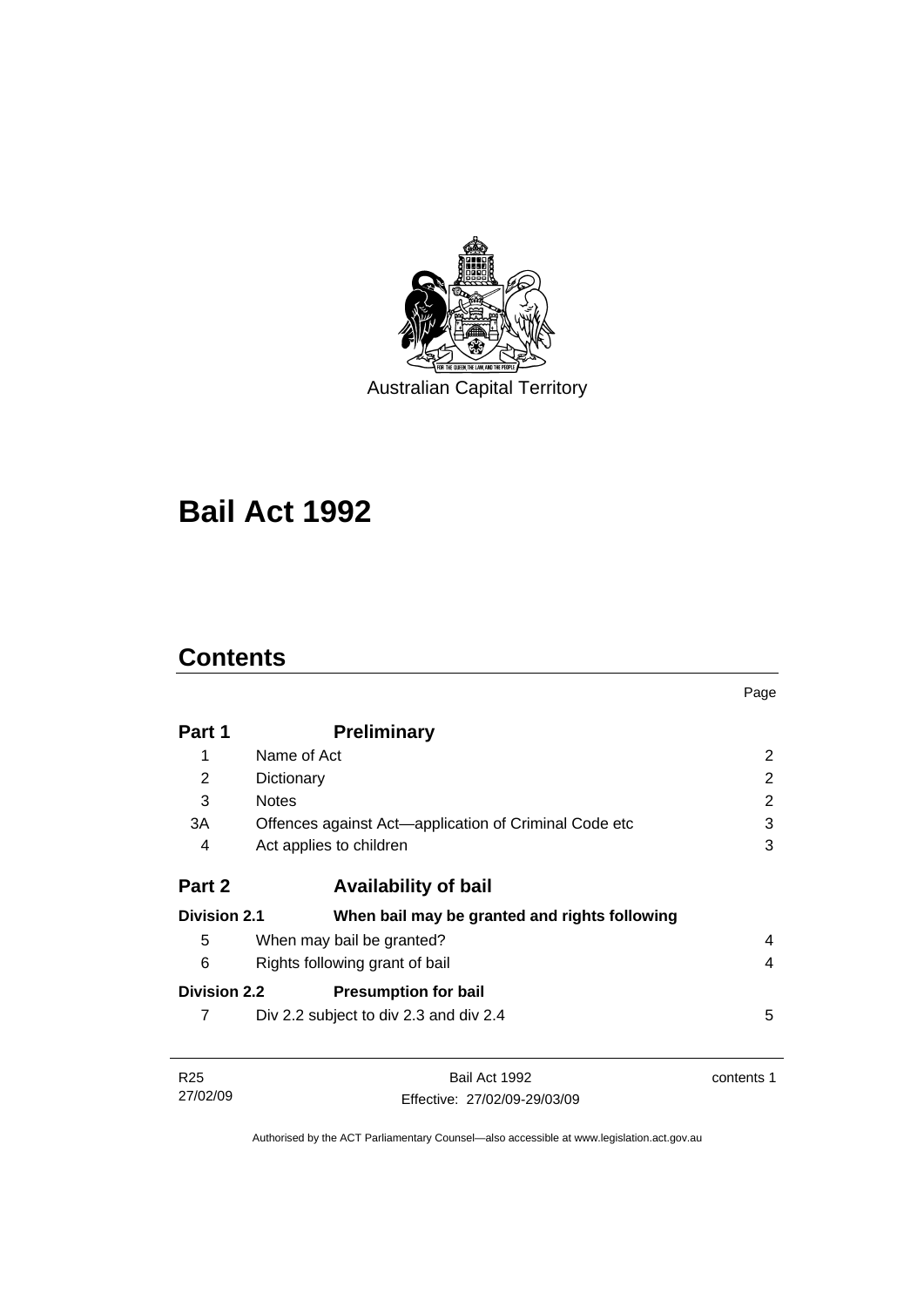Australian Capital Territory

# Bail Act 1992

## Contents

| | | Page |
|---|---|---|
| **Part 1** | **Preliminary** | |
| 1 | Name of Act | 2 |
| 2 | Dictionary | 2 |
| 3 | Notes | 2 |
| 3A | Offences against Act—application of Criminal Code etc | 3 |
| 4 | Act applies to children | 3 |
| **Part 2** | **Availability of bail** | |
| **Division 2.1** | **When bail may be granted and rights following** | |
| 5 | When may bail be granted? | 4 |
| 6 | Rights following grant of bail | 4 |
| **Division 2.2** | **Presumption for bail** | |
| 7 | Div 2.2 subject to div 2.3 and div 2.4 | 5 |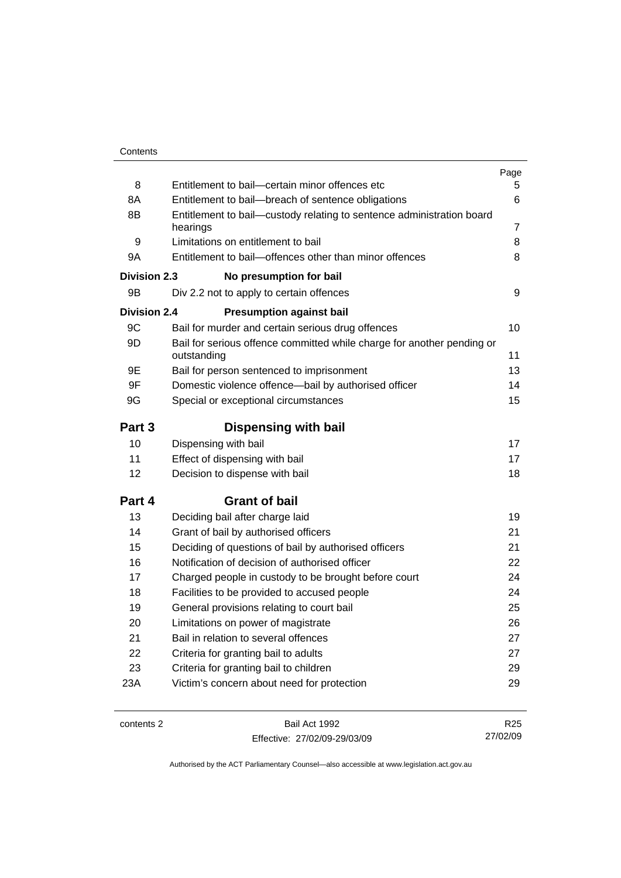| | | Page |
|---|---|---|
| 8 | Entitlement to bail—certain minor offences etc | 5 |
| 8A | Entitlement to bail—breach of sentence obligations | 6 |
| 8B | Entitlement to bail—custody relating to sentence administration board hearings | 7 |
| 9 | Limitations on entitlement to bail | 8 |
| 9A | Entitlement to bail—offences other than minor offences | 8 |
| **Division 2.3** | **No presumption for bail** | |
| 9B | Div 2.2 not to apply to certain offences | 9 |
| **Division 2.4** | **Presumption against bail** | |
| 9C | Bail for murder and certain serious drug offences | 10 |
| 9D | Bail for serious offence committed while charge for another pending or outstanding | 11 |
| 9E | Bail for person sentenced to imprisonment | 13 |
| 9F | Domestic violence offence—bail by authorised officer | 14 |
| 9G | Special or exceptional circumstances | 15 |
| **Part 3** | **Dispensing with bail** | |
| 10 | Dispensing with bail | 17 |
| 11 | Effect of dispensing with bail | 17 |
| 12 | Decision to dispense with bail | 18 |
| **Part 4** | **Grant of bail** | |
| 13 | Deciding bail after charge laid | 19 |
| 14 | Grant of bail by authorised officers | 21 |
| 15 | Deciding of questions of bail by authorised officers | 21 |
| 16 | Notification of decision of authorised officer | 22 |
| 17 | Charged people in custody to be brought before court | 24 |
| 18 | Facilities to be provided to accused people | 24 |
| 19 | General provisions relating to court bail | 25 |
| 20 | Limitations on power of magistrate | 26 |
| 21 | Bail in relation to several offences | 27 |
| 22 | Criteria for granting bail to adults | 27 |
| 23 | Criteria for granting bail to children | 29 |
| 23A | Victim's concern about need for protection | 29 |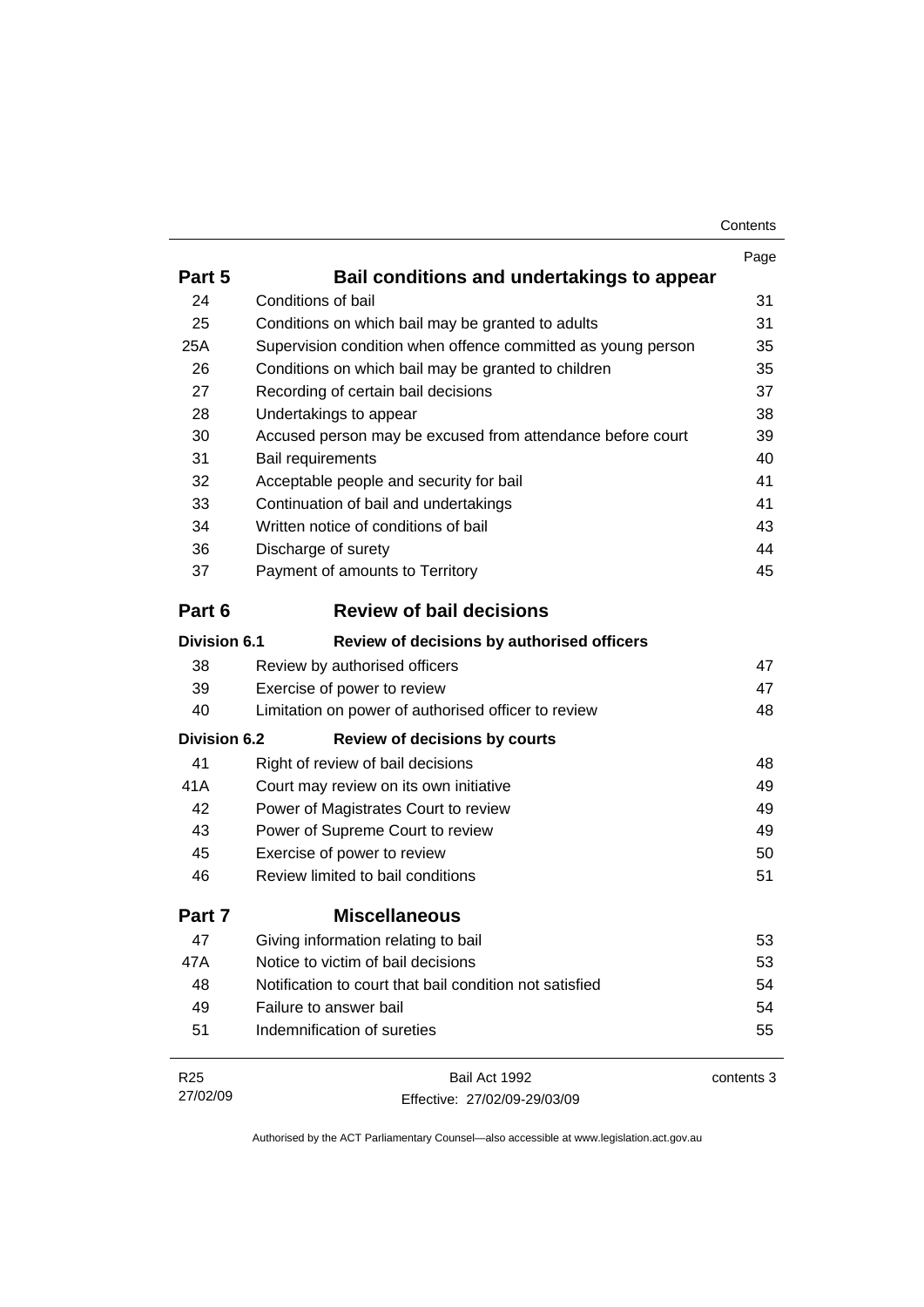| | | Page |
|---|---|---|
| **Part 5** | **Bail conditions and undertakings to appear** | |
| 24 | Conditions of bail | 31 |
| 25 | Conditions on which bail may be granted to adults | 31 |
| 25A | Supervision condition when offence committed as young person | 35 |
| 26 | Conditions on which bail may be granted to children | 35 |
| 27 | Recording of certain bail decisions | 37 |
| 28 | Undertakings to appear | 38 |
| 30 | Accused person may be excused from attendance before court | 39 |
| 31 | Bail requirements | 40 |
| 32 | Acceptable people and security for bail | 41 |
| 33 | Continuation of bail and undertakings | 41 |
| 34 | Written notice of conditions of bail | 43 |
| 36 | Discharge of surety | 44 |
| 37 | Payment of amounts to Territory | 45 |
| **Part 6** | **Review of bail decisions** | |
| **Division 6.1** | **Review of decisions by authorised officers** | |
| 38 | Review by authorised officers | 47 |
| 39 | Exercise of power to review | 47 |
| 40 | Limitation on power of authorised officer to review | 48 |
| **Division 6.2** | **Review of decisions by courts** | |
| 41 | Right of review of bail decisions | 48 |
| 41A | Court may review on its own initiative | 49 |
| 42 | Power of Magistrates Court to review | 49 |
| 43 | Power of Supreme Court to review | 49 |
| 45 | Exercise of power to review | 50 |
| 46 | Review limited to bail conditions | 51 |
| **Part 7** | **Miscellaneous** | |
| 47 | Giving information relating to bail | 53 |
| 47A | Notice to victim of bail decisions | 53 |
| 48 | Notification to court that bail condition not satisfied | 54 |
| 49 | Failure to answer bail | 54 |
| 51 | Indemnification of sureties | 55 |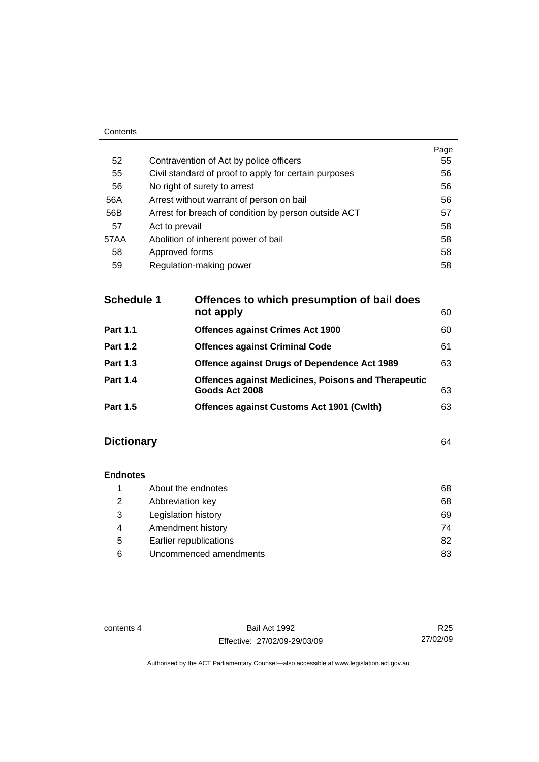| | | Page |
|---|---|---|
| 52 | Contravention of Act by police officers | 55 |
| 55 | Civil standard of proof to apply for certain purposes | 56 |
| 56 | No right of surety to arrest | 56 |
| 56A | Arrest without warrant of person on bail | 56 |
| 56B | Arrest for breach of condition by person outside ACT | 57 |
| 57 | Act to prevail | 58 |
| 57AA | Abolition of inherent power of bail | 58 |
| 58 | Approved forms | 58 |
| 59 | Regulation-making power | 58 |

| | | |
|---|---|---|
| **Schedule 1** | **Offences to which presumption of bail does not apply** | 60 |
| **Part 1.1** | **Offences against Crimes Act 1900** | 60 |
| **Part 1.2** | **Offences against Criminal Code** | 61 |
| **Part 1.3** | **Offence against Drugs of Dependence Act 1989** | 63 |
| **Part 1.4** | **Offences against Medicines, Poisons and Therapeutic Goods Act 2008** | 63 |
| **Part 1.5** | **Offences against Customs Act 1901 (Cwlth)** | 63 |

**Dictionary** 64

**Endnotes**

| | | |
|---|---|---|
| 1 | About the endnotes | 68 |
| 2 | Abbreviation key | 68 |
| 3 | Legislation history | 69 |
| 4 | Amendment history | 74 |
| 5 | Earlier republications | 82 |
| 6 | Uncommenced amendments | 83 |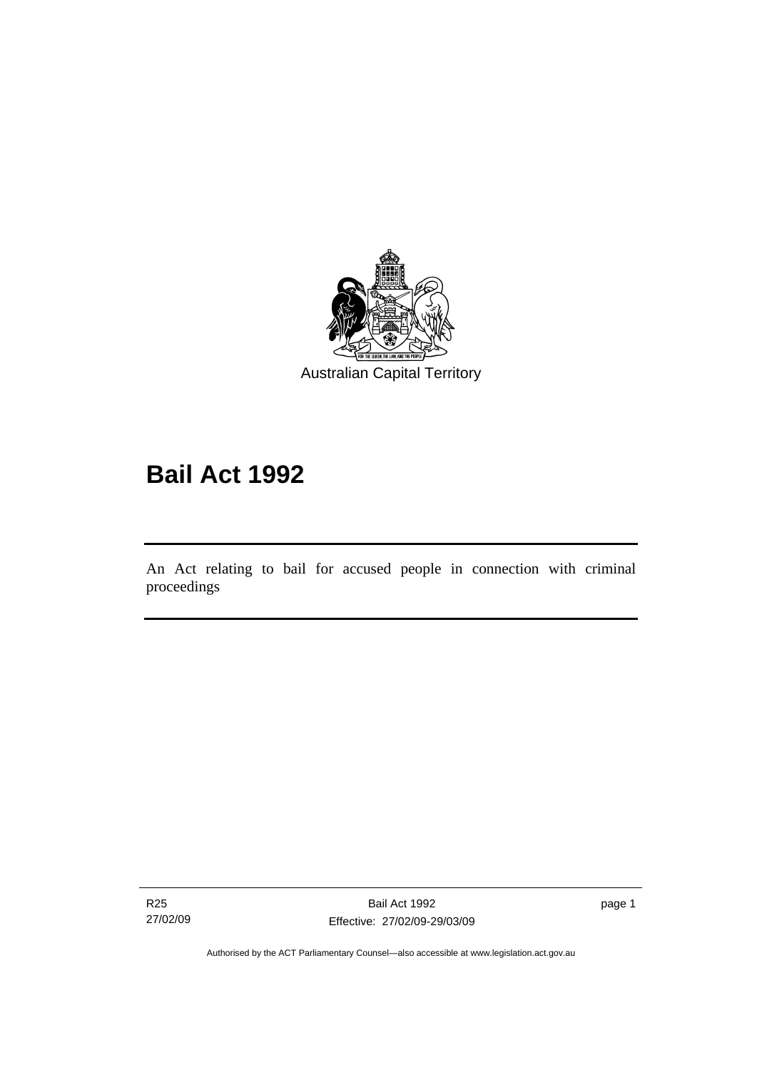Australian Capital Territory

# Bail Act 1992

An Act relating to bail for accused people in connection with criminal proceedings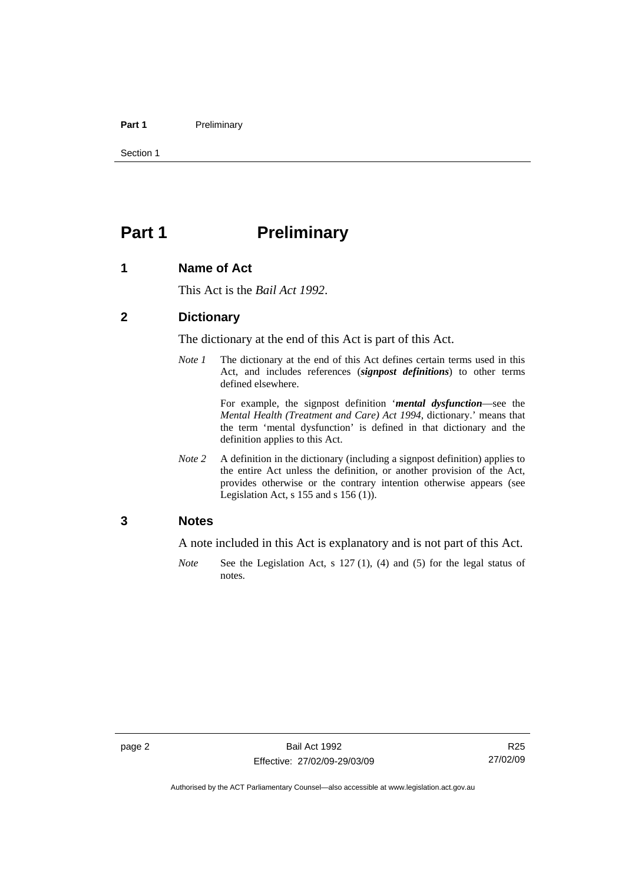# Part 1 Preliminary

## 1 Name of Act

This Act is the *Bail Act 1992*.

## 2 Dictionary

The dictionary at the end of this Act is part of this Act.

*Note 1* The dictionary at the end of this Act defines certain terms used in this Act, and includes references (***signpost definitions***) to other terms defined elsewhere.

For example, the signpost definition '***mental dysfunction***—see the *Mental Health (Treatment and Care) Act 1994*, dictionary.' means that the term 'mental dysfunction' is defined in that dictionary and the definition applies to this Act.

*Note 2* A definition in the dictionary (including a signpost definition) applies to the entire Act unless the definition, or another provision of the Act, provides otherwise or the contrary intention otherwise appears (see Legislation Act, s 155 and s 156 (1)).

## 3 Notes

A note included in this Act is explanatory and is not part of this Act.

*Note* See the Legislation Act, s 127 (1), (4) and (5) for the legal status of notes.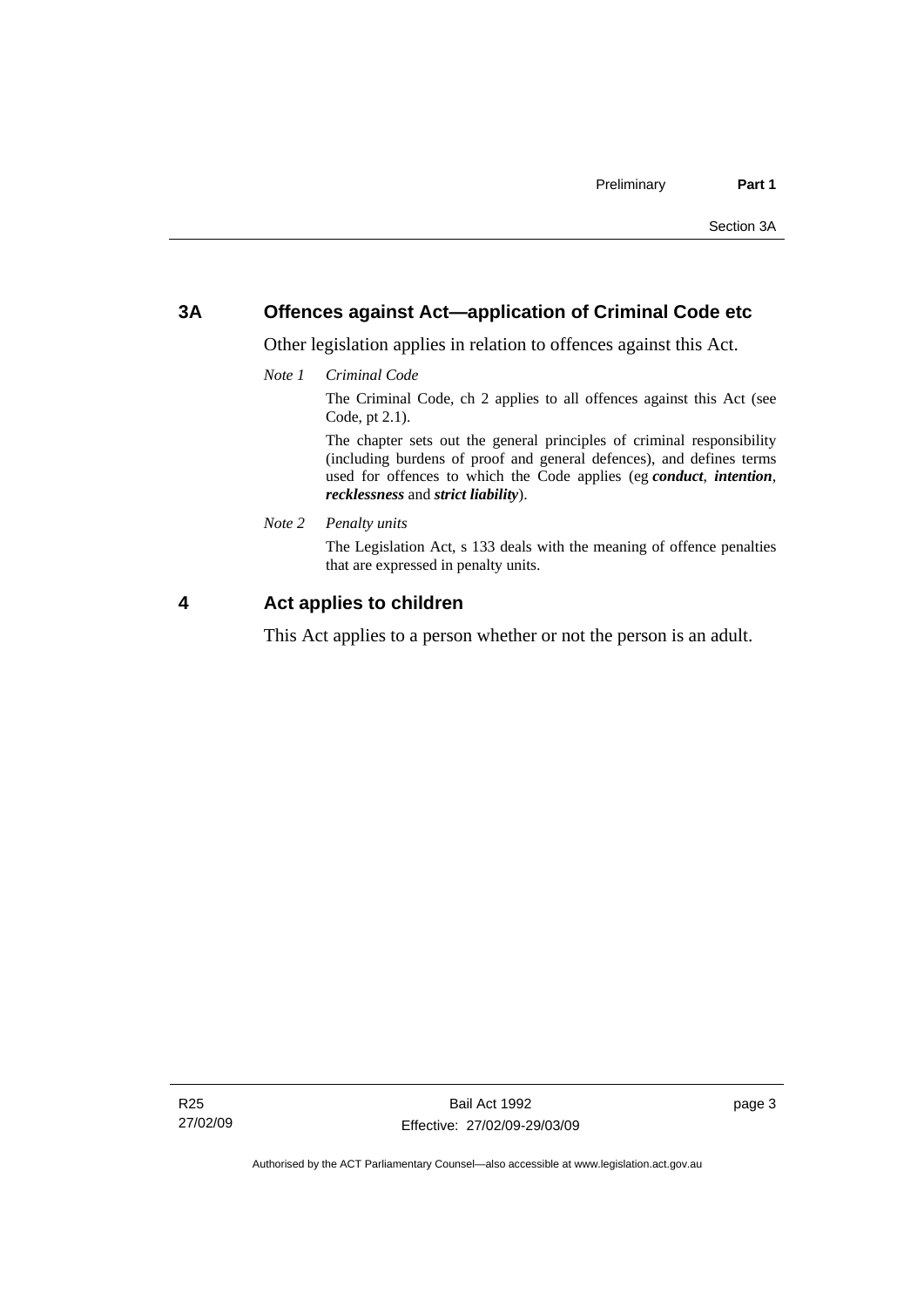## 3A Offences against Act—application of Criminal Code etc

Other legislation applies in relation to offences against this Act.

*Note 1 Criminal Code*

The Criminal Code, ch 2 applies to all offences against this Act (see Code, pt 2.1).

The chapter sets out the general principles of criminal responsibility (including burdens of proof and general defences), and defines terms used for offences to which the Code applies (eg ***conduct***, ***intention***, ***recklessness*** and ***strict liability***).

*Note 2 Penalty units*

The Legislation Act, s 133 deals with the meaning of offence penalties that are expressed in penalty units.

## 4 Act applies to children

This Act applies to a person whether or not the person is an adult.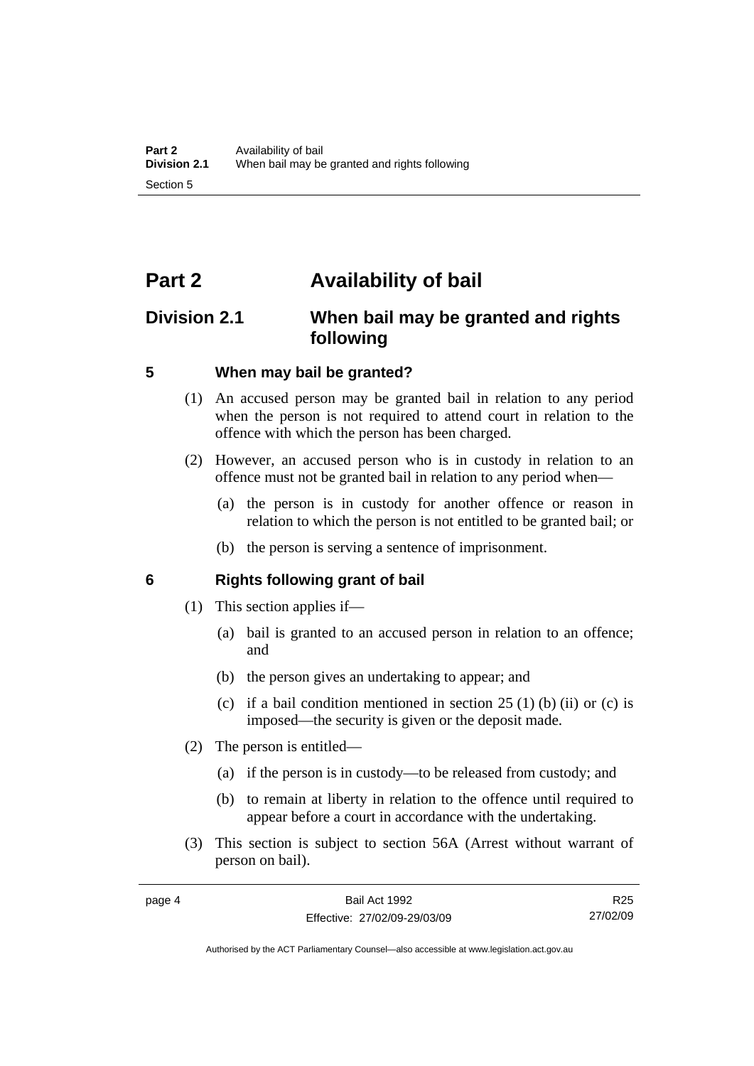# Part 2 Availability of bail

## Division 2.1 When bail may be granted and rights following

### 5 When may bail be granted?

(1) An accused person may be granted bail in relation to any period when the person is not required to attend court in relation to the offence with which the person has been charged.

(2) However, an accused person who is in custody in relation to an offence must not be granted bail in relation to any period when—

(a) the person is in custody for another offence or reason in relation to which the person is not entitled to be granted bail; or

(b) the person is serving a sentence of imprisonment.

### 6 Rights following grant of bail

(1) This section applies if—

(a) bail is granted to an accused person in relation to an offence; and

(b) the person gives an undertaking to appear; and

(c) if a bail condition mentioned in section 25 (1) (b) (ii) or (c) is imposed—the security is given or the deposit made.

(2) The person is entitled—

(a) if the person is in custody—to be released from custody; and

(b) to remain at liberty in relation to the offence until required to appear before a court in accordance with the undertaking.

(3) This section is subject to section 56A (Arrest without warrant of person on bail).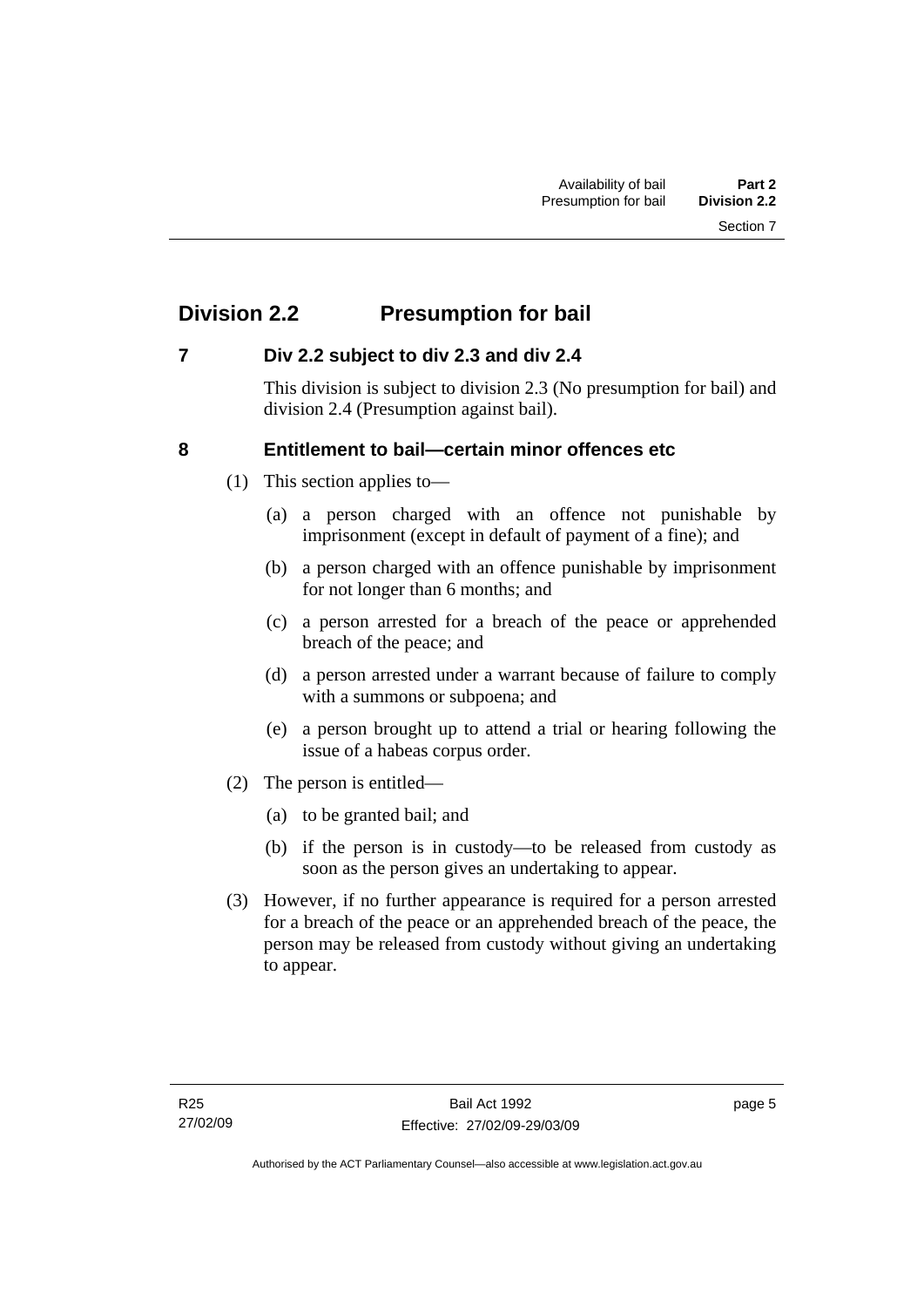## Division 2.2 Presumption for bail

### 7 Div 2.2 subject to div 2.3 and div 2.4

This division is subject to division 2.3 (No presumption for bail) and division 2.4 (Presumption against bail).

### 8 Entitlement to bail—certain minor offences etc

(1) This section applies to—

(a) a person charged with an offence not punishable by imprisonment (except in default of payment of a fine); and

(b) a person charged with an offence punishable by imprisonment for not longer than 6 months; and

(c) a person arrested for a breach of the peace or apprehended breach of the peace; and

(d) a person arrested under a warrant because of failure to comply with a summons or subpoena; and

(e) a person brought up to attend a trial or hearing following the issue of a habeas corpus order.

(2) The person is entitled—

(a) to be granted bail; and

(b) if the person is in custody—to be released from custody as soon as the person gives an undertaking to appear.

(3) However, if no further appearance is required for a person arrested for a breach of the peace or an apprehended breach of the peace, the person may be released from custody without giving an undertaking to appear.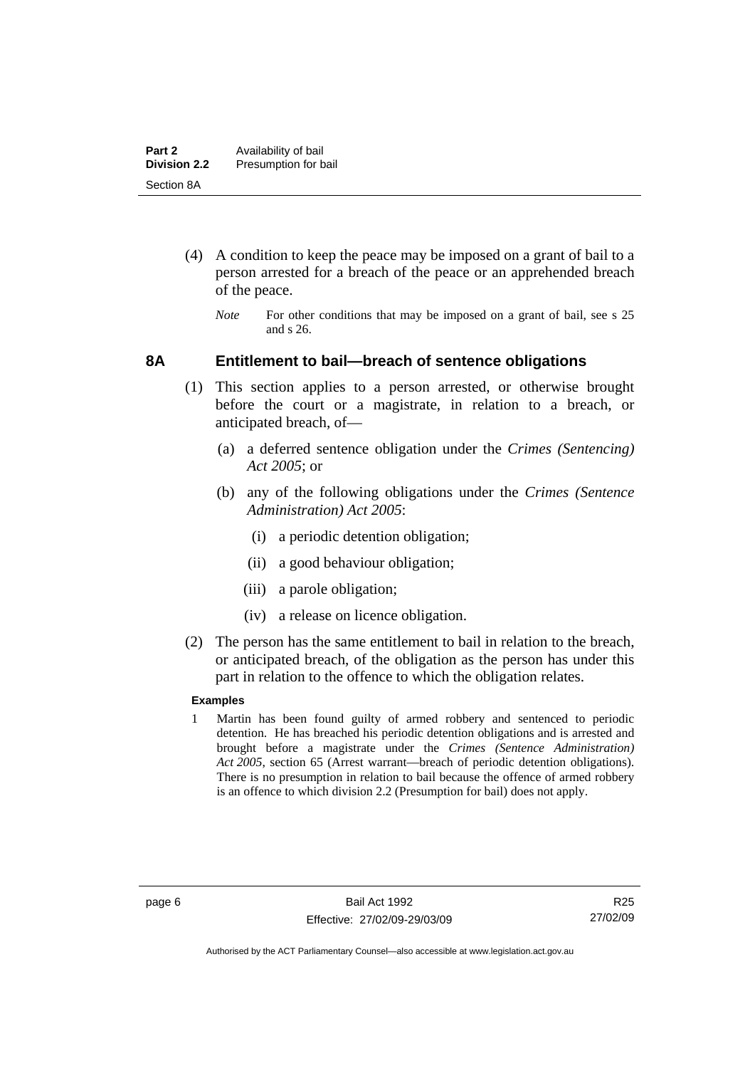(4) A condition to keep the peace may be imposed on a grant of bail to a person arrested for a breach of the peace or an apprehended breach of the peace.

*Note* For other conditions that may be imposed on a grant of bail, see s 25 and s 26.

## 8A Entitlement to bail—breach of sentence obligations

(1) This section applies to a person arrested, or otherwise brought before the court or a magistrate, in relation to a breach, or anticipated breach, of—

(a) a deferred sentence obligation under the *Crimes (Sentencing) Act 2005*; or

(b) any of the following obligations under the *Crimes (Sentence Administration) Act 2005*:

(i) a periodic detention obligation;

(ii) a good behaviour obligation;

(iii) a parole obligation;

(iv) a release on licence obligation.

(2) The person has the same entitlement to bail in relation to the breach, or anticipated breach, of the obligation as the person has under this part in relation to the offence to which the obligation relates.

**Examples**

1 Martin has been found guilty of armed robbery and sentenced to periodic detention. He has breached his periodic detention obligations and is arrested and brought before a magistrate under the *Crimes (Sentence Administration) Act 2005*, section 65 (Arrest warrant—breach of periodic detention obligations). There is no presumption in relation to bail because the offence of armed robbery is an offence to which division 2.2 (Presumption for bail) does not apply.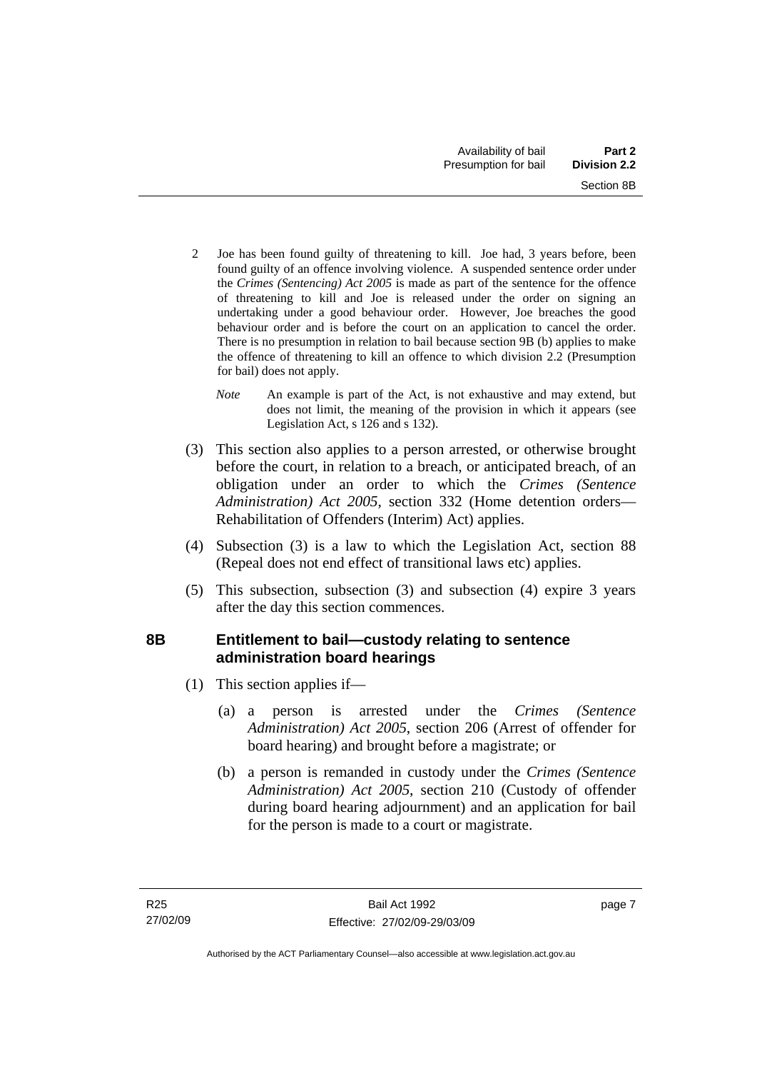2 Joe has been found guilty of threatening to kill. Joe had, 3 years before, been found guilty of an offence involving violence. A suspended sentence order under the *Crimes (Sentencing) Act 2005* is made as part of the sentence for the offence of threatening to kill and Joe is released under the order on signing an undertaking under a good behaviour order. However, Joe breaches the good behaviour order and is before the court on an application to cancel the order. There is no presumption in relation to bail because section 9B (b) applies to make the offence of threatening to kill an offence to which division 2.2 (Presumption for bail) does not apply.

*Note* An example is part of the Act, is not exhaustive and may extend, but does not limit, the meaning of the provision in which it appears (see Legislation Act, s 126 and s 132).

(3) This section also applies to a person arrested, or otherwise brought before the court, in relation to a breach, or anticipated breach, of an obligation under an order to which the *Crimes (Sentence Administration) Act 2005*, section 332 (Home detention orders—Rehabilitation of Offenders (Interim) Act) applies.

(4) Subsection (3) is a law to which the Legislation Act, section 88 (Repeal does not end effect of transitional laws etc) applies.

(5) This subsection, subsection (3) and subsection (4) expire 3 years after the day this section commences.

## 8B Entitlement to bail—custody relating to sentence administration board hearings

(1) This section applies if—

(a) a person is arrested under the *Crimes (Sentence Administration) Act 2005*, section 206 (Arrest of offender for board hearing) and brought before a magistrate; or

(b) a person is remanded in custody under the *Crimes (Sentence Administration) Act 2005*, section 210 (Custody of offender during board hearing adjournment) and an application for bail for the person is made to a court or magistrate.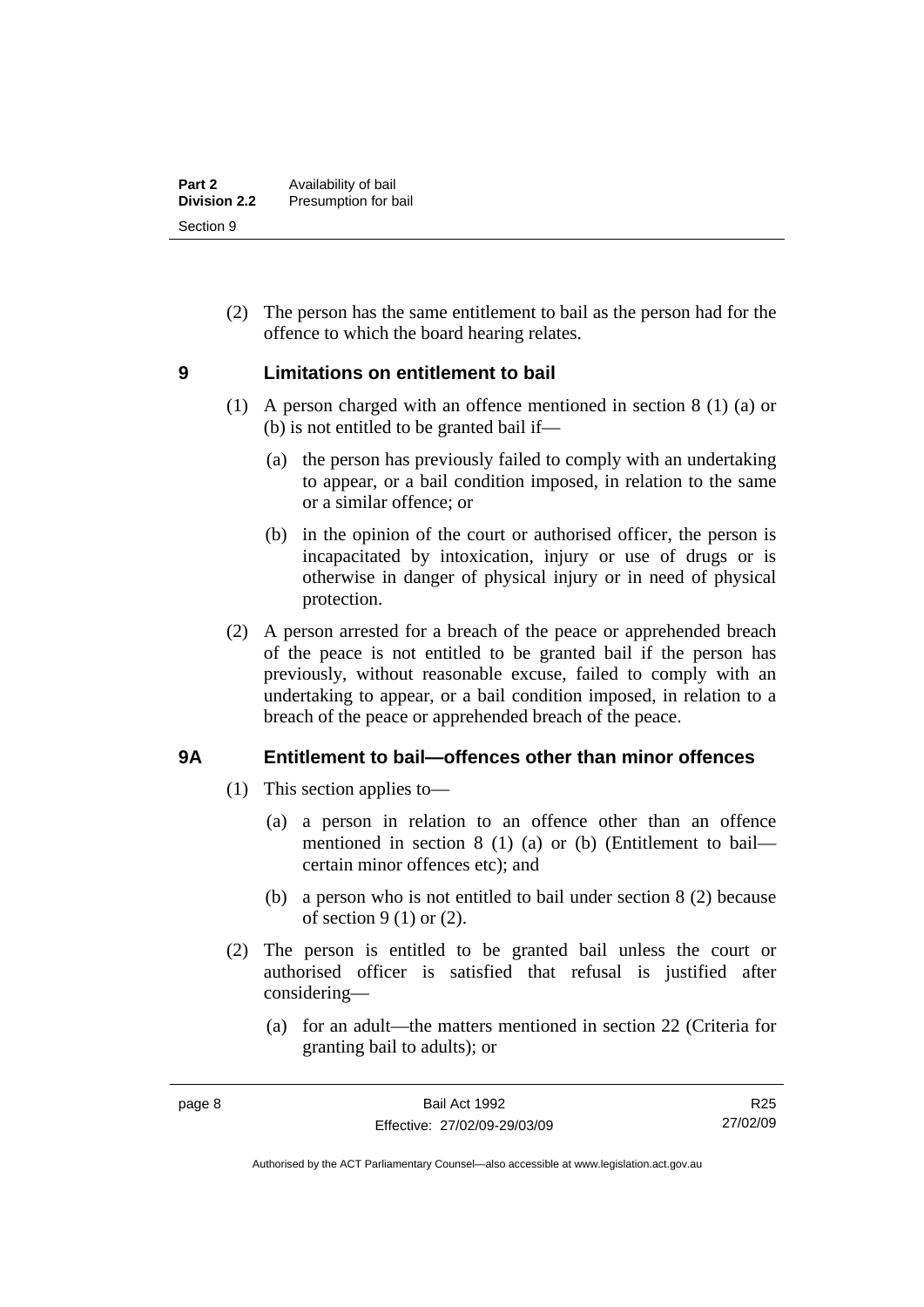(2) The person has the same entitlement to bail as the person had for the offence to which the board hearing relates.

## 9 Limitations on entitlement to bail

(1) A person charged with an offence mentioned in section 8 (1) (a) or (b) is not entitled to be granted bail if—

(a) the person has previously failed to comply with an undertaking to appear, or a bail condition imposed, in relation to the same or a similar offence; or

(b) in the opinion of the court or authorised officer, the person is incapacitated by intoxication, injury or use of drugs or is otherwise in danger of physical injury or in need of physical protection.

(2) A person arrested for a breach of the peace or apprehended breach of the peace is not entitled to be granted bail if the person has previously, without reasonable excuse, failed to comply with an undertaking to appear, or a bail condition imposed, in relation to a breach of the peace or apprehended breach of the peace.

## 9A Entitlement to bail—offences other than minor offences

(1) This section applies to—

(a) a person in relation to an offence other than an offence mentioned in section 8 (1) (a) or (b) (Entitlement to bail—certain minor offences etc); and

(b) a person who is not entitled to bail under section 8 (2) because of section 9 (1) or (2).

(2) The person is entitled to be granted bail unless the court or authorised officer is satisfied that refusal is justified after considering—

(a) for an adult—the matters mentioned in section 22 (Criteria for granting bail to adults); or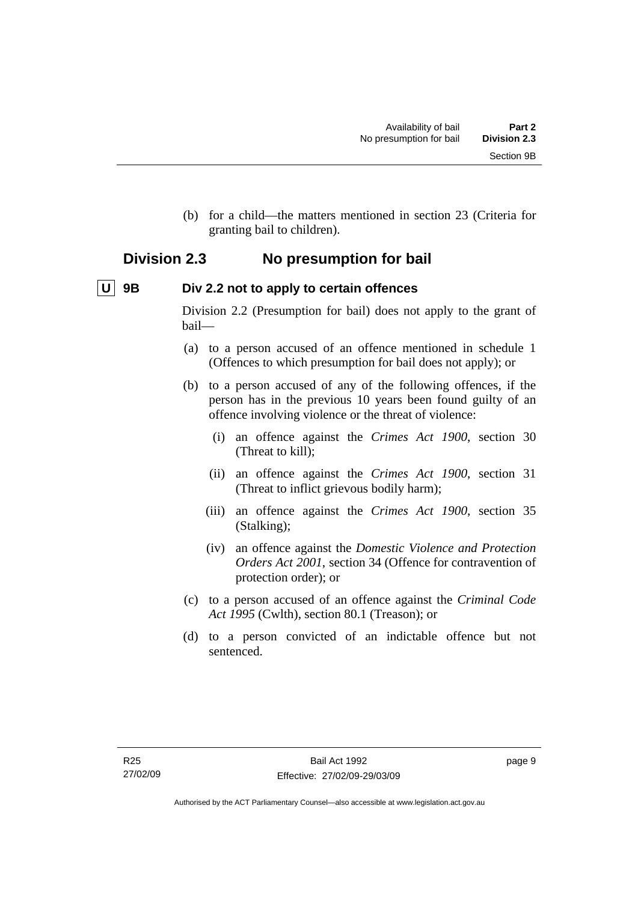(b) for a child—the matters mentioned in section 23 (Criteria for granting bail to children).

## Division 2.3 No presumption for bail

### U 9B Div 2.2 not to apply to certain offences

Division 2.2 (Presumption for bail) does not apply to the grant of bail—

(a) to a person accused of an offence mentioned in schedule 1 (Offences to which presumption for bail does not apply); or

(b) to a person accused of any of the following offences, if the person has in the previous 10 years been found guilty of an offence involving violence or the threat of violence:

  (i) an offence against the *Crimes Act 1900*, section 30 (Threat to kill);

  (ii) an offence against the *Crimes Act 1900*, section 31 (Threat to inflict grievous bodily harm);

  (iii) an offence against the *Crimes Act 1900*, section 35 (Stalking);

  (iv) an offence against the *Domestic Violence and Protection Orders Act 2001*, section 34 (Offence for contravention of protection order); or

(c) to a person accused of an offence against the *Criminal Code Act 1995* (Cwlth), section 80.1 (Treason); or

(d) to a person convicted of an indictable offence but not sentenced.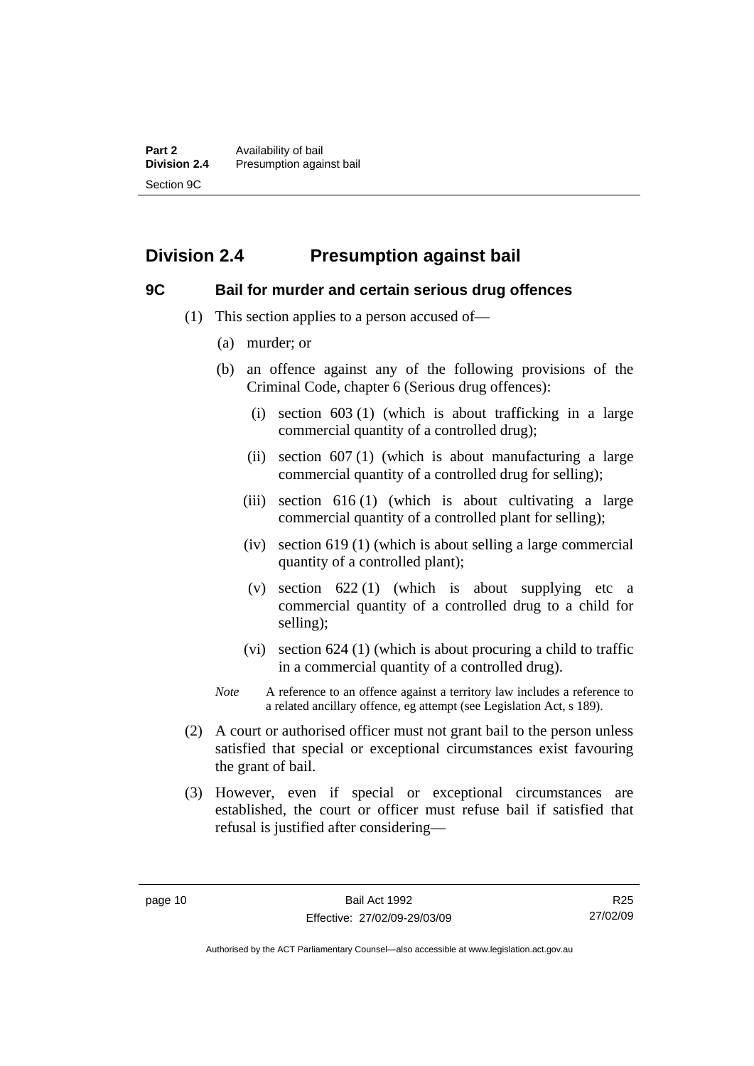## Division 2.4 Presumption against bail

### 9C Bail for murder and certain serious drug offences

(1) This section applies to a person accused of—

(a) murder; or

(b) an offence against any of the following provisions of the Criminal Code, chapter 6 (Serious drug offences):

(i) section 603 (1) (which is about trafficking in a large commercial quantity of a controlled drug);

(ii) section 607 (1) (which is about manufacturing a large commercial quantity of a controlled drug for selling);

(iii) section 616 (1) (which is about cultivating a large commercial quantity of a controlled plant for selling);

(iv) section 619 (1) (which is about selling a large commercial quantity of a controlled plant);

(v) section 622 (1) (which is about supplying etc a commercial quantity of a controlled drug to a child for selling);

(vi) section 624 (1) (which is about procuring a child to traffic in a commercial quantity of a controlled drug).

*Note* A reference to an offence against a territory law includes a reference to a related ancillary offence, eg attempt (see Legislation Act, s 189).

(2) A court or authorised officer must not grant bail to the person unless satisfied that special or exceptional circumstances exist favouring the grant of bail.

(3) However, even if special or exceptional circumstances are established, the court or officer must refuse bail if satisfied that refusal is justified after considering—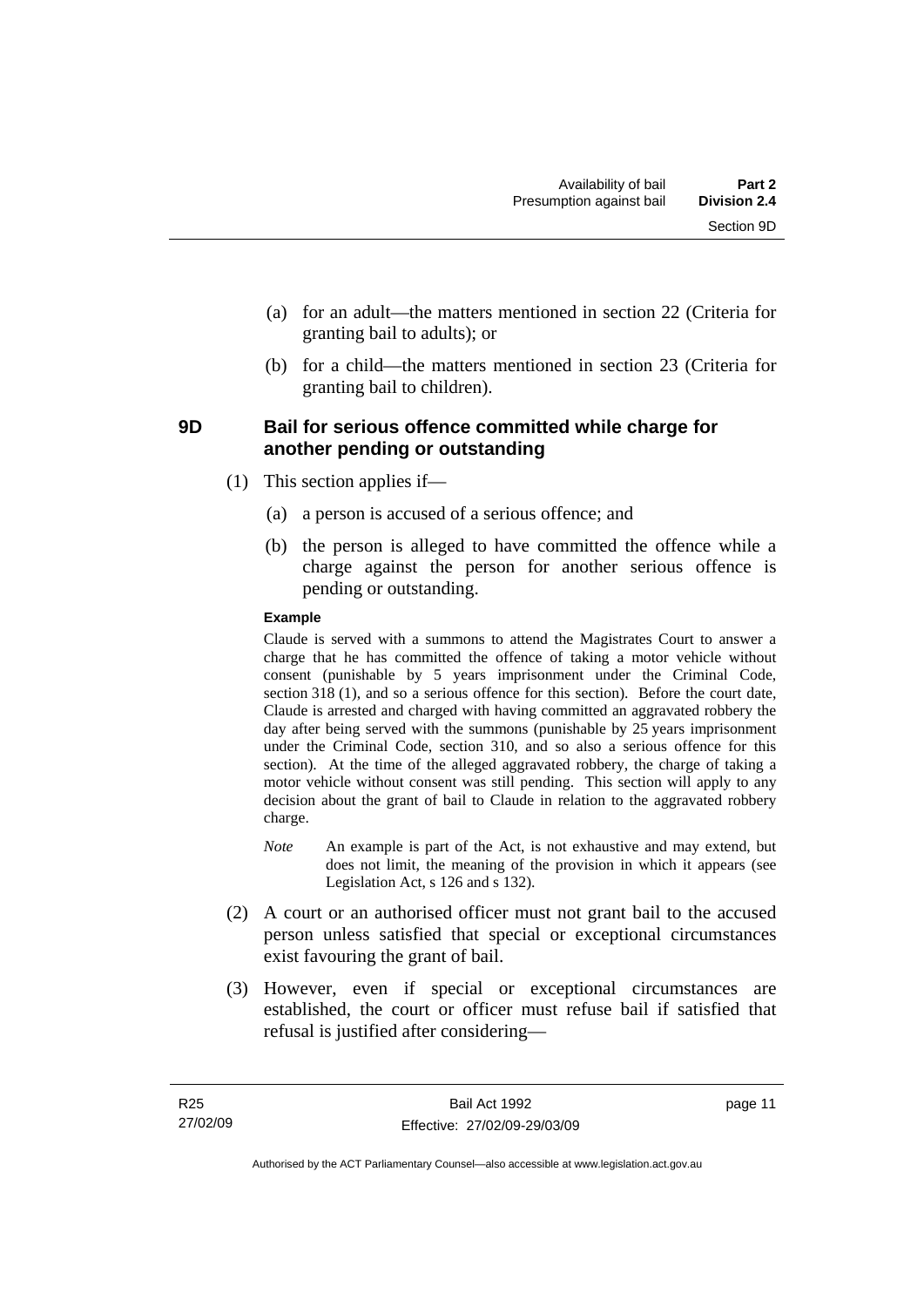(a) for an adult—the matters mentioned in section 22 (Criteria for granting bail to adults); or

(b) for a child—the matters mentioned in section 23 (Criteria for granting bail to children).

### 9D Bail for serious offence committed while charge for another pending or outstanding

(1) This section applies if—

(a) a person is accused of a serious offence; and

(b) the person is alleged to have committed the offence while a charge against the person for another serious offence is pending or outstanding.

**Example**

Claude is served with a summons to attend the Magistrates Court to answer a charge that he has committed the offence of taking a motor vehicle without consent (punishable by 5 years imprisonment under the Criminal Code, section 318 (1), and so a serious offence for this section). Before the court date, Claude is arrested and charged with having committed an aggravated robbery the day after being served with the summons (punishable by 25 years imprisonment under the Criminal Code, section 310, and so also a serious offence for this section). At the time of the alleged aggravated robbery, the charge of taking a motor vehicle without consent was still pending. This section will apply to any decision about the grant of bail to Claude in relation to the aggravated robbery charge.

*Note* An example is part of the Act, is not exhaustive and may extend, but does not limit, the meaning of the provision in which it appears (see Legislation Act, s 126 and s 132).

(2) A court or an authorised officer must not grant bail to the accused person unless satisfied that special or exceptional circumstances exist favouring the grant of bail.

(3) However, even if special or exceptional circumstances are established, the court or officer must refuse bail if satisfied that refusal is justified after considering—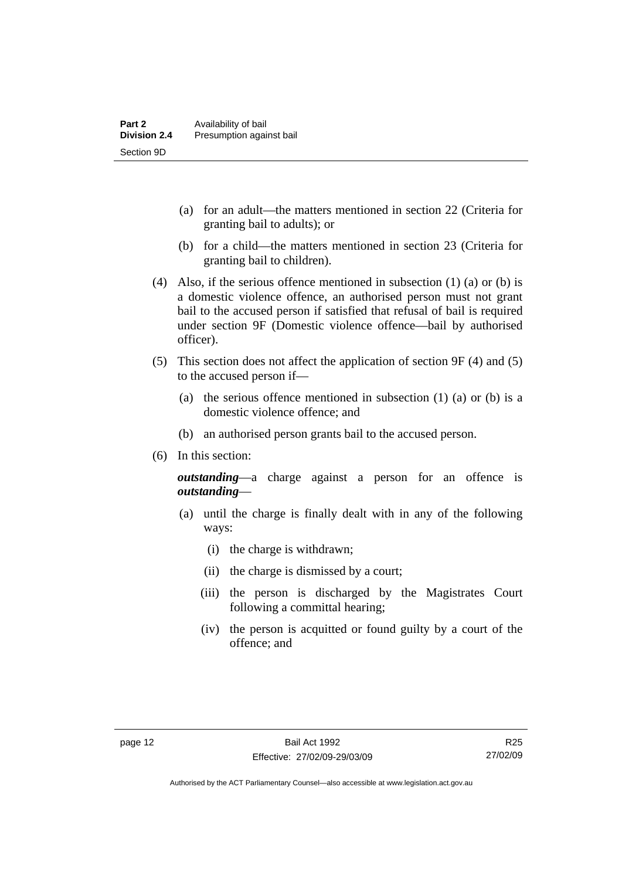(a) for an adult—the matters mentioned in section 22 (Criteria for granting bail to adults); or

(b) for a child—the matters mentioned in section 23 (Criteria for granting bail to children).

(4) Also, if the serious offence mentioned in subsection (1) (a) or (b) is a domestic violence offence, an authorised person must not grant bail to the accused person if satisfied that refusal of bail is required under section 9F (Domestic violence offence—bail by authorised officer).

(5) This section does not affect the application of section 9F (4) and (5) to the accused person if—

(a) the serious offence mentioned in subsection (1) (a) or (b) is a domestic violence offence; and

(b) an authorised person grants bail to the accused person.

(6) In this section:

***outstanding***—a charge against a person for an offence is ***outstanding***—

(a) until the charge is finally dealt with in any of the following ways:

(i) the charge is withdrawn;

(ii) the charge is dismissed by a court;

(iii) the person is discharged by the Magistrates Court following a committal hearing;

(iv) the person is acquitted or found guilty by a court of the offence; and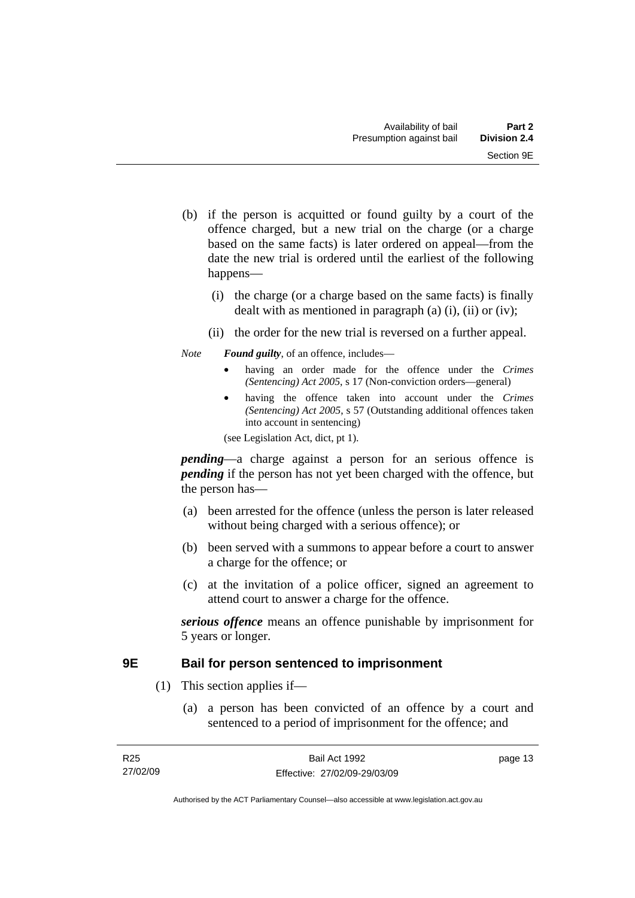(b) if the person is acquitted or found guilty by a court of the offence charged, but a new trial on the charge (or a charge based on the same facts) is later ordered on appeal—from the date the new trial is ordered until the earliest of the following happens—

(i) the charge (or a charge based on the same facts) is finally dealt with as mentioned in paragraph (a) (i), (ii) or (iv);

(ii) the order for the new trial is reversed on a further appeal.

*Note* ***Found guilty***, of an offence, includes—

- having an order made for the offence under the *Crimes (Sentencing) Act 2005*, s 17 (Non-conviction orders—general)
- having the offence taken into account under the *Crimes (Sentencing) Act 2005*, s 57 (Outstanding additional offences taken into account in sentencing)

(see Legislation Act, dict, pt 1).

***pending***—a charge against a person for an serious offence is ***pending*** if the person has not yet been charged with the offence, but the person has—

(a) been arrested for the offence (unless the person is later released without being charged with a serious offence); or

(b) been served with a summons to appear before a court to answer a charge for the offence; or

(c) at the invitation of a police officer, signed an agreement to attend court to answer a charge for the offence.

***serious offence*** means an offence punishable by imprisonment for 5 years or longer.

## 9E Bail for person sentenced to imprisonment

(1) This section applies if—

(a) a person has been convicted of an offence by a court and sentenced to a period of imprisonment for the offence; and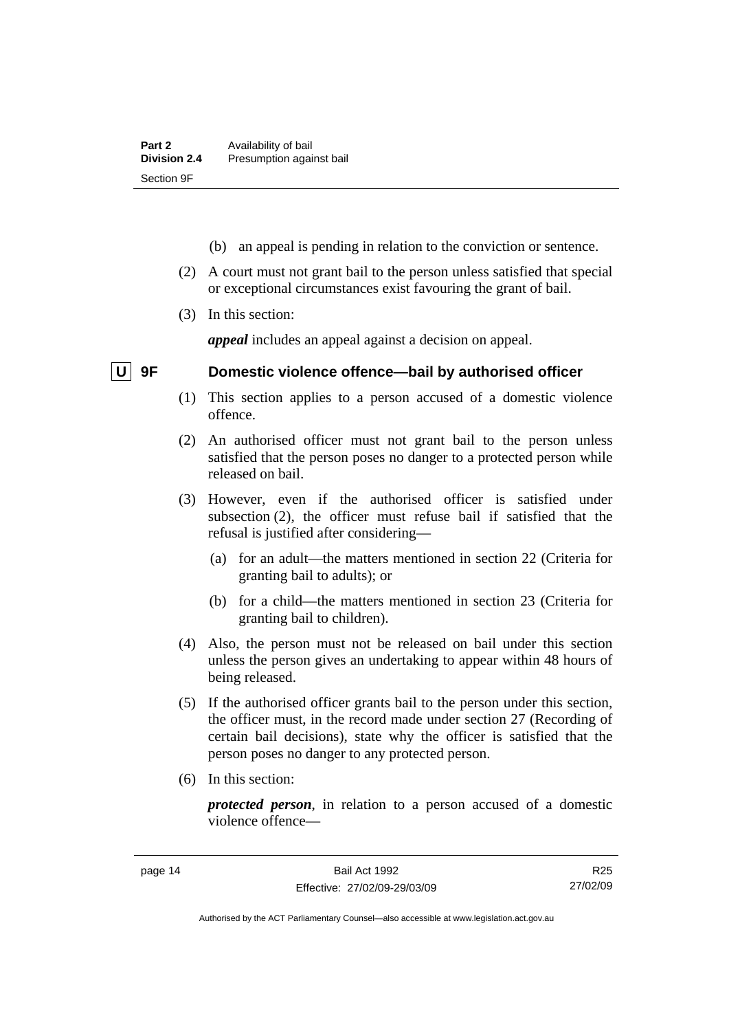(b) an appeal is pending in relation to the conviction or sentence.

(2) A court must not grant bail to the person unless satisfied that special or exceptional circumstances exist favouring the grant of bail.

(3) In this section:

***appeal*** includes an appeal against a decision on appeal.

### U 9F Domestic violence offence—bail by authorised officer

(1) This section applies to a person accused of a domestic violence offence.

(2) An authorised officer must not grant bail to the person unless satisfied that the person poses no danger to a protected person while released on bail.

(3) However, even if the authorised officer is satisfied under subsection (2), the officer must refuse bail if satisfied that the refusal is justified after considering—

(a) for an adult—the matters mentioned in section 22 (Criteria for granting bail to adults); or

(b) for a child—the matters mentioned in section 23 (Criteria for granting bail to children).

(4) Also, the person must not be released on bail under this section unless the person gives an undertaking to appear within 48 hours of being released.

(5) If the authorised officer grants bail to the person under this section, the officer must, in the record made under section 27 (Recording of certain bail decisions), state why the officer is satisfied that the person poses no danger to any protected person.

(6) In this section:

***protected person***, in relation to a person accused of a domestic violence offence—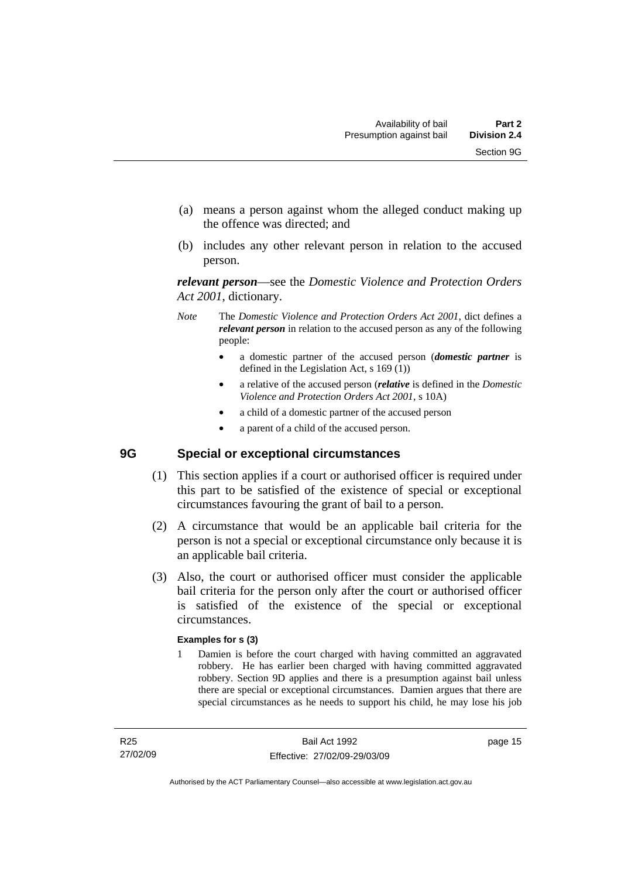(a) means a person against whom the alleged conduct making up the offence was directed; and

(b) includes any other relevant person in relation to the accused person.

***relevant person***—see the *Domestic Violence and Protection Orders Act 2001*, dictionary.

*Note* The *Domestic Violence and Protection Orders Act 2001*, dict defines a ***relevant person*** in relation to the accused person as any of the following people:

- a domestic partner of the accused person (***domestic partner*** is defined in the Legislation Act, s 169 (1))
- a relative of the accused person (***relative*** is defined in the *Domestic Violence and Protection Orders Act 2001*, s 10A)
- a child of a domestic partner of the accused person
- a parent of a child of the accused person.

## 9G Special or exceptional circumstances

(1) This section applies if a court or authorised officer is required under this part to be satisfied of the existence of special or exceptional circumstances favouring the grant of bail to a person.

(2) A circumstance that would be an applicable bail criteria for the person is not a special or exceptional circumstance only because it is an applicable bail criteria.

(3) Also, the court or authorised officer must consider the applicable bail criteria for the person only after the court or authorised officer is satisfied of the existence of the special or exceptional circumstances.

**Examples for s (3)**

1 Damien is before the court charged with having committed an aggravated robbery. He has earlier been charged with having committed aggravated robbery. Section 9D applies and there is a presumption against bail unless there are special or exceptional circumstances. Damien argues that there are special circumstances as he needs to support his child, he may lose his job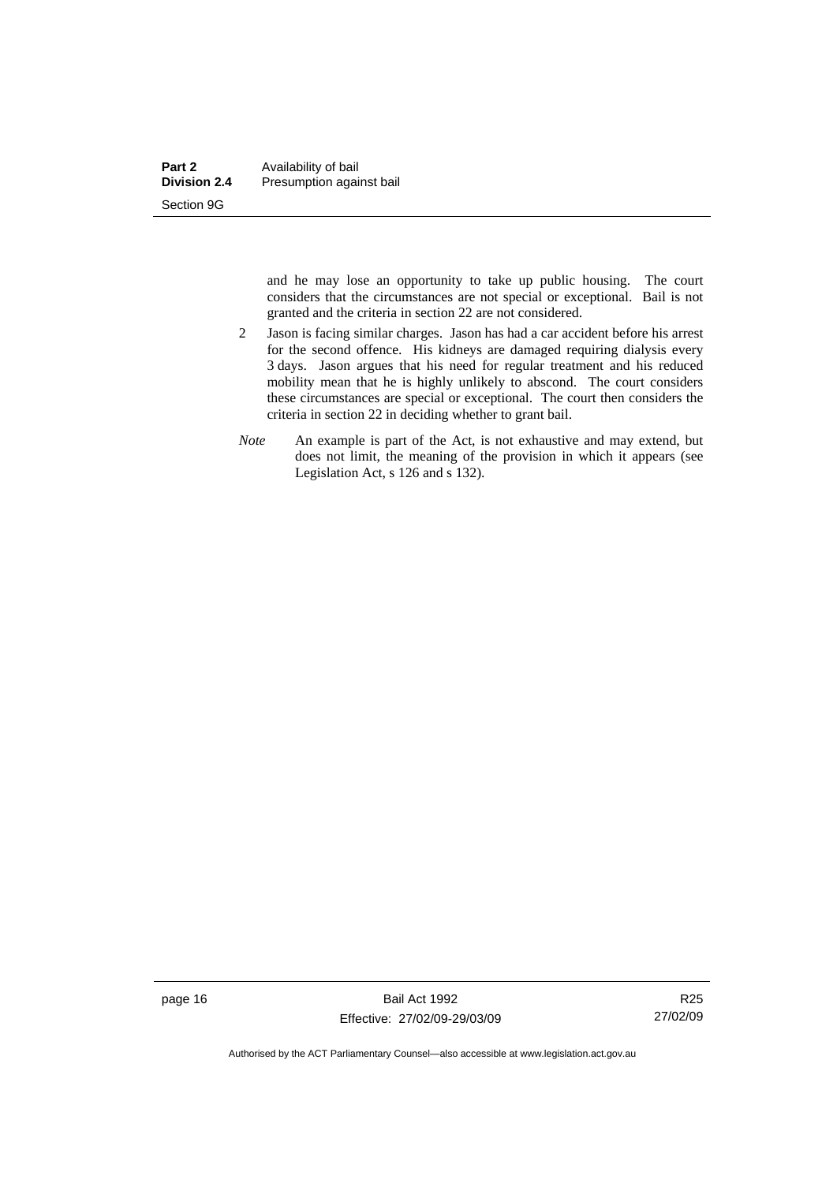and he may lose an opportunity to take up public housing. The court considers that the circumstances are not special or exceptional. Bail is not granted and the criteria in section 22 are not considered.

2 Jason is facing similar charges. Jason has had a car accident before his arrest for the second offence. His kidneys are damaged requiring dialysis every 3 days. Jason argues that his need for regular treatment and his reduced mobility mean that he is highly unlikely to abscond. The court considers these circumstances are special or exceptional. The court then considers the criteria in section 22 in deciding whether to grant bail.

*Note* An example is part of the Act, is not exhaustive and may extend, but does not limit, the meaning of the provision in which it appears (see Legislation Act, s 126 and s 132).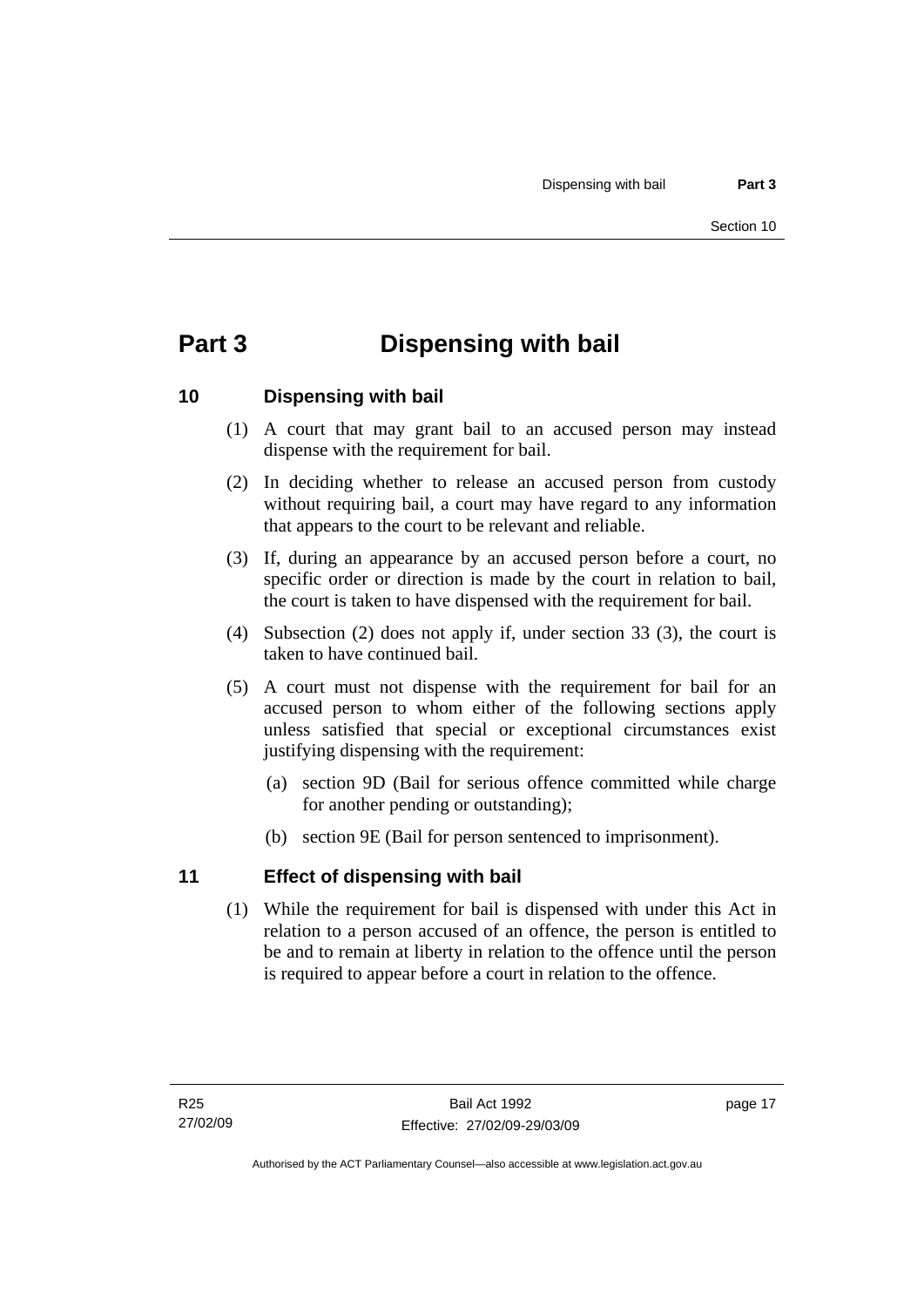# Part 3 Dispensing with bail

## 10 Dispensing with bail

(1) A court that may grant bail to an accused person may instead dispense with the requirement for bail.

(2) In deciding whether to release an accused person from custody without requiring bail, a court may have regard to any information that appears to the court to be relevant and reliable.

(3) If, during an appearance by an accused person before a court, no specific order or direction is made by the court in relation to bail, the court is taken to have dispensed with the requirement for bail.

(4) Subsection (2) does not apply if, under section 33 (3), the court is taken to have continued bail.

(5) A court must not dispense with the requirement for bail for an accused person to whom either of the following sections apply unless satisfied that special or exceptional circumstances exist justifying dispensing with the requirement:

(a) section 9D (Bail for serious offence committed while charge for another pending or outstanding);

(b) section 9E (Bail for person sentenced to imprisonment).

## 11 Effect of dispensing with bail

(1) While the requirement for bail is dispensed with under this Act in relation to a person accused of an offence, the person is entitled to be and to remain at liberty in relation to the offence until the person is required to appear before a court in relation to the offence.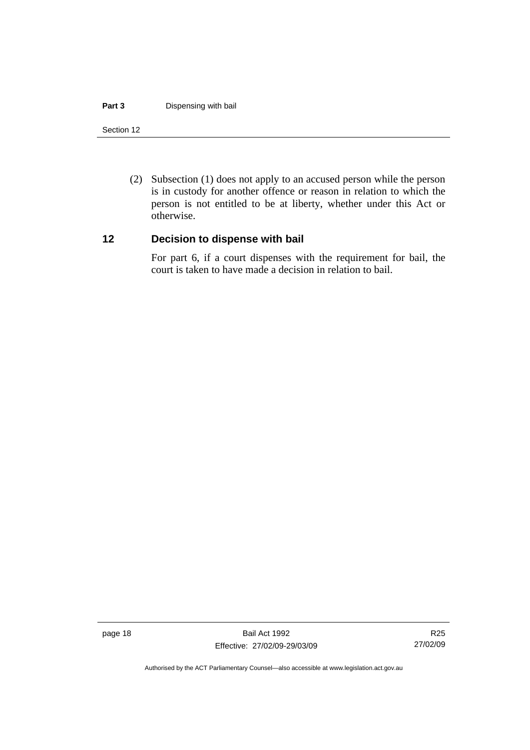(2) Subsection (1) does not apply to an accused person while the person is in custody for another offence or reason in relation to which the person is not entitled to be at liberty, whether under this Act or otherwise.

## 12 Decision to dispense with bail

For part 6, if a court dispenses with the requirement for bail, the court is taken to have made a decision in relation to bail.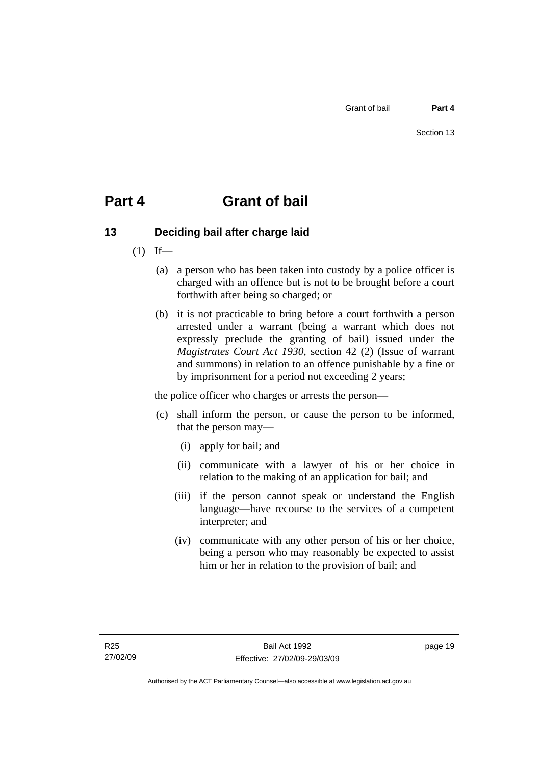# Part 4 Grant of bail

## 13 Deciding bail after charge laid

(1) If—

(a) a person who has been taken into custody by a police officer is charged with an offence but is not to be brought before a court forthwith after being so charged; or

(b) it is not practicable to bring before a court forthwith a person arrested under a warrant (being a warrant which does not expressly preclude the granting of bail) issued under the *Magistrates Court Act 1930*, section 42 (2) (Issue of warrant and summons) in relation to an offence punishable by a fine or by imprisonment for a period not exceeding 2 years;

the police officer who charges or arrests the person—

(c) shall inform the person, or cause the person to be informed, that the person may—

(i) apply for bail; and

(ii) communicate with a lawyer of his or her choice in relation to the making of an application for bail; and

(iii) if the person cannot speak or understand the English language—have recourse to the services of a competent interpreter; and

(iv) communicate with any other person of his or her choice, being a person who may reasonably be expected to assist him or her in relation to the provision of bail; and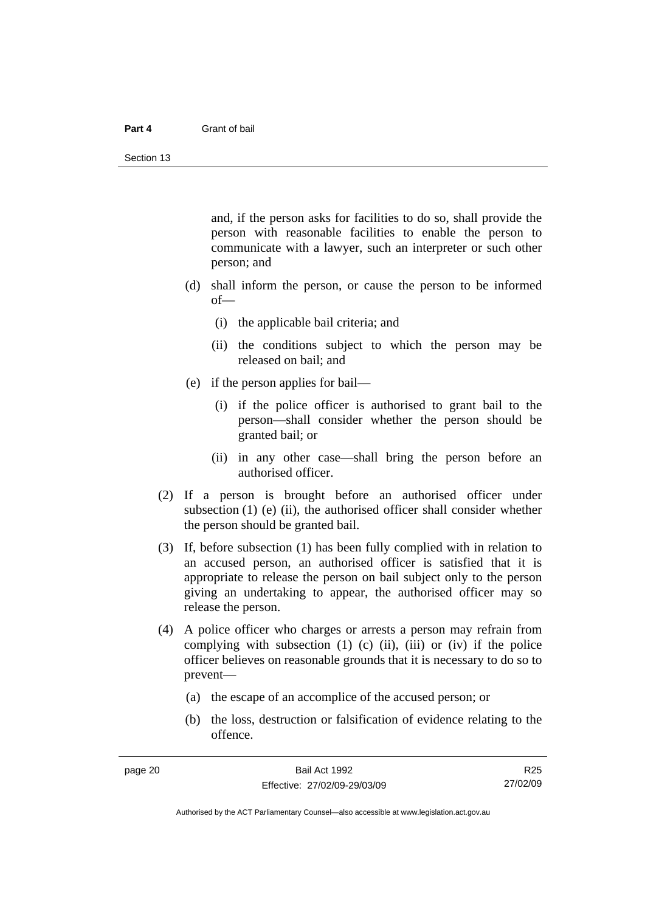and, if the person asks for facilities to do so, shall provide the person with reasonable facilities to enable the person to communicate with a lawyer, such an interpreter or such other person; and

(d) shall inform the person, or cause the person to be informed of—

  (i) the applicable bail criteria; and

  (ii) the conditions subject to which the person may be released on bail; and

(e) if the person applies for bail—

  (i) if the police officer is authorised to grant bail to the person—shall consider whether the person should be granted bail; or

  (ii) in any other case—shall bring the person before an authorised officer.

(2) If a person is brought before an authorised officer under subsection (1) (e) (ii), the authorised officer shall consider whether the person should be granted bail.

(3) If, before subsection (1) has been fully complied with in relation to an accused person, an authorised officer is satisfied that it is appropriate to release the person on bail subject only to the person giving an undertaking to appear, the authorised officer may so release the person.

(4) A police officer who charges or arrests a person may refrain from complying with subsection (1) (c) (ii), (iii) or (iv) if the police officer believes on reasonable grounds that it is necessary to do so to prevent—

  (a) the escape of an accomplice of the accused person; or

  (b) the loss, destruction or falsification of evidence relating to the offence.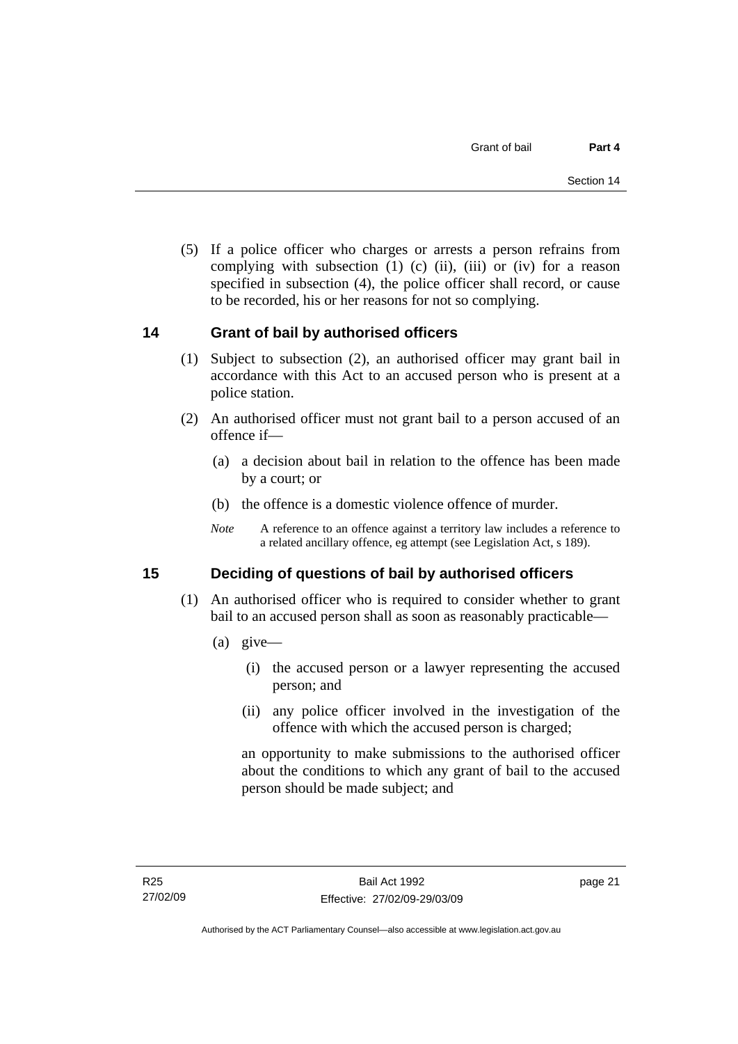(5) If a police officer who charges or arrests a person refrains from complying with subsection (1) (c) (ii), (iii) or (iv) for a reason specified in subsection (4), the police officer shall record, or cause to be recorded, his or her reasons for not so complying.

## 14 Grant of bail by authorised officers

(1) Subject to subsection (2), an authorised officer may grant bail in accordance with this Act to an accused person who is present at a police station.

(2) An authorised officer must not grant bail to a person accused of an offence if—

(a) a decision about bail in relation to the offence has been made by a court; or

(b) the offence is a domestic violence offence of murder.

*Note* A reference to an offence against a territory law includes a reference to a related ancillary offence, eg attempt (see Legislation Act, s 189).

## 15 Deciding of questions of bail by authorised officers

(1) An authorised officer who is required to consider whether to grant bail to an accused person shall as soon as reasonably practicable—

(a) give—

(i) the accused person or a lawyer representing the accused person; and

(ii) any police officer involved in the investigation of the offence with which the accused person is charged;

an opportunity to make submissions to the authorised officer about the conditions to which any grant of bail to the accused person should be made subject; and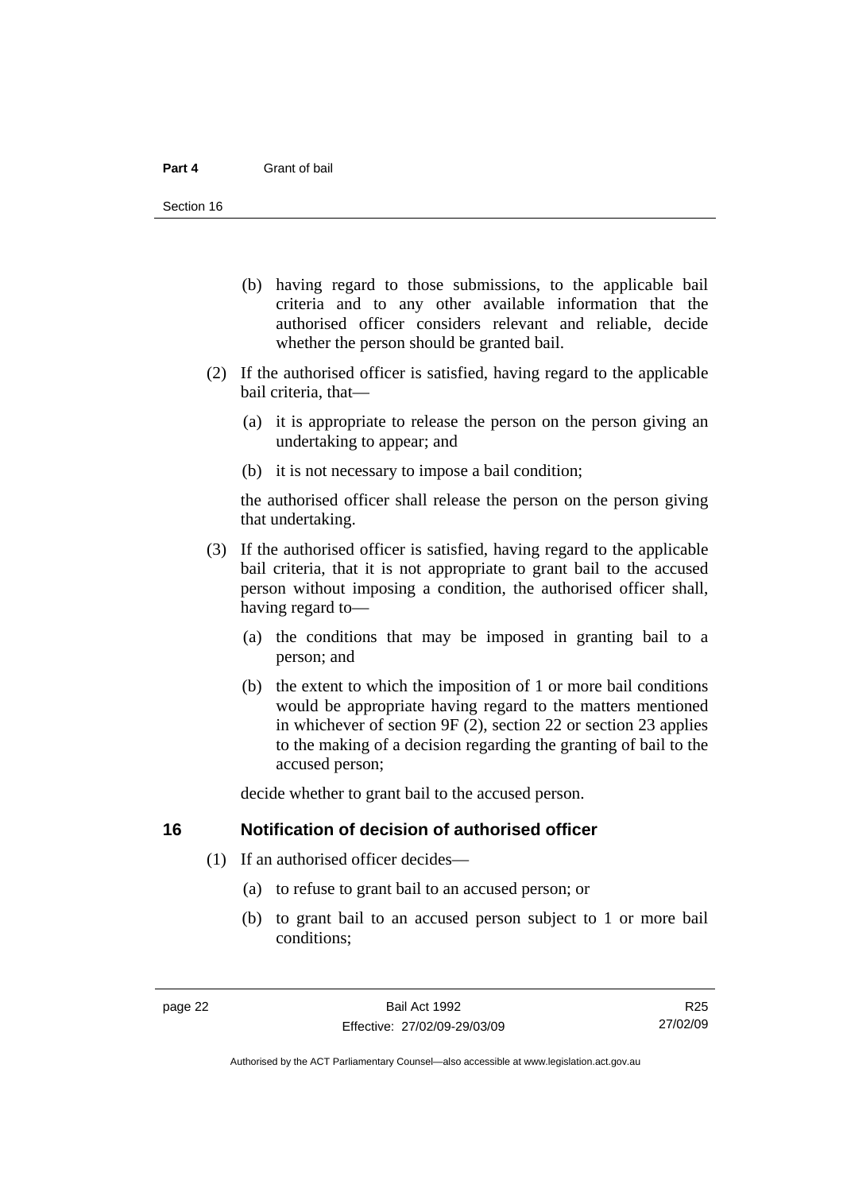(b) having regard to those submissions, to the applicable bail criteria and to any other available information that the authorised officer considers relevant and reliable, decide whether the person should be granted bail.

(2) If the authorised officer is satisfied, having regard to the applicable bail criteria, that—

(a) it is appropriate to release the person on the person giving an undertaking to appear; and

(b) it is not necessary to impose a bail condition;

the authorised officer shall release the person on the person giving that undertaking.

(3) If the authorised officer is satisfied, having regard to the applicable bail criteria, that it is not appropriate to grant bail to the accused person without imposing a condition, the authorised officer shall, having regard to—

(a) the conditions that may be imposed in granting bail to a person; and

(b) the extent to which the imposition of 1 or more bail conditions would be appropriate having regard to the matters mentioned in whichever of section 9F (2), section 22 or section 23 applies to the making of a decision regarding the granting of bail to the accused person;

decide whether to grant bail to the accused person.

## 16 Notification of decision of authorised officer

(1) If an authorised officer decides—

(a) to refuse to grant bail to an accused person; or

(b) to grant bail to an accused person subject to 1 or more bail conditions;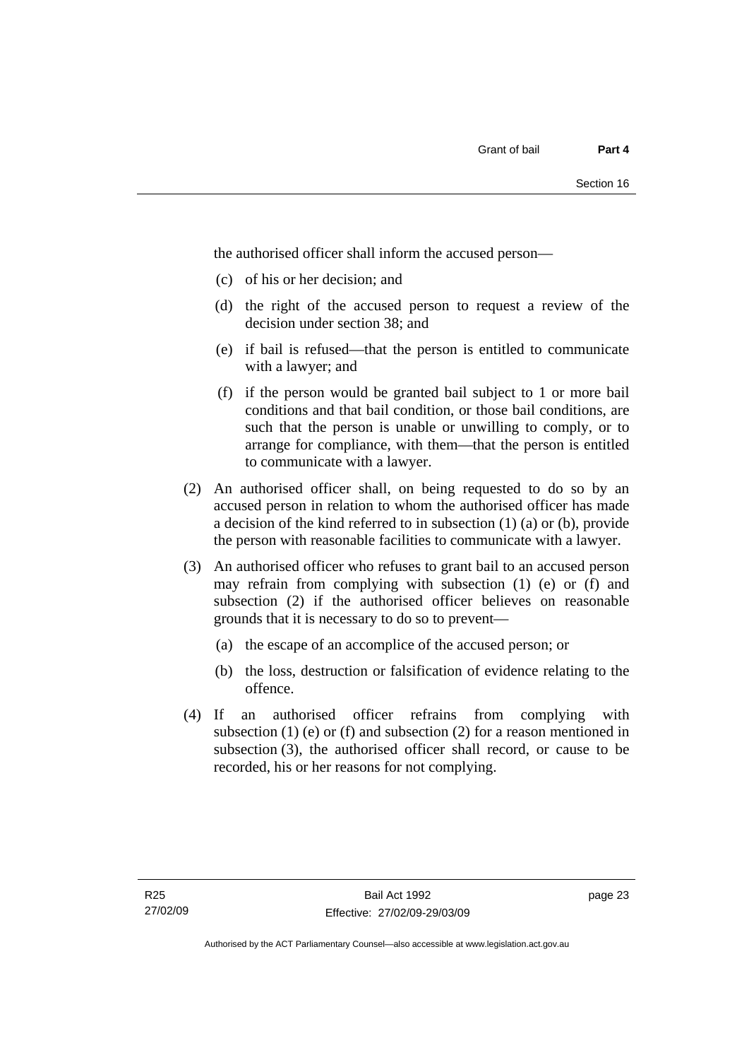the authorised officer shall inform the accused person—

(c) of his or her decision; and

(d) the right of the accused person to request a review of the decision under section 38; and

(e) if bail is refused—that the person is entitled to communicate with a lawyer; and

(f) if the person would be granted bail subject to 1 or more bail conditions and that bail condition, or those bail conditions, are such that the person is unable or unwilling to comply, or to arrange for compliance, with them—that the person is entitled to communicate with a lawyer.

(2) An authorised officer shall, on being requested to do so by an accused person in relation to whom the authorised officer has made a decision of the kind referred to in subsection (1) (a) or (b), provide the person with reasonable facilities to communicate with a lawyer.

(3) An authorised officer who refuses to grant bail to an accused person may refrain from complying with subsection (1) (e) or (f) and subsection (2) if the authorised officer believes on reasonable grounds that it is necessary to do so to prevent—

(a) the escape of an accomplice of the accused person; or

(b) the loss, destruction or falsification of evidence relating to the offence.

(4) If an authorised officer refrains from complying with subsection (1) (e) or (f) and subsection (2) for a reason mentioned in subsection (3), the authorised officer shall record, or cause to be recorded, his or her reasons for not complying.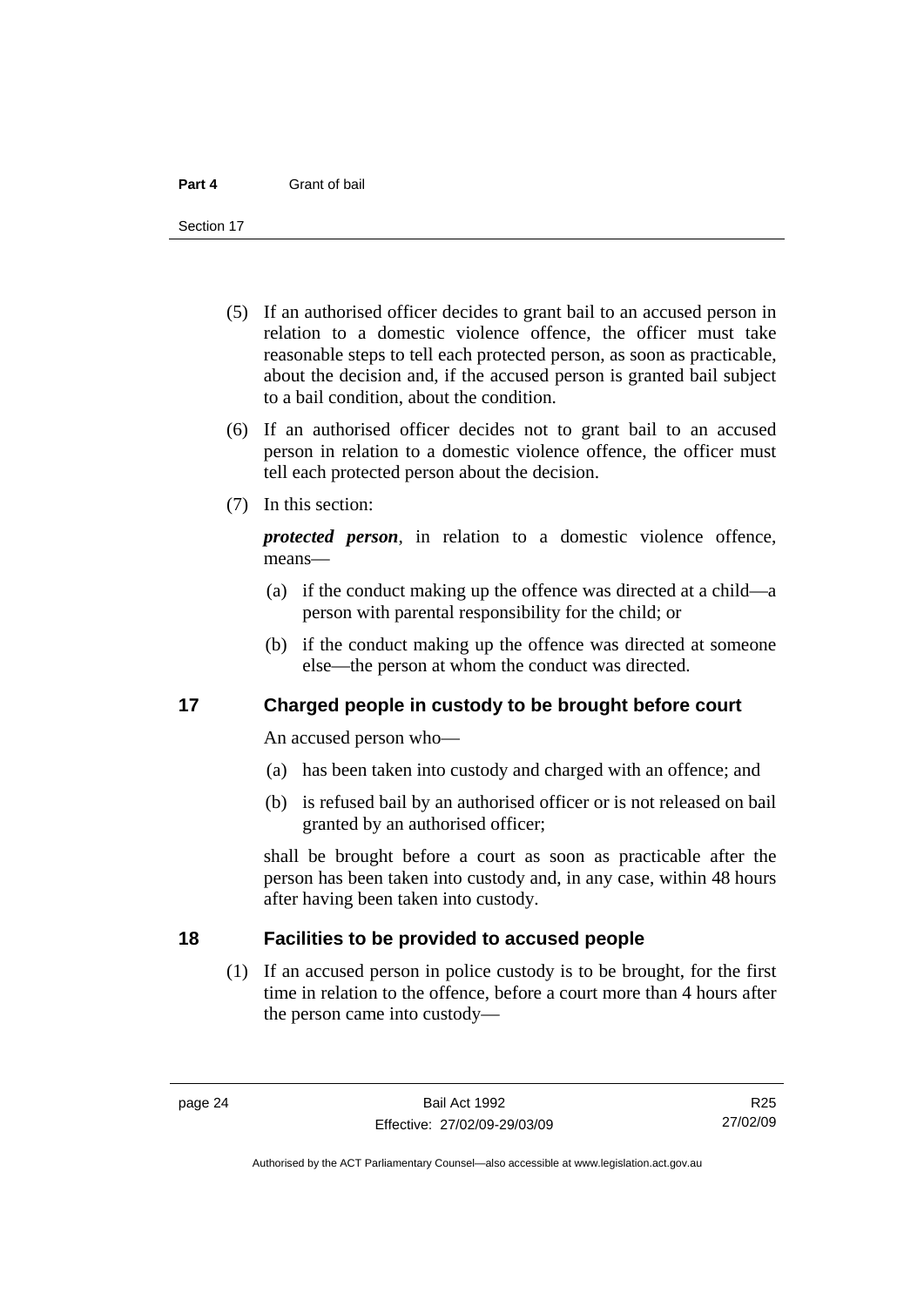(5) If an authorised officer decides to grant bail to an accused person in relation to a domestic violence offence, the officer must take reasonable steps to tell each protected person, as soon as practicable, about the decision and, if the accused person is granted bail subject to a bail condition, about the condition.

(6) If an authorised officer decides not to grant bail to an accused person in relation to a domestic violence offence, the officer must tell each protected person about the decision.

(7) In this section:

***protected person***, in relation to a domestic violence offence, means—

(a) if the conduct making up the offence was directed at a child—a person with parental responsibility for the child; or

(b) if the conduct making up the offence was directed at someone else—the person at whom the conduct was directed.

## 17 Charged people in custody to be brought before court

An accused person who—

(a) has been taken into custody and charged with an offence; and

(b) is refused bail by an authorised officer or is not released on bail granted by an authorised officer;

shall be brought before a court as soon as practicable after the person has been taken into custody and, in any case, within 48 hours after having been taken into custody.

## 18 Facilities to be provided to accused people

(1) If an accused person in police custody is to be brought, for the first time in relation to the offence, before a court more than 4 hours after the person came into custody—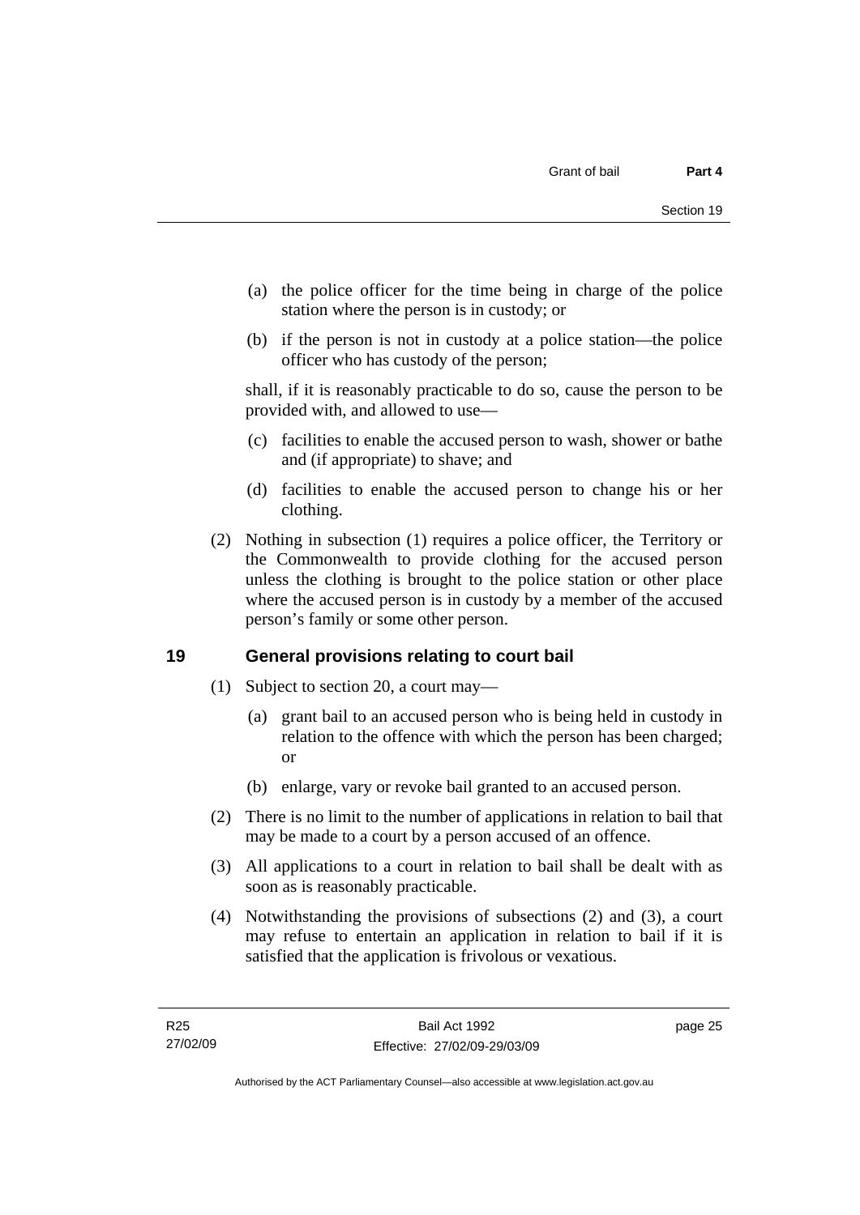(a) the police officer for the time being in charge of the police station where the person is in custody; or

(b) if the person is not in custody at a police station—the police officer who has custody of the person;

shall, if it is reasonably practicable to do so, cause the person to be provided with, and allowed to use—

(c) facilities to enable the accused person to wash, shower or bathe and (if appropriate) to shave; and

(d) facilities to enable the accused person to change his or her clothing.

(2) Nothing in subsection (1) requires a police officer, the Territory or the Commonwealth to provide clothing for the accused person unless the clothing is brought to the police station or other place where the accused person is in custody by a member of the accused person's family or some other person.

## 19 General provisions relating to court bail

(1) Subject to section 20, a court may—

(a) grant bail to an accused person who is being held in custody in relation to the offence with which the person has been charged; or

(b) enlarge, vary or revoke bail granted to an accused person.

(2) There is no limit to the number of applications in relation to bail that may be made to a court by a person accused of an offence.

(3) All applications to a court in relation to bail shall be dealt with as soon as is reasonably practicable.

(4) Notwithstanding the provisions of subsections (2) and (3), a court may refuse to entertain an application in relation to bail if it is satisfied that the application is frivolous or vexatious.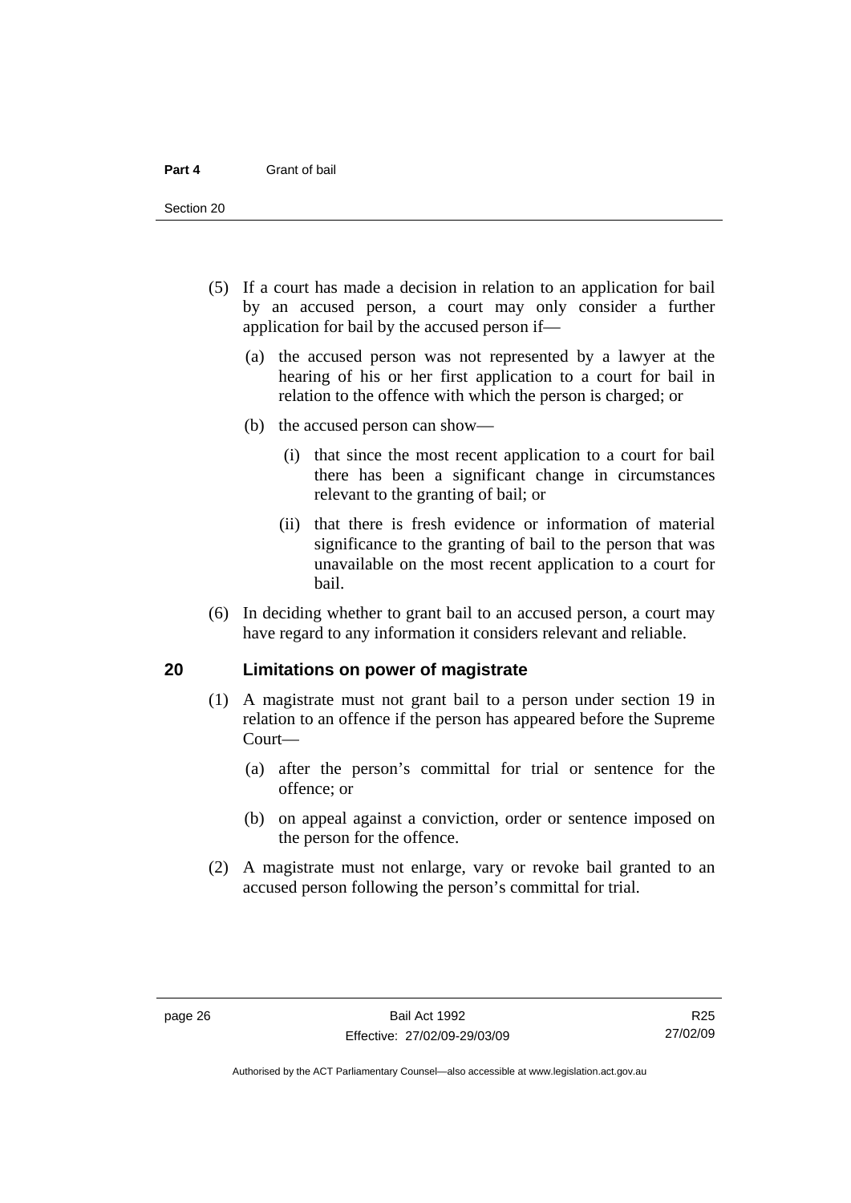(5) If a court has made a decision in relation to an application for bail by an accused person, a court may only consider a further application for bail by the accused person if—

  (a) the accused person was not represented by a lawyer at the hearing of his or her first application to a court for bail in relation to the offence with which the person is charged; or

  (b) the accused person can show—

    (i) that since the most recent application to a court for bail there has been a significant change in circumstances relevant to the granting of bail; or

    (ii) that there is fresh evidence or information of material significance to the granting of bail to the person that was unavailable on the most recent application to a court for bail.

(6) In deciding whether to grant bail to an accused person, a court may have regard to any information it considers relevant and reliable.

## 20 Limitations on power of magistrate

(1) A magistrate must not grant bail to a person under section 19 in relation to an offence if the person has appeared before the Supreme Court—

  (a) after the person's committal for trial or sentence for the offence; or

  (b) on appeal against a conviction, order or sentence imposed on the person for the offence.

(2) A magistrate must not enlarge, vary or revoke bail granted to an accused person following the person's committal for trial.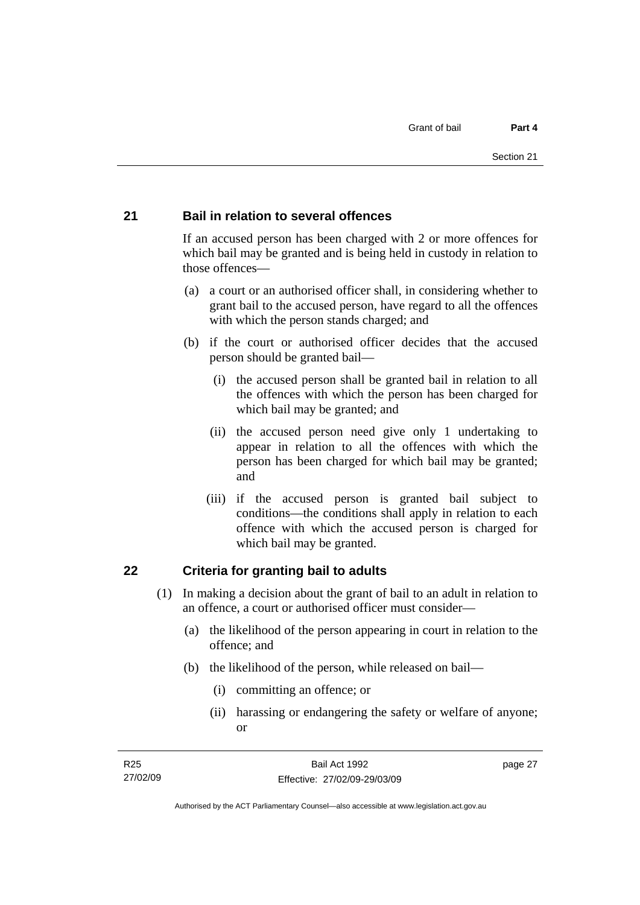## 21 Bail in relation to several offences

If an accused person has been charged with 2 or more offences for which bail may be granted and is being held in custody in relation to those offences—

(a) a court or an authorised officer shall, in considering whether to grant bail to the accused person, have regard to all the offences with which the person stands charged; and

(b) if the court or authorised officer decides that the accused person should be granted bail—

(i) the accused person shall be granted bail in relation to all the offences with which the person has been charged for which bail may be granted; and

(ii) the accused person need give only 1 undertaking to appear in relation to all the offences with which the person has been charged for which bail may be granted; and

(iii) if the accused person is granted bail subject to conditions—the conditions shall apply in relation to each offence with which the accused person is charged for which bail may be granted.

## 22 Criteria for granting bail to adults

(1) In making a decision about the grant of bail to an adult in relation to an offence, a court or authorised officer must consider—

(a) the likelihood of the person appearing in court in relation to the offence; and

(b) the likelihood of the person, while released on bail—

(i) committing an offence; or

(ii) harassing or endangering the safety or welfare of anyone; or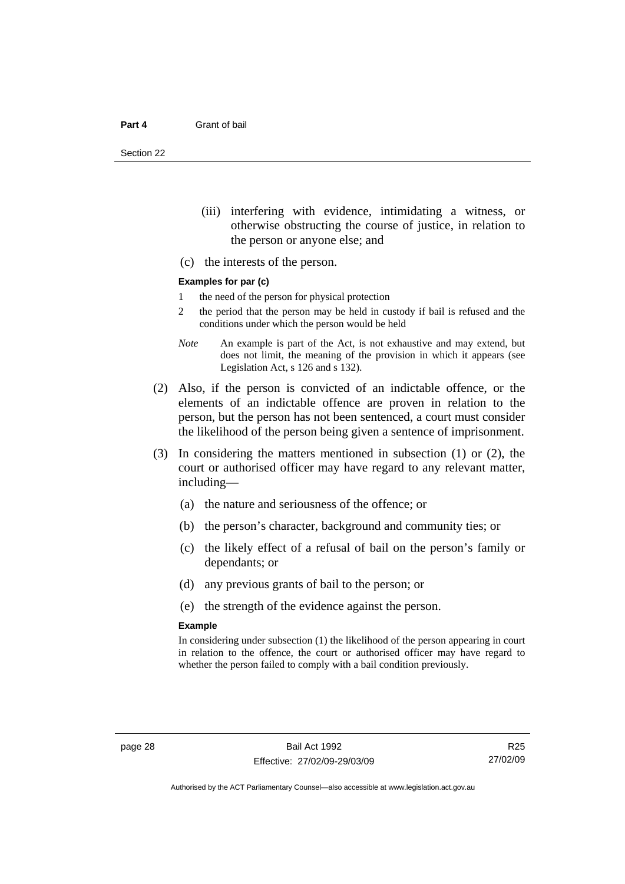(iii) interfering with evidence, intimidating a witness, or otherwise obstructing the course of justice, in relation to the person or anyone else; and

(c) the interests of the person.

**Examples for par (c)**

1 the need of the person for physical protection

2 the period that the person may be held in custody if bail is refused and the conditions under which the person would be held

*Note* An example is part of the Act, is not exhaustive and may extend, but does not limit, the meaning of the provision in which it appears (see Legislation Act, s 126 and s 132).

(2) Also, if the person is convicted of an indictable offence, or the elements of an indictable offence are proven in relation to the person, but the person has not been sentenced, a court must consider the likelihood of the person being given a sentence of imprisonment.

(3) In considering the matters mentioned in subsection (1) or (2), the court or authorised officer may have regard to any relevant matter, including—

(a) the nature and seriousness of the offence; or

(b) the person's character, background and community ties; or

(c) the likely effect of a refusal of bail on the person's family or dependants; or

(d) any previous grants of bail to the person; or

(e) the strength of the evidence against the person.

**Example**

In considering under subsection (1) the likelihood of the person appearing in court in relation to the offence, the court or authorised officer may have regard to whether the person failed to comply with a bail condition previously.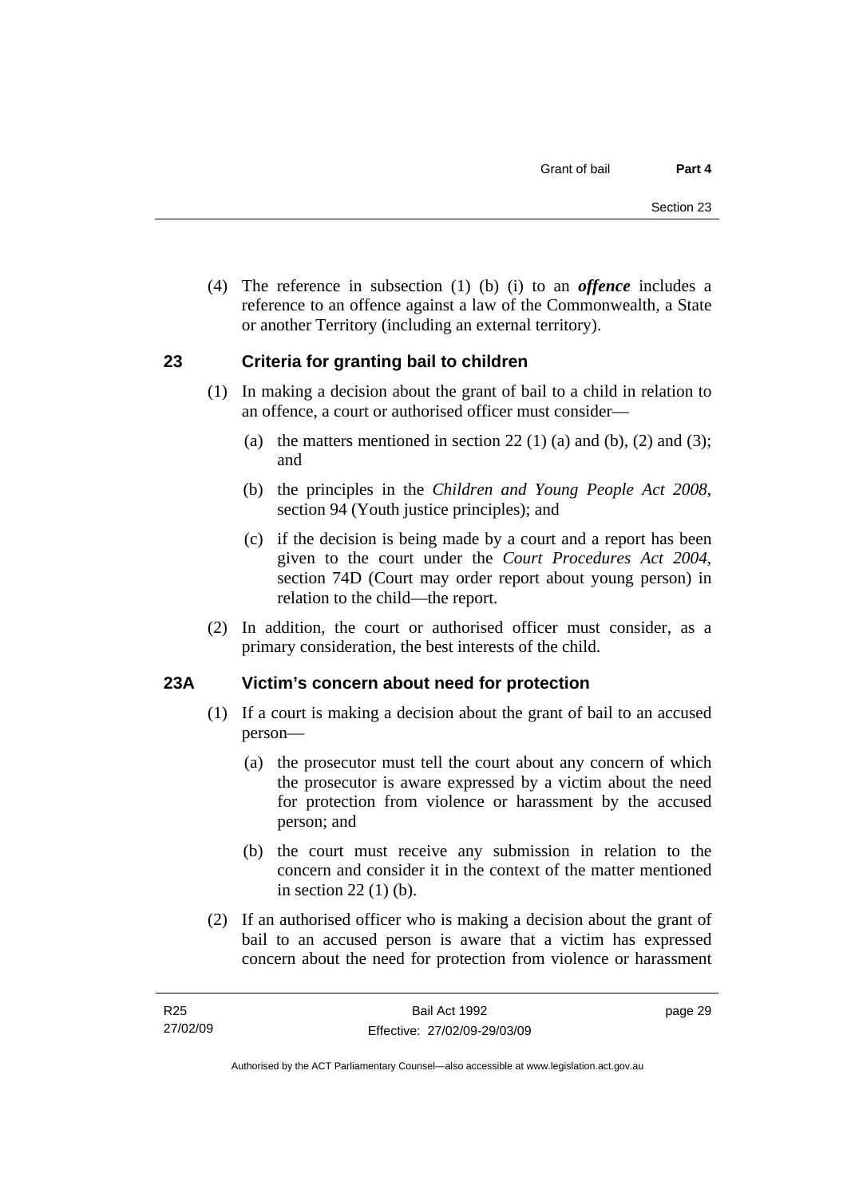(4) The reference in subsection (1) (b) (i) to an ***offence*** includes a reference to an offence against a law of the Commonwealth, a State or another Territory (including an external territory).

## 23 Criteria for granting bail to children

(1) In making a decision about the grant of bail to a child in relation to an offence, a court or authorised officer must consider—

(a) the matters mentioned in section 22 (1) (a) and (b), (2) and (3); and

(b) the principles in the *Children and Young People Act 2008*, section 94 (Youth justice principles); and

(c) if the decision is being made by a court and a report has been given to the court under the *Court Procedures Act 2004*, section 74D (Court may order report about young person) in relation to the child—the report.

(2) In addition, the court or authorised officer must consider, as a primary consideration, the best interests of the child.

## 23A Victim's concern about need for protection

(1) If a court is making a decision about the grant of bail to an accused person—

(a) the prosecutor must tell the court about any concern of which the prosecutor is aware expressed by a victim about the need for protection from violence or harassment by the accused person; and

(b) the court must receive any submission in relation to the concern and consider it in the context of the matter mentioned in section 22 (1) (b).

(2) If an authorised officer who is making a decision about the grant of bail to an accused person is aware that a victim has expressed concern about the need for protection from violence or harassment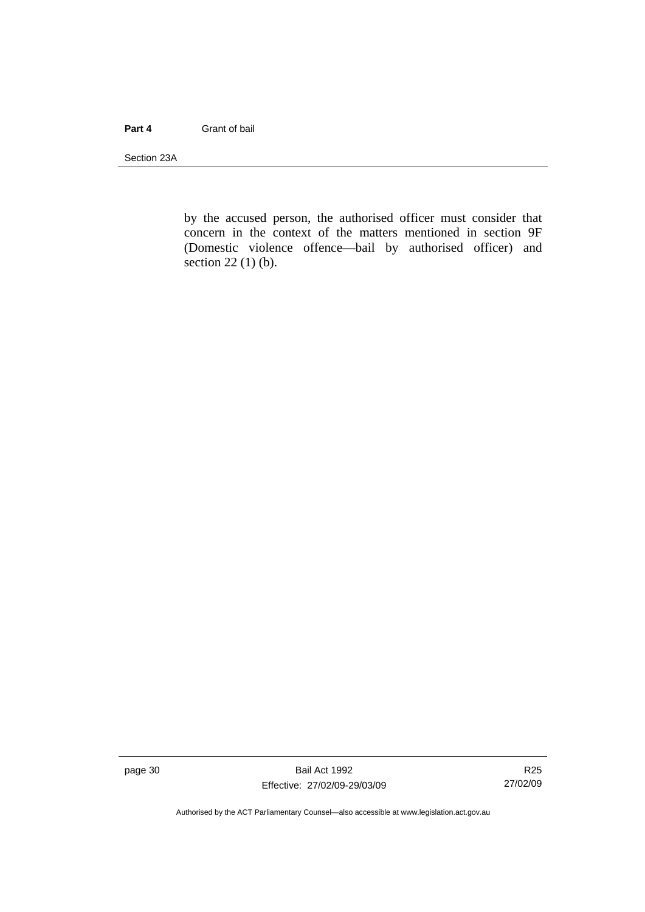by the accused person, the authorised officer must consider that concern in the context of the matters mentioned in section 9F (Domestic violence offence—bail by authorised officer) and section 22 (1) (b).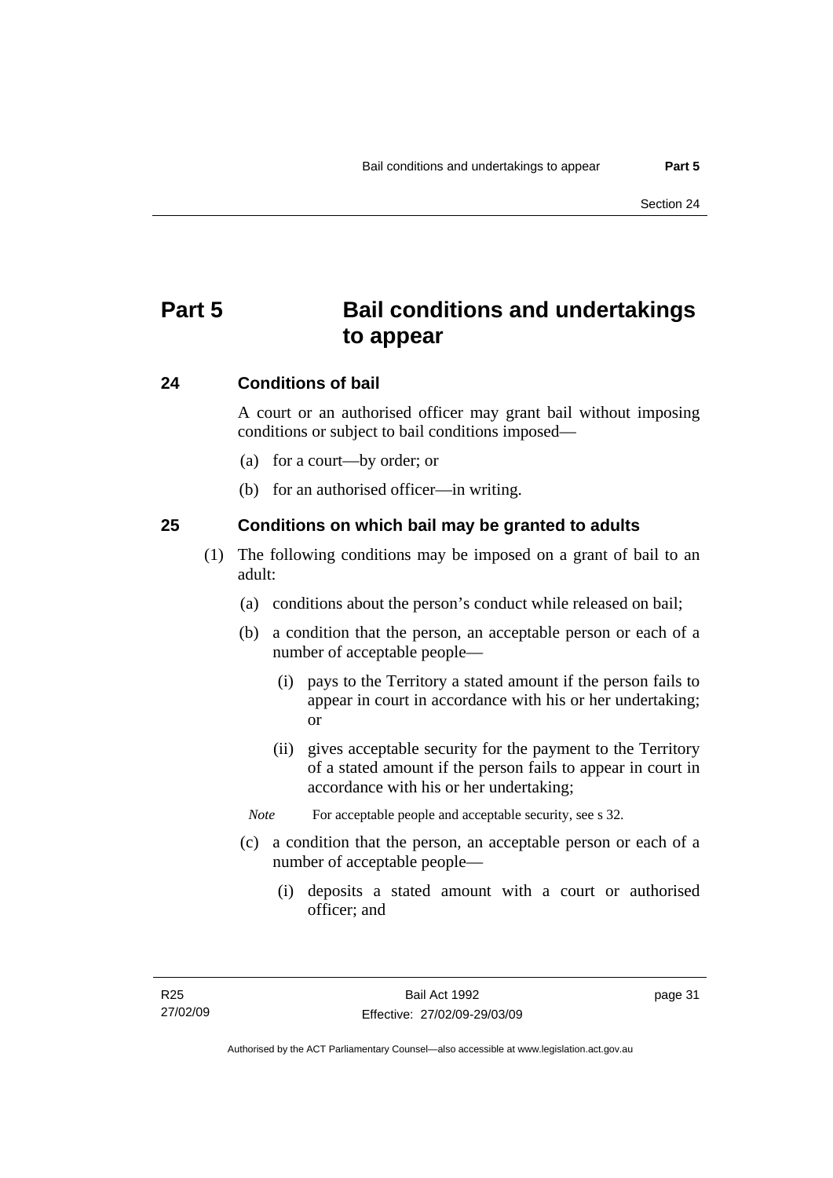# Part 5 Bail conditions and undertakings to appear

## 24 Conditions of bail

A court or an authorised officer may grant bail without imposing conditions or subject to bail conditions imposed—

(a) for a court—by order; or

(b) for an authorised officer—in writing.

## 25 Conditions on which bail may be granted to adults

(1) The following conditions may be imposed on a grant of bail to an adult:

(a) conditions about the person's conduct while released on bail;

(b) a condition that the person, an acceptable person or each of a number of acceptable people—

(i) pays to the Territory a stated amount if the person fails to appear in court in accordance with his or her undertaking; or

(ii) gives acceptable security for the payment to the Territory of a stated amount if the person fails to appear in court in accordance with his or her undertaking;

*Note* For acceptable people and acceptable security, see s 32.

(c) a condition that the person, an acceptable person or each of a number of acceptable people—

(i) deposits a stated amount with a court or authorised officer; and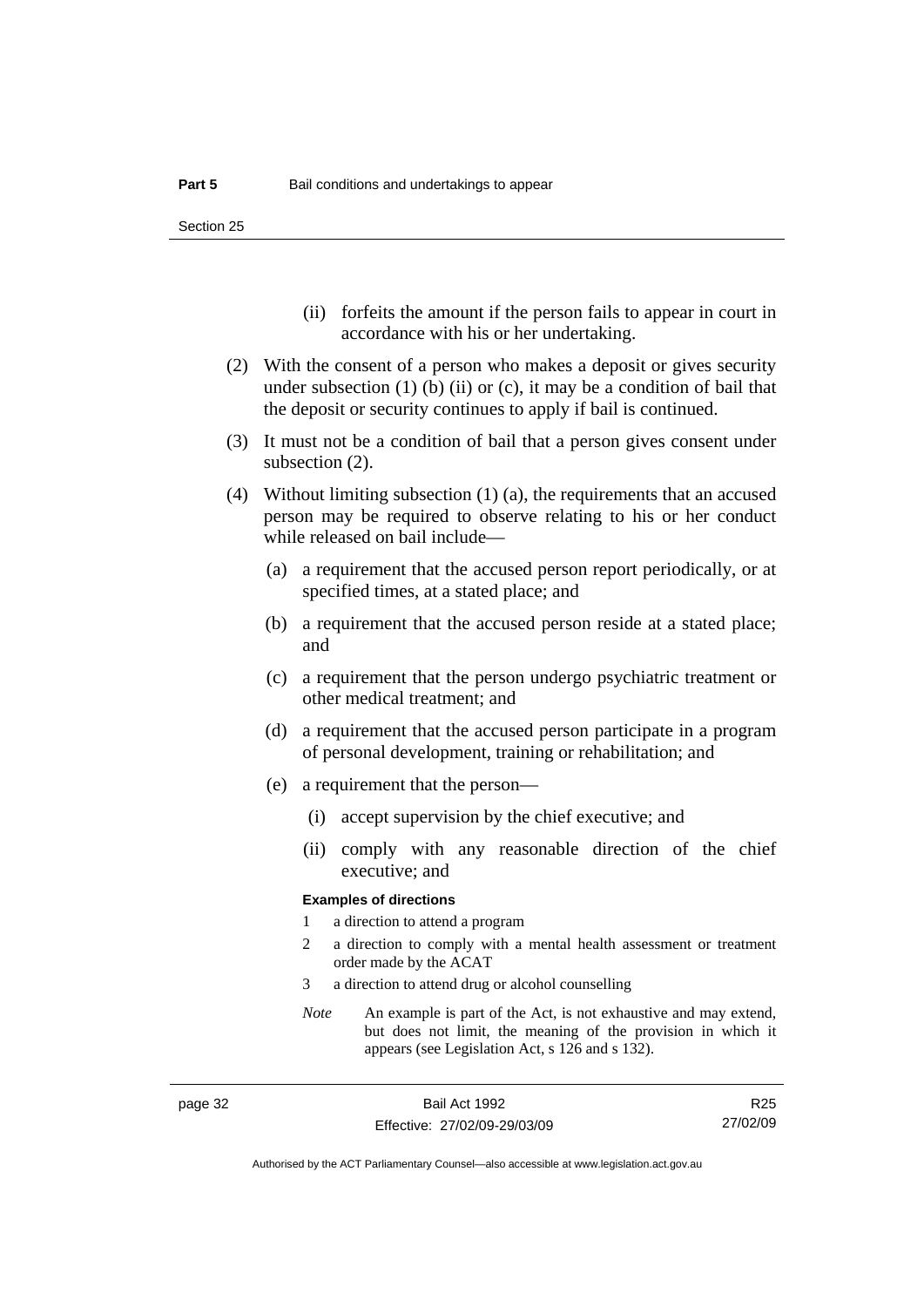(ii) forfeits the amount if the person fails to appear in court in accordance with his or her undertaking.

(2) With the consent of a person who makes a deposit or gives security under subsection (1) (b) (ii) or (c), it may be a condition of bail that the deposit or security continues to apply if bail is continued.

(3) It must not be a condition of bail that a person gives consent under subsection (2).

(4) Without limiting subsection (1) (a), the requirements that an accused person may be required to observe relating to his or her conduct while released on bail include—

(a) a requirement that the accused person report periodically, or at specified times, at a stated place; and

(b) a requirement that the accused person reside at a stated place; and

(c) a requirement that the person undergo psychiatric treatment or other medical treatment; and

(d) a requirement that the accused person participate in a program of personal development, training or rehabilitation; and

(e) a requirement that the person—

(i) accept supervision by the chief executive; and

(ii) comply with any reasonable direction of the chief executive; and

**Examples of directions**

1 a direction to attend a program

2 a direction to comply with a mental health assessment or treatment order made by the ACAT

3 a direction to attend drug or alcohol counselling

*Note* An example is part of the Act, is not exhaustive and may extend, but does not limit, the meaning of the provision in which it appears (see Legislation Act, s 126 and s 132).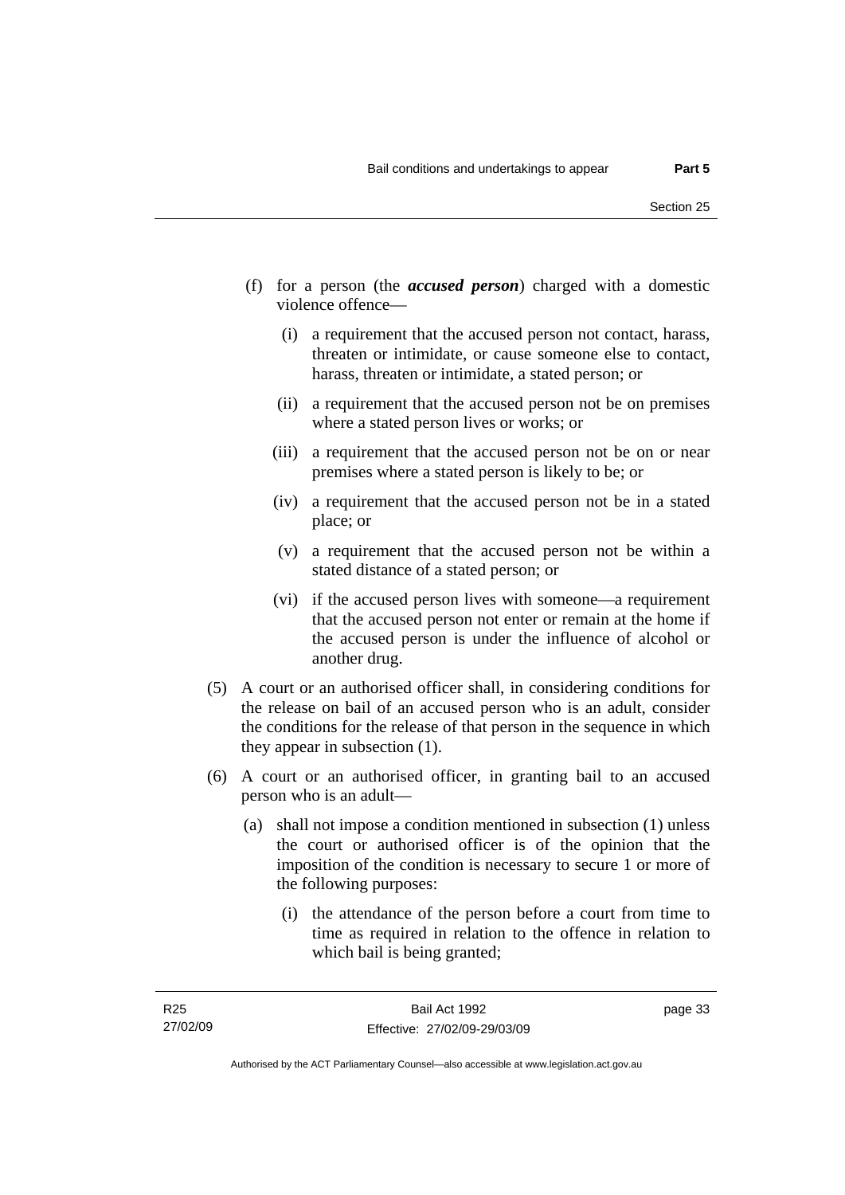(f) for a person (the ***accused person***) charged with a domestic violence offence—

   (i) a requirement that the accused person not contact, harass, threaten or intimidate, or cause someone else to contact, harass, threaten or intimidate, a stated person; or

   (ii) a requirement that the accused person not be on premises where a stated person lives or works; or

   (iii) a requirement that the accused person not be on or near premises where a stated person is likely to be; or

   (iv) a requirement that the accused person not be in a stated place; or

   (v) a requirement that the accused person not be within a stated distance of a stated person; or

   (vi) if the accused person lives with someone—a requirement that the accused person not enter or remain at the home if the accused person is under the influence of alcohol or another drug.

(5) A court or an authorised officer shall, in considering conditions for the release on bail of an accused person who is an adult, consider the conditions for the release of that person in the sequence in which they appear in subsection (1).

(6) A court or an authorised officer, in granting bail to an accused person who is an adult—

   (a) shall not impose a condition mentioned in subsection (1) unless the court or authorised officer is of the opinion that the imposition of the condition is necessary to secure 1 or more of the following purposes:

      (i) the attendance of the person before a court from time to time as required in relation to the offence in relation to which bail is being granted;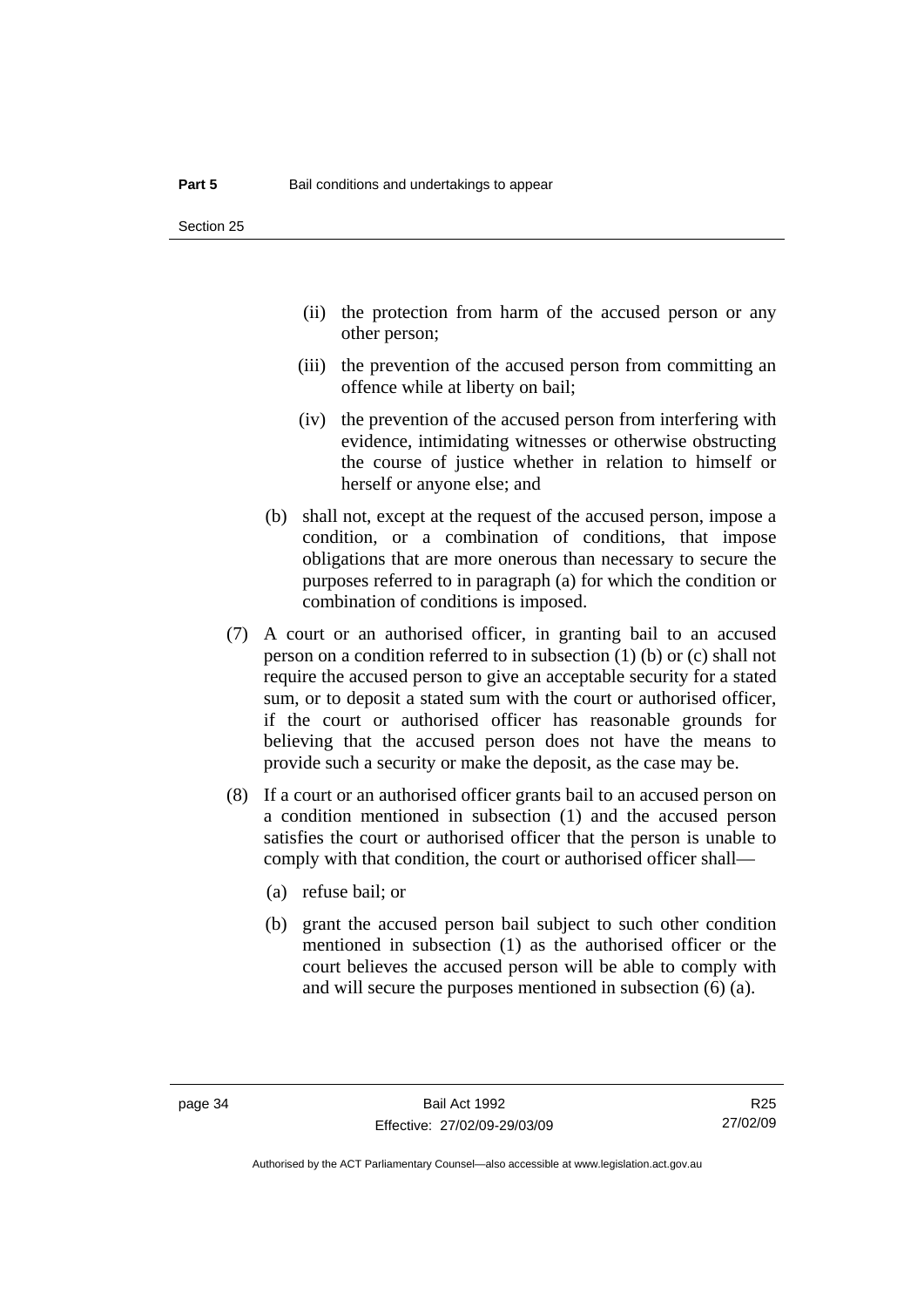(ii) the protection from harm of the accused person or any other person;

(iii) the prevention of the accused person from committing an offence while at liberty on bail;

(iv) the prevention of the accused person from interfering with evidence, intimidating witnesses or otherwise obstructing the course of justice whether in relation to himself or herself or anyone else; and

(b) shall not, except at the request of the accused person, impose a condition, or a combination of conditions, that impose obligations that are more onerous than necessary to secure the purposes referred to in paragraph (a) for which the condition or combination of conditions is imposed.

(7) A court or an authorised officer, in granting bail to an accused person on a condition referred to in subsection (1) (b) or (c) shall not require the accused person to give an acceptable security for a stated sum, or to deposit a stated sum with the court or authorised officer, if the court or authorised officer has reasonable grounds for believing that the accused person does not have the means to provide such a security or make the deposit, as the case may be.

(8) If a court or an authorised officer grants bail to an accused person on a condition mentioned in subsection (1) and the accused person satisfies the court or authorised officer that the person is unable to comply with that condition, the court or authorised officer shall—

(a) refuse bail; or

(b) grant the accused person bail subject to such other condition mentioned in subsection (1) as the authorised officer or the court believes the accused person will be able to comply with and will secure the purposes mentioned in subsection (6) (a).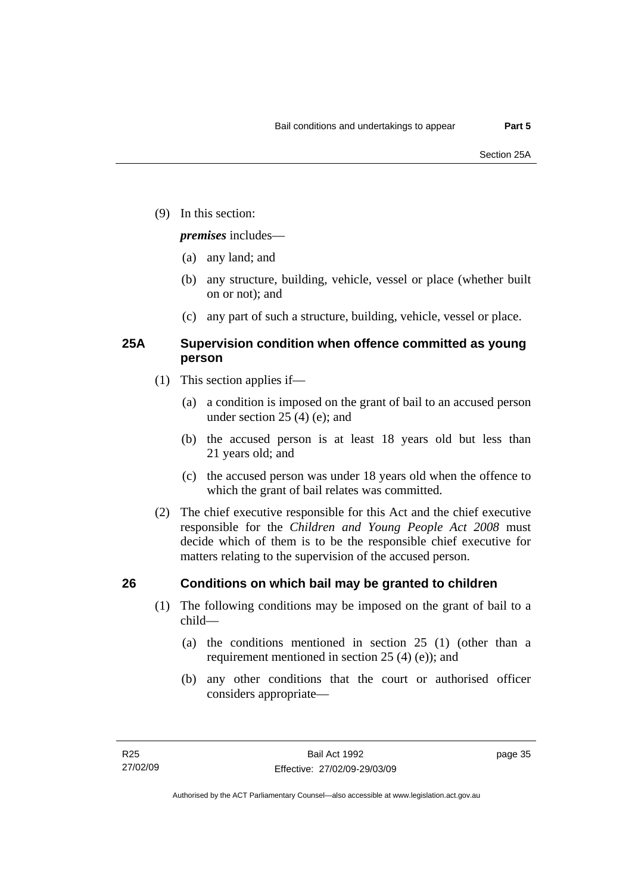(9) In this section:

***premises*** includes—

(a) any land; and

(b) any structure, building, vehicle, vessel or place (whether built on or not); and

(c) any part of such a structure, building, vehicle, vessel or place.

## 25A Supervision condition when offence committed as young person

(1) This section applies if—

(a) a condition is imposed on the grant of bail to an accused person under section 25 (4) (e); and

(b) the accused person is at least 18 years old but less than 21 years old; and

(c) the accused person was under 18 years old when the offence to which the grant of bail relates was committed.

(2) The chief executive responsible for this Act and the chief executive responsible for the *Children and Young People Act 2008* must decide which of them is to be the responsible chief executive for matters relating to the supervision of the accused person.

## 26 Conditions on which bail may be granted to children

(1) The following conditions may be imposed on the grant of bail to a child—

(a) the conditions mentioned in section 25 (1) (other than a requirement mentioned in section 25 (4) (e)); and

(b) any other conditions that the court or authorised officer considers appropriate—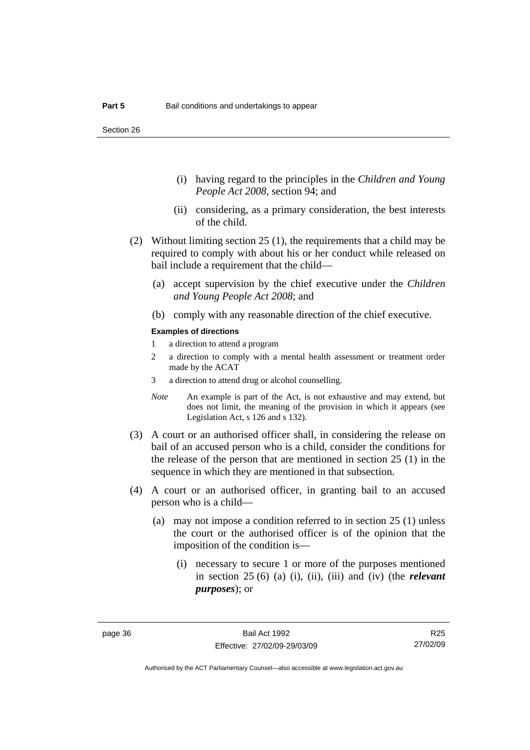(i) having regard to the principles in the *Children and Young People Act 2008*, section 94; and

(ii) considering, as a primary consideration, the best interests of the child.

(2) Without limiting section 25 (1), the requirements that a child may be required to comply with about his or her conduct while released on bail include a requirement that the child—

(a) accept supervision by the chief executive under the *Children and Young People Act 2008*; and

(b) comply with any reasonable direction of the chief executive.

**Examples of directions**

1 a direction to attend a program

2 a direction to comply with a mental health assessment or treatment order made by the ACAT

3 a direction to attend drug or alcohol counselling.

*Note* An example is part of the Act, is not exhaustive and may extend, but does not limit, the meaning of the provision in which it appears (see Legislation Act, s 126 and s 132).

(3) A court or an authorised officer shall, in considering the release on bail of an accused person who is a child, consider the conditions for the release of the person that are mentioned in section 25 (1) in the sequence in which they are mentioned in that subsection.

(4) A court or an authorised officer, in granting bail to an accused person who is a child—

(a) may not impose a condition referred to in section 25 (1) unless the court or the authorised officer is of the opinion that the imposition of the condition is—

(i) necessary to secure 1 or more of the purposes mentioned in section 25 (6) (a) (i), (ii), (iii) and (iv) (the ***relevant purposes***); or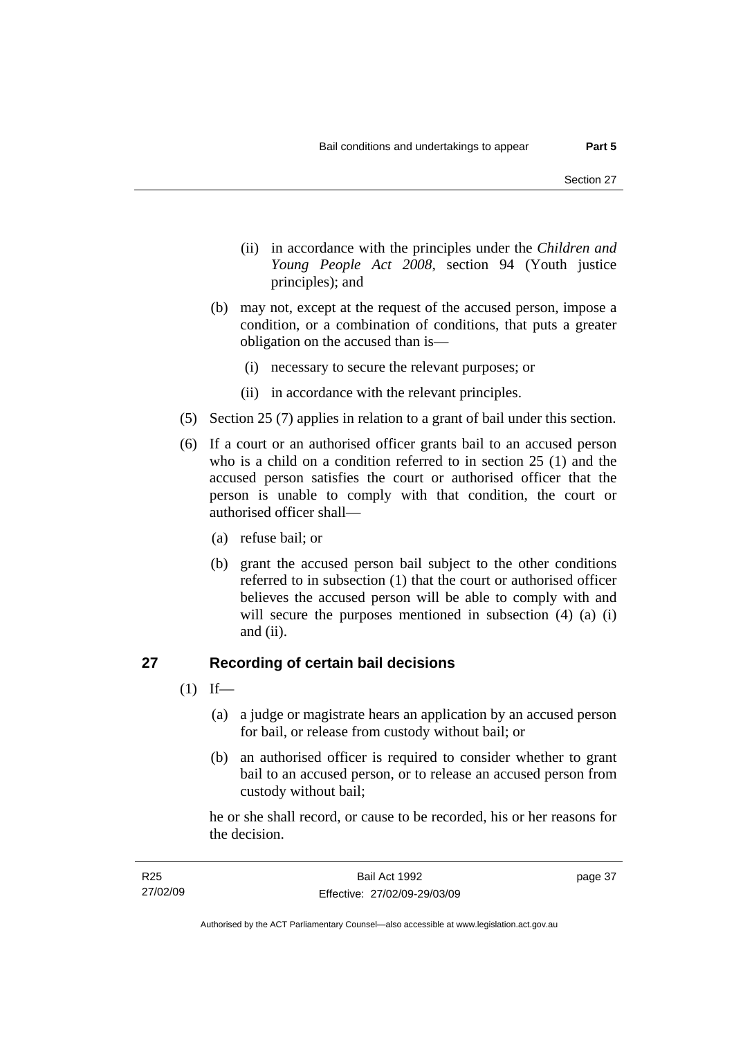(ii) in accordance with the principles under the *Children and Young People Act 2008*, section 94 (Youth justice principles); and

(b) may not, except at the request of the accused person, impose a condition, or a combination of conditions, that puts a greater obligation on the accused than is—

(i) necessary to secure the relevant purposes; or

(ii) in accordance with the relevant principles.

(5) Section 25 (7) applies in relation to a grant of bail under this section.

(6) If a court or an authorised officer grants bail to an accused person who is a child on a condition referred to in section 25 (1) and the accused person satisfies the court or authorised officer that the person is unable to comply with that condition, the court or authorised officer shall—

(a) refuse bail; or

(b) grant the accused person bail subject to the other conditions referred to in subsection (1) that the court or authorised officer believes the accused person will be able to comply with and will secure the purposes mentioned in subsection (4) (a) (i) and (ii).

## 27 Recording of certain bail decisions

(1) If—

(a) a judge or magistrate hears an application by an accused person for bail, or release from custody without bail; or

(b) an authorised officer is required to consider whether to grant bail to an accused person, or to release an accused person from custody without bail;

he or she shall record, or cause to be recorded, his or her reasons for the decision.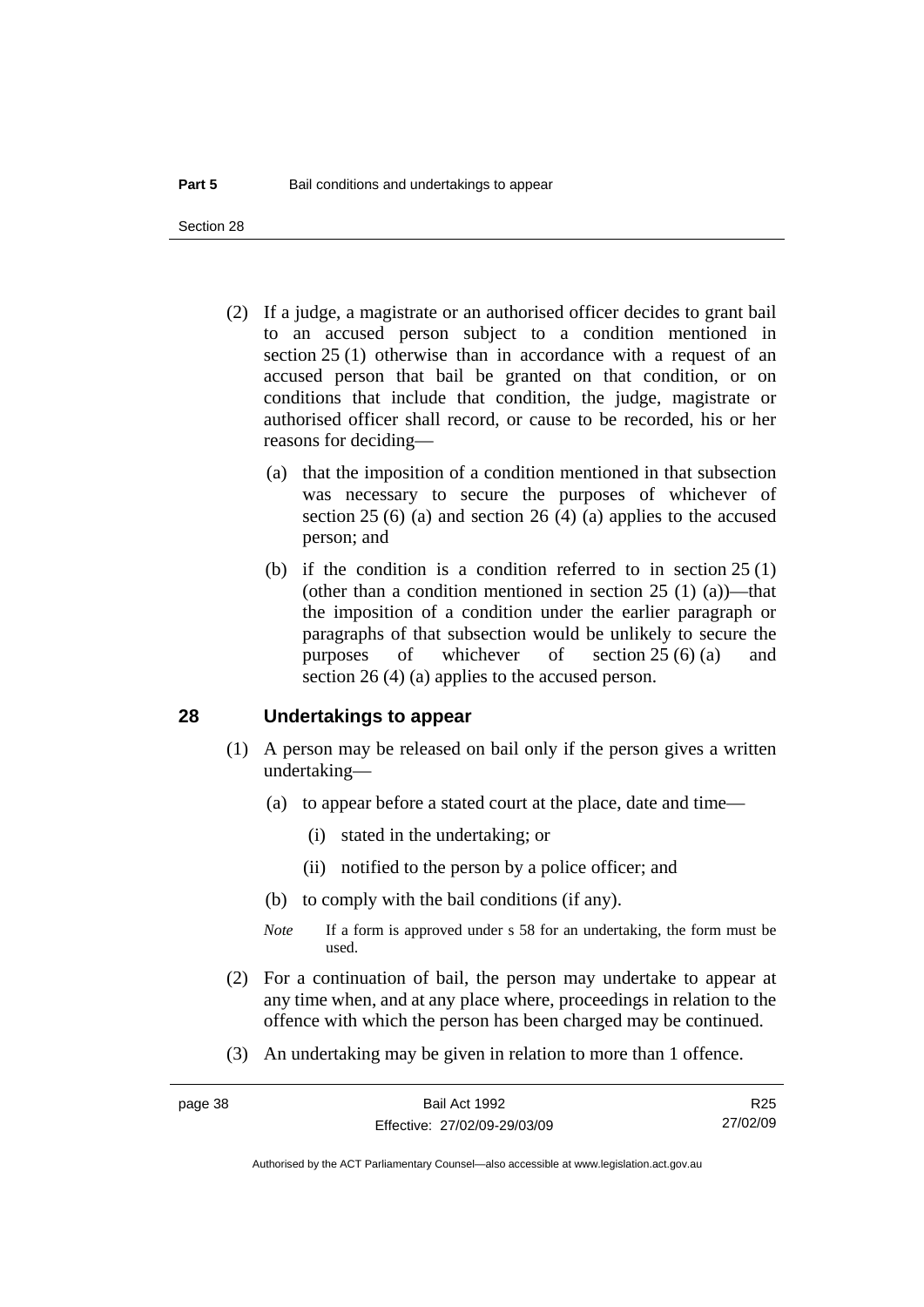(2) If a judge, a magistrate or an authorised officer decides to grant bail to an accused person subject to a condition mentioned in section 25 (1) otherwise than in accordance with a request of an accused person that bail be granted on that condition, or on conditions that include that condition, the judge, magistrate or authorised officer shall record, or cause to be recorded, his or her reasons for deciding—

(a) that the imposition of a condition mentioned in that subsection was necessary to secure the purposes of whichever of section 25 (6) (a) and section 26 (4) (a) applies to the accused person; and

(b) if the condition is a condition referred to in section 25 (1) (other than a condition mentioned in section 25 (1) (a))—that the imposition of a condition under the earlier paragraph or paragraphs of that subsection would be unlikely to secure the purposes of whichever of section 25 (6) (a) and section 26 (4) (a) applies to the accused person.

## 28 Undertakings to appear

(1) A person may be released on bail only if the person gives a written undertaking—

(a) to appear before a stated court at the place, date and time—

(i) stated in the undertaking; or

(ii) notified to the person by a police officer; and

(b) to comply with the bail conditions (if any).

*Note* If a form is approved under s 58 for an undertaking, the form must be used.

(2) For a continuation of bail, the person may undertake to appear at any time when, and at any place where, proceedings in relation to the offence with which the person has been charged may be continued.

(3) An undertaking may be given in relation to more than 1 offence.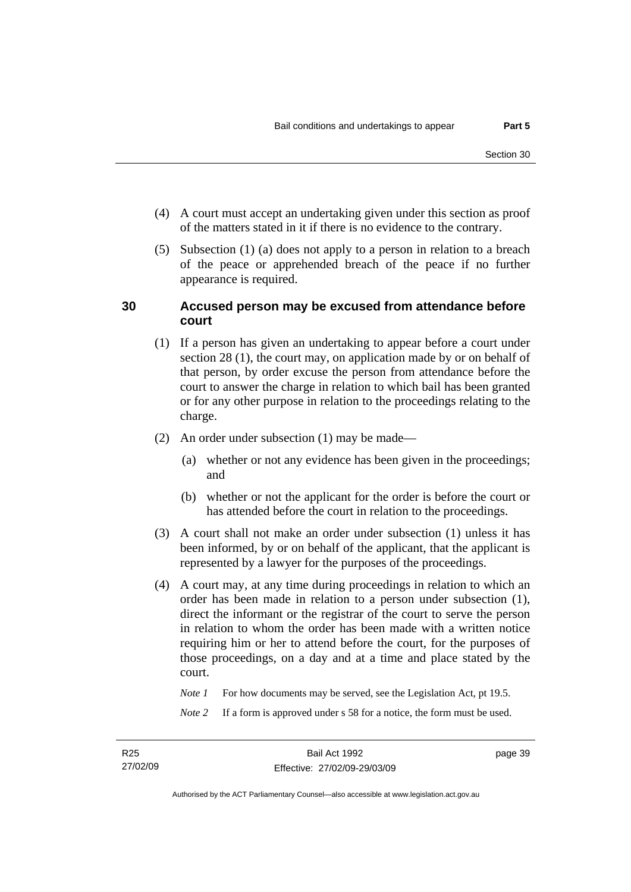(4) A court must accept an undertaking given under this section as proof of the matters stated in it if there is no evidence to the contrary.

(5) Subsection (1) (a) does not apply to a person in relation to a breach of the peace or apprehended breach of the peace if no further appearance is required.

## 30 Accused person may be excused from attendance before court

(1) If a person has given an undertaking to appear before a court under section 28 (1), the court may, on application made by or on behalf of that person, by order excuse the person from attendance before the court to answer the charge in relation to which bail has been granted or for any other purpose in relation to the proceedings relating to the charge.

(2) An order under subsection (1) may be made—

(a) whether or not any evidence has been given in the proceedings; and

(b) whether or not the applicant for the order is before the court or has attended before the court in relation to the proceedings.

(3) A court shall not make an order under subsection (1) unless it has been informed, by or on behalf of the applicant, that the applicant is represented by a lawyer for the purposes of the proceedings.

(4) A court may, at any time during proceedings in relation to which an order has been made in relation to a person under subsection (1), direct the informant or the registrar of the court to serve the person in relation to whom the order has been made with a written notice requiring him or her to attend before the court, for the purposes of those proceedings, on a day and at a time and place stated by the court.

*Note 1* For how documents may be served, see the Legislation Act, pt 19.5.

*Note 2* If a form is approved under s 58 for a notice, the form must be used.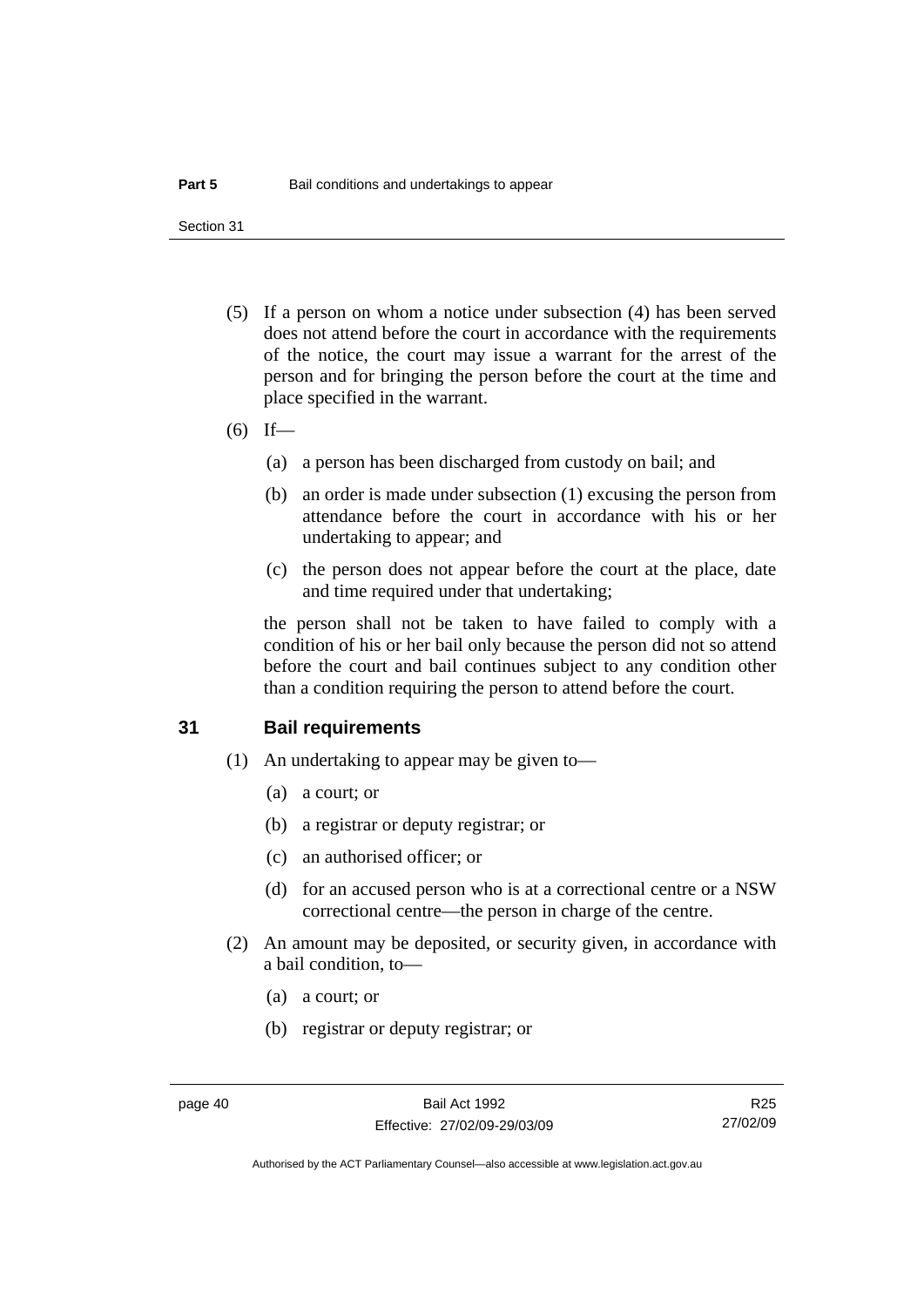(5) If a person on whom a notice under subsection (4) has been served does not attend before the court in accordance with the requirements of the notice, the court may issue a warrant for the arrest of the person and for bringing the person before the court at the time and place specified in the warrant.

(6) If—

(a) a person has been discharged from custody on bail; and

(b) an order is made under subsection (1) excusing the person from attendance before the court in accordance with his or her undertaking to appear; and

(c) the person does not appear before the court at the place, date and time required under that undertaking;

the person shall not be taken to have failed to comply with a condition of his or her bail only because the person did not so attend before the court and bail continues subject to any condition other than a condition requiring the person to attend before the court.

## 31 Bail requirements

(1) An undertaking to appear may be given to—

(a) a court; or

(b) a registrar or deputy registrar; or

(c) an authorised officer; or

(d) for an accused person who is at a correctional centre or a NSW correctional centre—the person in charge of the centre.

(2) An amount may be deposited, or security given, in accordance with a bail condition, to—

(a) a court; or

(b) registrar or deputy registrar; or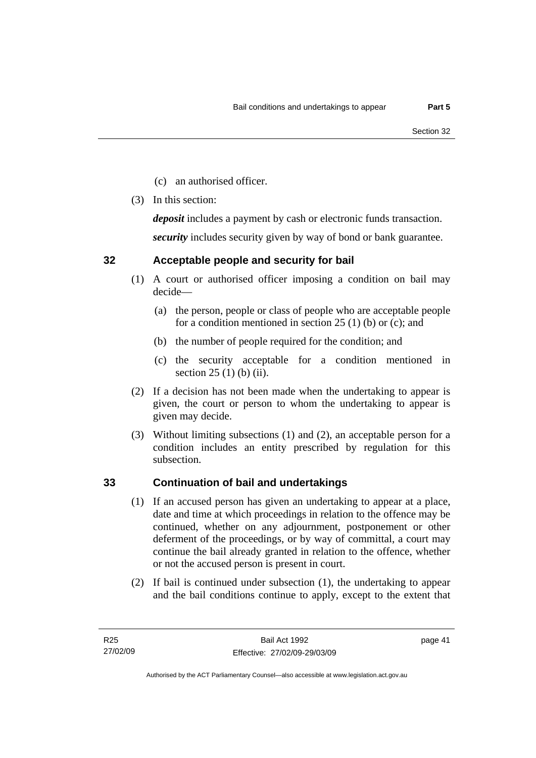(c) an authorised officer.

(3) In this section:

***deposit*** includes a payment by cash or electronic funds transaction.

***security*** includes security given by way of bond or bank guarantee.

## 32 Acceptable people and security for bail

(1) A court or authorised officer imposing a condition on bail may decide—

(a) the person, people or class of people who are acceptable people for a condition mentioned in section 25 (1) (b) or (c); and

(b) the number of people required for the condition; and

(c) the security acceptable for a condition mentioned in section 25 (1) (b) (ii).

(2) If a decision has not been made when the undertaking to appear is given, the court or person to whom the undertaking to appear is given may decide.

(3) Without limiting subsections (1) and (2), an acceptable person for a condition includes an entity prescribed by regulation for this subsection.

## 33 Continuation of bail and undertakings

(1) If an accused person has given an undertaking to appear at a place, date and time at which proceedings in relation to the offence may be continued, whether on any adjournment, postponement or other deferment of the proceedings, or by way of committal, a court may continue the bail already granted in relation to the offence, whether or not the accused person is present in court.

(2) If bail is continued under subsection (1), the undertaking to appear and the bail conditions continue to apply, except to the extent that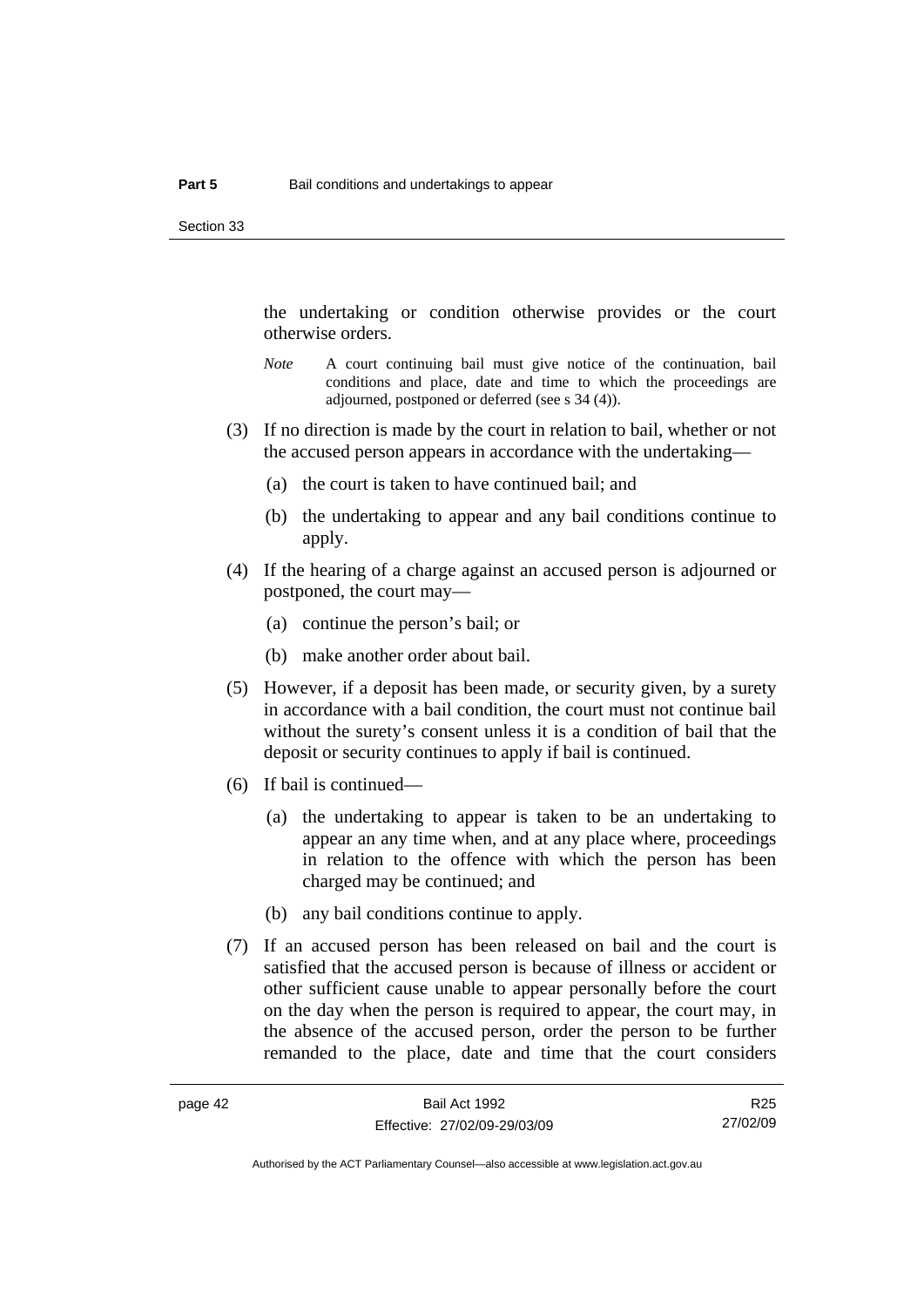the undertaking or condition otherwise provides or the court otherwise orders.

*Note* A court continuing bail must give notice of the continuation, bail conditions and place, date and time to which the proceedings are adjourned, postponed or deferred (see s 34 (4)).

(3) If no direction is made by the court in relation to bail, whether or not the accused person appears in accordance with the undertaking—

(a) the court is taken to have continued bail; and

(b) the undertaking to appear and any bail conditions continue to apply.

(4) If the hearing of a charge against an accused person is adjourned or postponed, the court may—

(a) continue the person's bail; or

(b) make another order about bail.

(5) However, if a deposit has been made, or security given, by a surety in accordance with a bail condition, the court must not continue bail without the surety's consent unless it is a condition of bail that the deposit or security continues to apply if bail is continued.

(6) If bail is continued—

(a) the undertaking to appear is taken to be an undertaking to appear an any time when, and at any place where, proceedings in relation to the offence with which the person has been charged may be continued; and

(b) any bail conditions continue to apply.

(7) If an accused person has been released on bail and the court is satisfied that the accused person is because of illness or accident or other sufficient cause unable to appear personally before the court on the day when the person is required to appear, the court may, in the absence of the accused person, order the person to be further remanded to the place, date and time that the court considers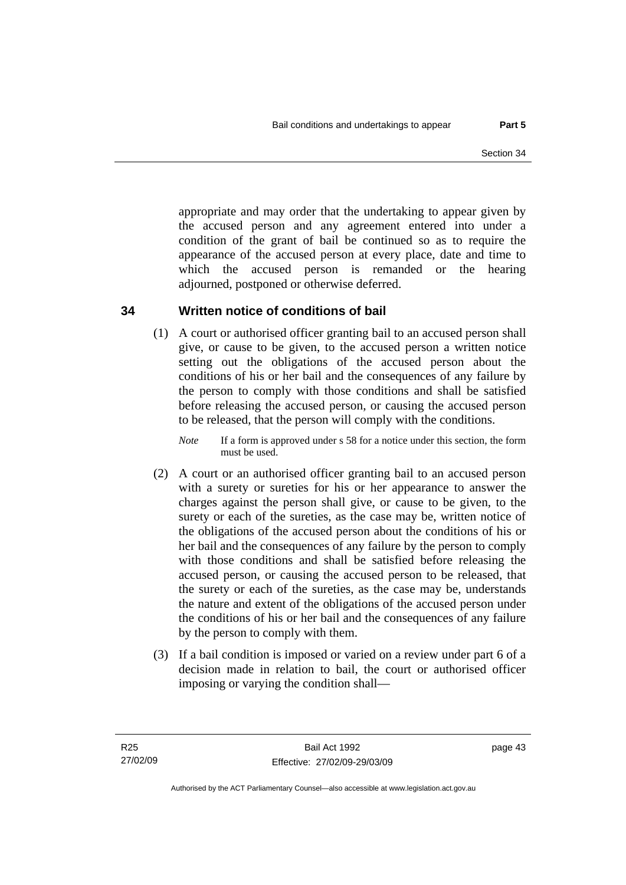appropriate and may order that the undertaking to appear given by the accused person and any agreement entered into under a condition of the grant of bail be continued so as to require the appearance of the accused person at every place, date and time to which the accused person is remanded or the hearing adjourned, postponed or otherwise deferred.

## 34 Written notice of conditions of bail

(1) A court or authorised officer granting bail to an accused person shall give, or cause to be given, to the accused person a written notice setting out the obligations of the accused person about the conditions of his or her bail and the consequences of any failure by the person to comply with those conditions and shall be satisfied before releasing the accused person, or causing the accused person to be released, that the person will comply with the conditions.

*Note* If a form is approved under s 58 for a notice under this section, the form must be used.

(2) A court or an authorised officer granting bail to an accused person with a surety or sureties for his or her appearance to answer the charges against the person shall give, or cause to be given, to the surety or each of the sureties, as the case may be, written notice of the obligations of the accused person about the conditions of his or her bail and the consequences of any failure by the person to comply with those conditions and shall be satisfied before releasing the accused person, or causing the accused person to be released, that the surety or each of the sureties, as the case may be, understands the nature and extent of the obligations of the accused person under the conditions of his or her bail and the consequences of any failure by the person to comply with them.

(3) If a bail condition is imposed or varied on a review under part 6 of a decision made in relation to bail, the court or authorised officer imposing or varying the condition shall—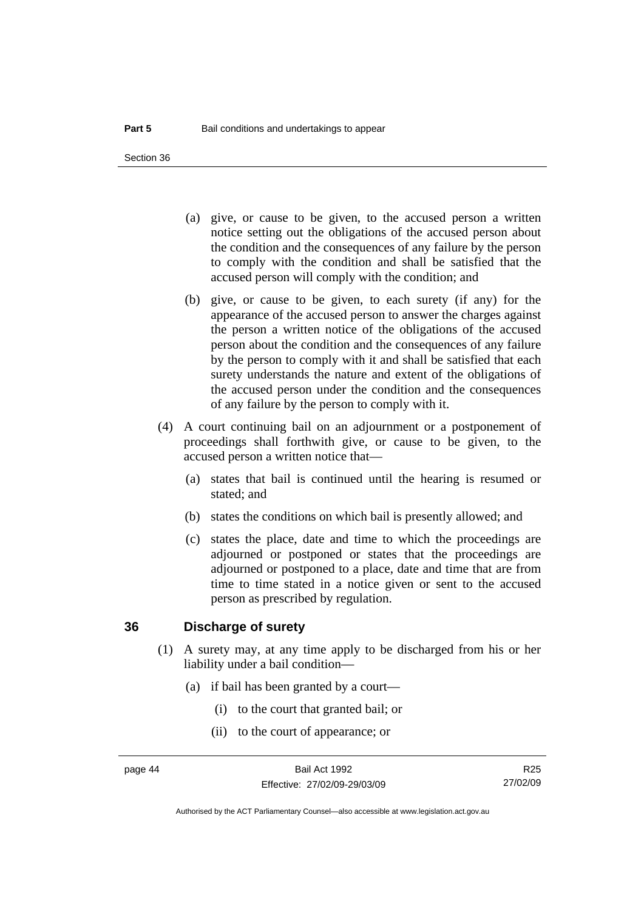(a) give, or cause to be given, to the accused person a written notice setting out the obligations of the accused person about the condition and the consequences of any failure by the person to comply with the condition and shall be satisfied that the accused person will comply with the condition; and

(b) give, or cause to be given, to each surety (if any) for the appearance of the accused person to answer the charges against the person a written notice of the obligations of the accused person about the condition and the consequences of any failure by the person to comply with it and shall be satisfied that each surety understands the nature and extent of the obligations of the accused person under the condition and the consequences of any failure by the person to comply with it.

(4) A court continuing bail on an adjournment or a postponement of proceedings shall forthwith give, or cause to be given, to the accused person a written notice that—

(a) states that bail is continued until the hearing is resumed or stated; and

(b) states the conditions on which bail is presently allowed; and

(c) states the place, date and time to which the proceedings are adjourned or postponed or states that the proceedings are adjourned or postponed to a place, date and time that are from time to time stated in a notice given or sent to the accused person as prescribed by regulation.

## 36 Discharge of surety

(1) A surety may, at any time apply to be discharged from his or her liability under a bail condition—

(a) if bail has been granted by a court—

(i) to the court that granted bail; or

(ii) to the court of appearance; or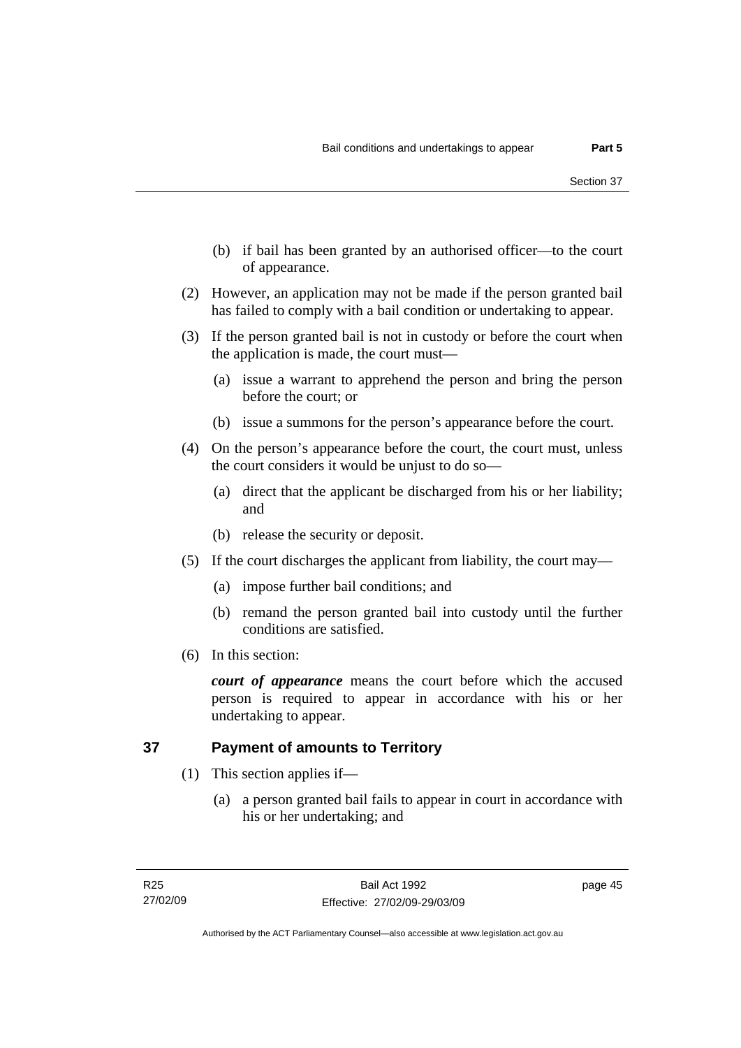(b) if bail has been granted by an authorised officer—to the court of appearance.

(2) However, an application may not be made if the person granted bail has failed to comply with a bail condition or undertaking to appear.

(3) If the person granted bail is not in custody or before the court when the application is made, the court must—

(a) issue a warrant to apprehend the person and bring the person before the court; or

(b) issue a summons for the person's appearance before the court.

(4) On the person's appearance before the court, the court must, unless the court considers it would be unjust to do so—

(a) direct that the applicant be discharged from his or her liability; and

(b) release the security or deposit.

(5) If the court discharges the applicant from liability, the court may—

(a) impose further bail conditions; and

(b) remand the person granted bail into custody until the further conditions are satisfied.

(6) In this section:

***court of appearance*** means the court before which the accused person is required to appear in accordance with his or her undertaking to appear.

## 37 Payment of amounts to Territory

(1) This section applies if—

(a) a person granted bail fails to appear in court in accordance with his or her undertaking; and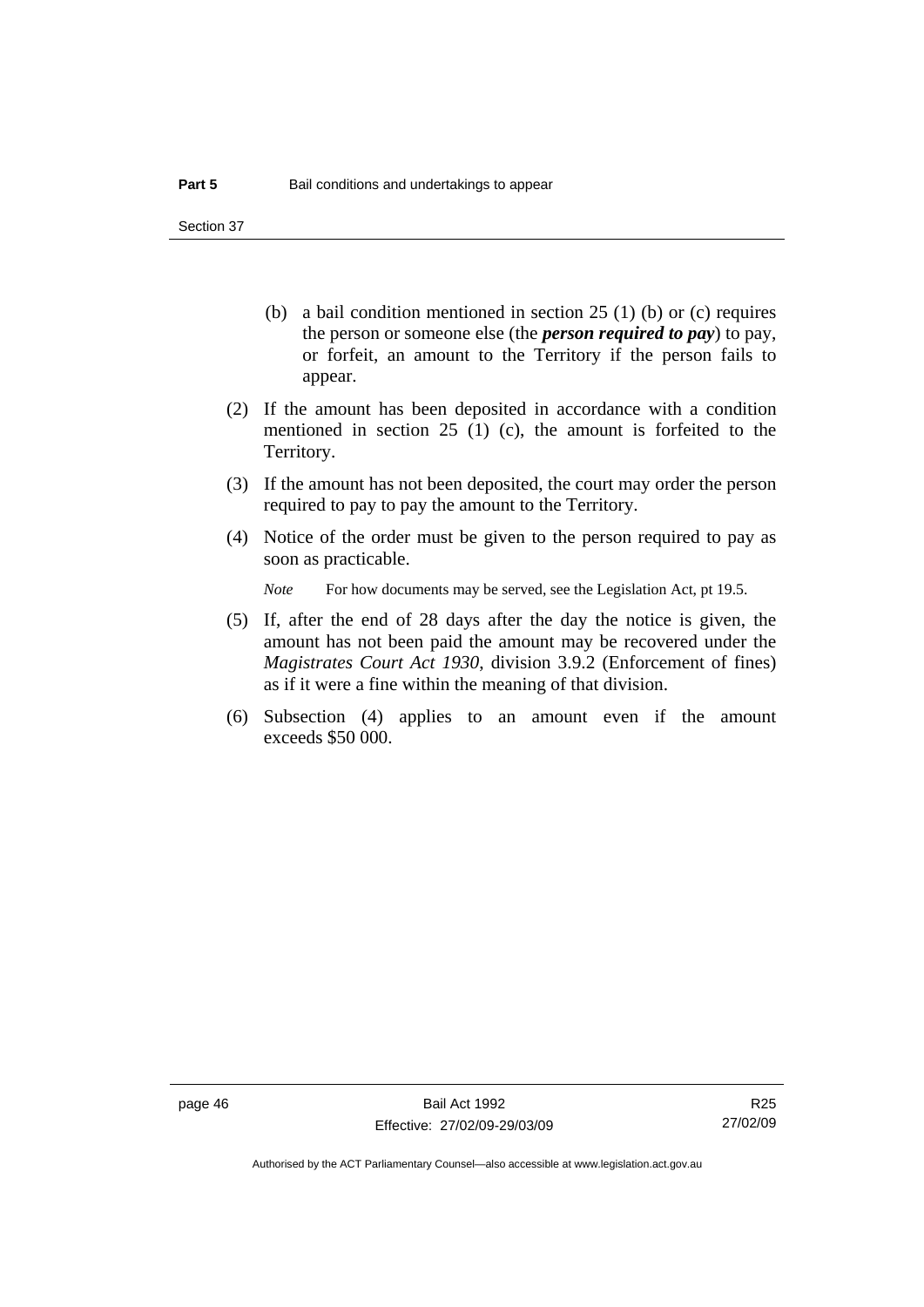(b) a bail condition mentioned in section 25 (1) (b) or (c) requires the person or someone else (the ***person required to pay***) to pay, or forfeit, an amount to the Territory if the person fails to appear.

(2) If the amount has been deposited in accordance with a condition mentioned in section 25 (1) (c), the amount is forfeited to the Territory.

(3) If the amount has not been deposited, the court may order the person required to pay to pay the amount to the Territory.

(4) Notice of the order must be given to the person required to pay as soon as practicable.

*Note* For how documents may be served, see the Legislation Act, pt 19.5.

(5) If, after the end of 28 days after the day the notice is given, the amount has not been paid the amount may be recovered under the *Magistrates Court Act 1930*, division 3.9.2 (Enforcement of fines) as if it were a fine within the meaning of that division.

(6) Subsection (4) applies to an amount even if the amount exceeds $50 000.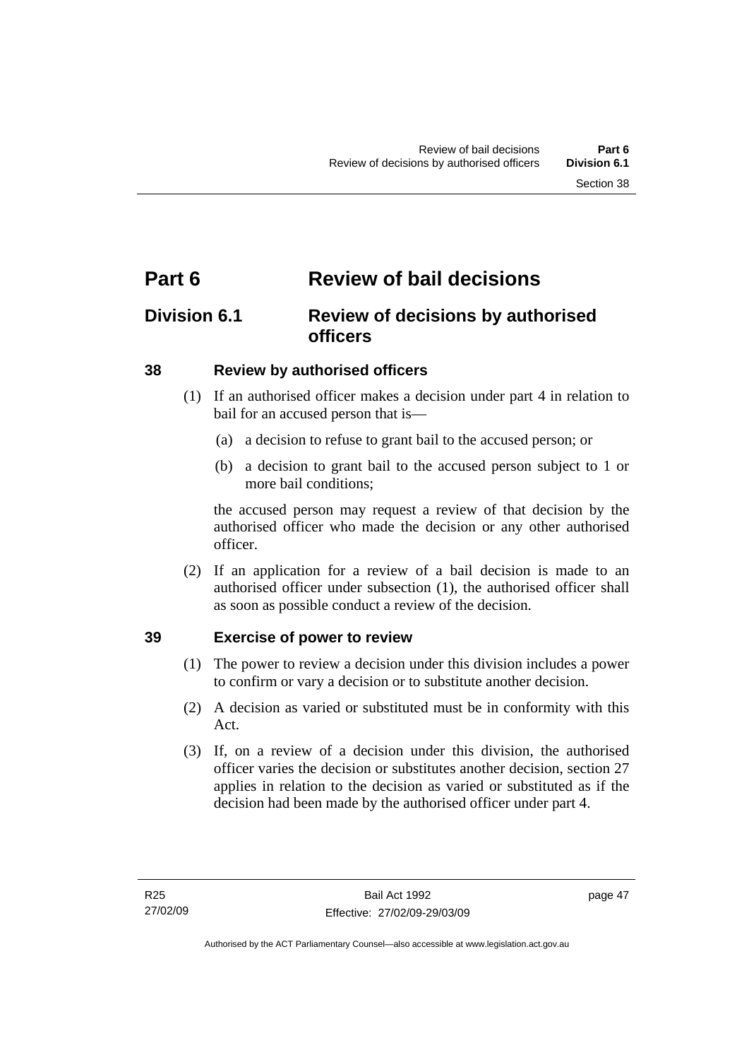# Part 6 Review of bail decisions

## Division 6.1 Review of decisions by authorised officers

### 38 Review by authorised officers

(1) If an authorised officer makes a decision under part 4 in relation to bail for an accused person that is—

(a) a decision to refuse to grant bail to the accused person; or

(b) a decision to grant bail to the accused person subject to 1 or more bail conditions;

the accused person may request a review of that decision by the authorised officer who made the decision or any other authorised officer.

(2) If an application for a review of a bail decision is made to an authorised officer under subsection (1), the authorised officer shall as soon as possible conduct a review of the decision.

### 39 Exercise of power to review

(1) The power to review a decision under this division includes a power to confirm or vary a decision or to substitute another decision.

(2) A decision as varied or substituted must be in conformity with this Act.

(3) If, on a review of a decision under this division, the authorised officer varies the decision or substitutes another decision, section 27 applies in relation to the decision as varied or substituted as if the decision had been made by the authorised officer under part 4.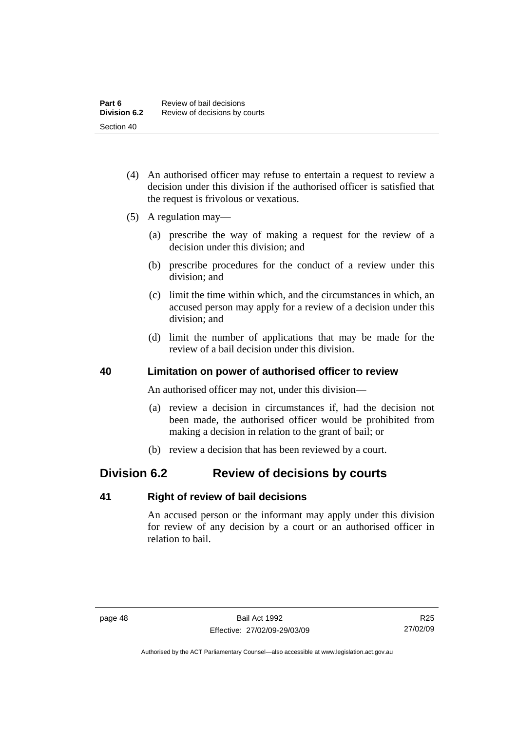(4) An authorised officer may refuse to entertain a request to review a decision under this division if the authorised officer is satisfied that the request is frivolous or vexatious.

(5) A regulation may—

(a) prescribe the way of making a request for the review of a decision under this division; and

(b) prescribe procedures for the conduct of a review under this division; and

(c) limit the time within which, and the circumstances in which, an accused person may apply for a review of a decision under this division; and

(d) limit the number of applications that may be made for the review of a bail decision under this division.

### 40 Limitation on power of authorised officer to review

An authorised officer may not, under this division—

(a) review a decision in circumstances if, had the decision not been made, the authorised officer would be prohibited from making a decision in relation to the grant of bail; or

(b) review a decision that has been reviewed by a court.

## Division 6.2 Review of decisions by courts

### 41 Right of review of bail decisions

An accused person or the informant may apply under this division for review of any decision by a court or an authorised officer in relation to bail.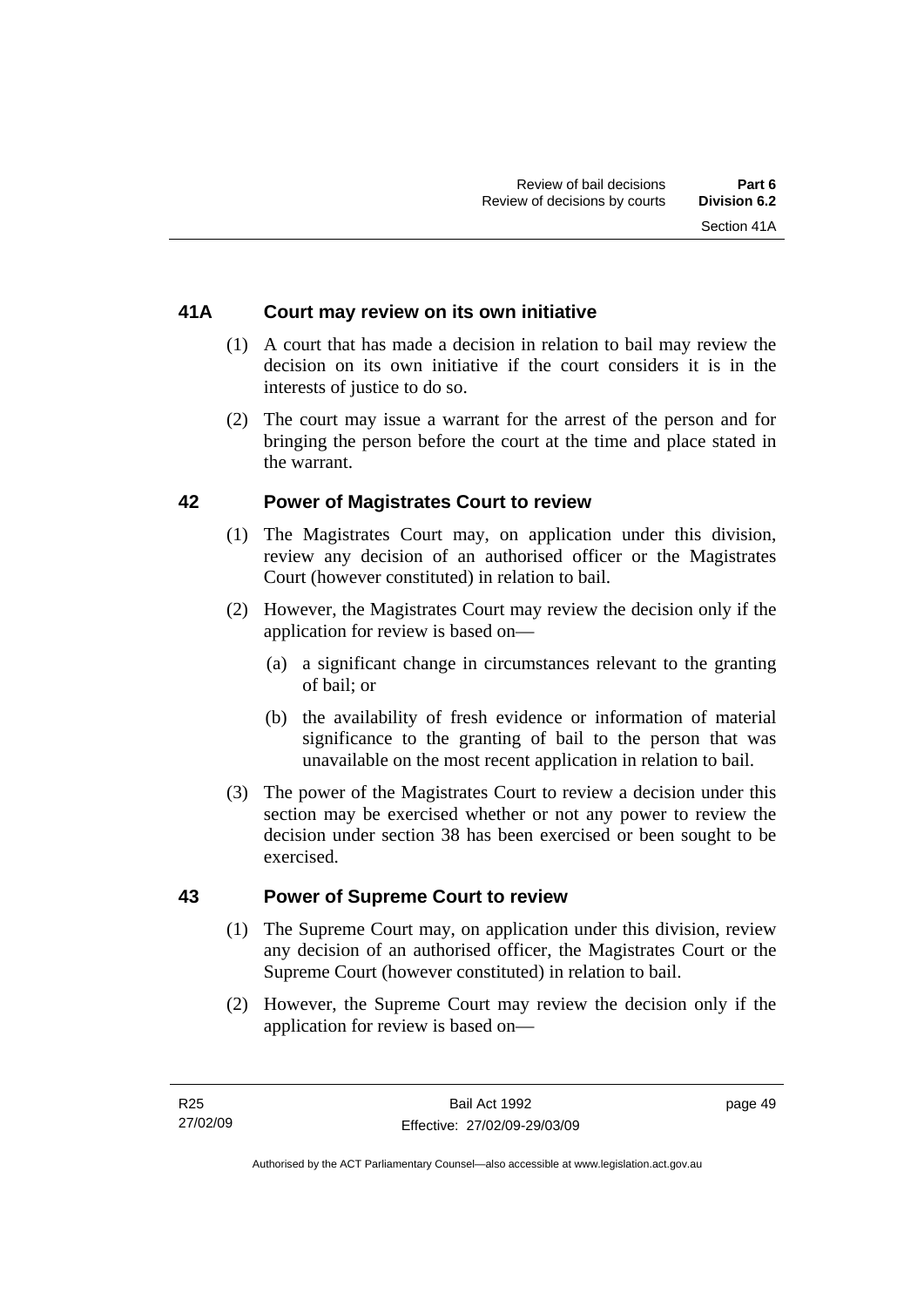### 41A Court may review on its own initiative

(1) A court that has made a decision in relation to bail may review the decision on its own initiative if the court considers it is in the interests of justice to do so.

(2) The court may issue a warrant for the arrest of the person and for bringing the person before the court at the time and place stated in the warrant.

### 42 Power of Magistrates Court to review

(1) The Magistrates Court may, on application under this division, review any decision of an authorised officer or the Magistrates Court (however constituted) in relation to bail.

(2) However, the Magistrates Court may review the decision only if the application for review is based on—

(a) a significant change in circumstances relevant to the granting of bail; or

(b) the availability of fresh evidence or information of material significance to the granting of bail to the person that was unavailable on the most recent application in relation to bail.

(3) The power of the Magistrates Court to review a decision under this section may be exercised whether or not any power to review the decision under section 38 has been exercised or been sought to be exercised.

### 43 Power of Supreme Court to review

(1) The Supreme Court may, on application under this division, review any decision of an authorised officer, the Magistrates Court or the Supreme Court (however constituted) in relation to bail.

(2) However, the Supreme Court may review the decision only if the application for review is based on—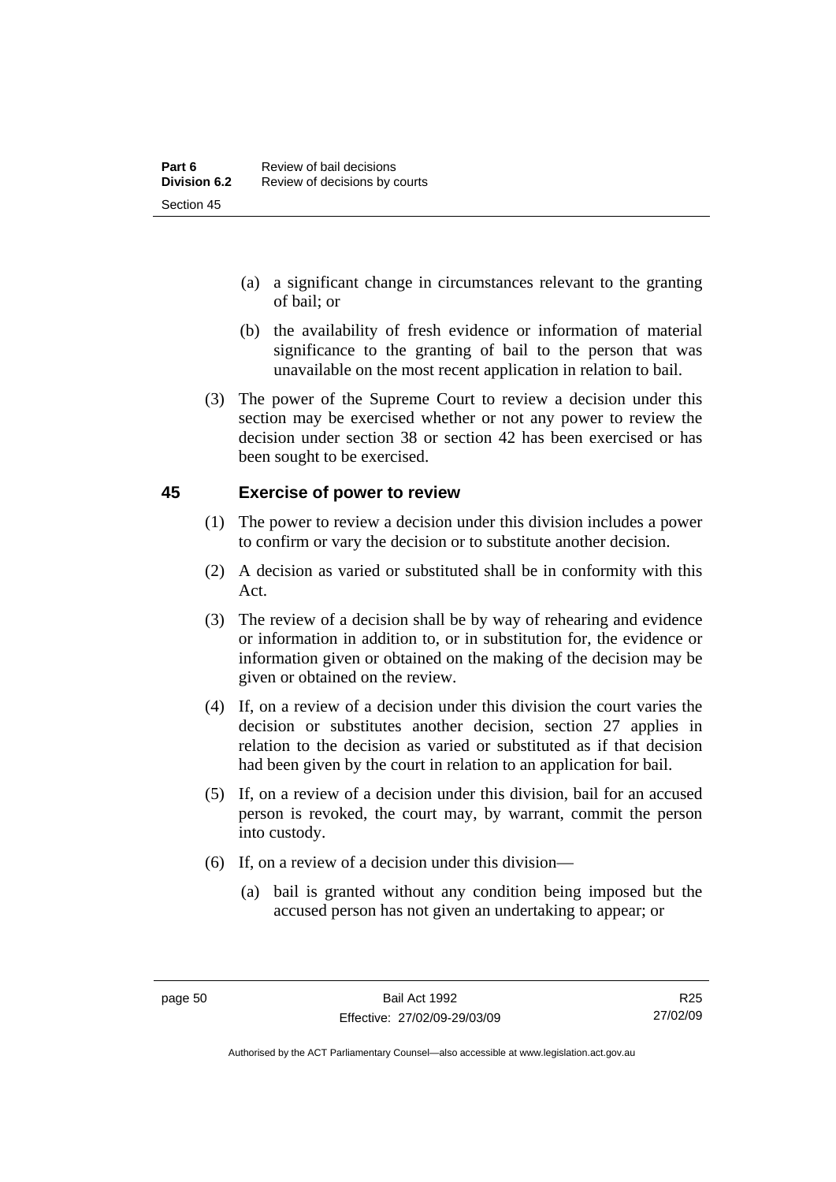(a) a significant change in circumstances relevant to the granting of bail; or

(b) the availability of fresh evidence or information of material significance to the granting of bail to the person that was unavailable on the most recent application in relation to bail.

(3) The power of the Supreme Court to review a decision under this section may be exercised whether or not any power to review the decision under section 38 or section 42 has been exercised or has been sought to be exercised.

## 45 Exercise of power to review

(1) The power to review a decision under this division includes a power to confirm or vary the decision or to substitute another decision.

(2) A decision as varied or substituted shall be in conformity with this Act.

(3) The review of a decision shall be by way of rehearing and evidence or information in addition to, or in substitution for, the evidence or information given or obtained on the making of the decision may be given or obtained on the review.

(4) If, on a review of a decision under this division the court varies the decision or substitutes another decision, section 27 applies in relation to the decision as varied or substituted as if that decision had been given by the court in relation to an application for bail.

(5) If, on a review of a decision under this division, bail for an accused person is revoked, the court may, by warrant, commit the person into custody.

(6) If, on a review of a decision under this division—

(a) bail is granted without any condition being imposed but the accused person has not given an undertaking to appear; or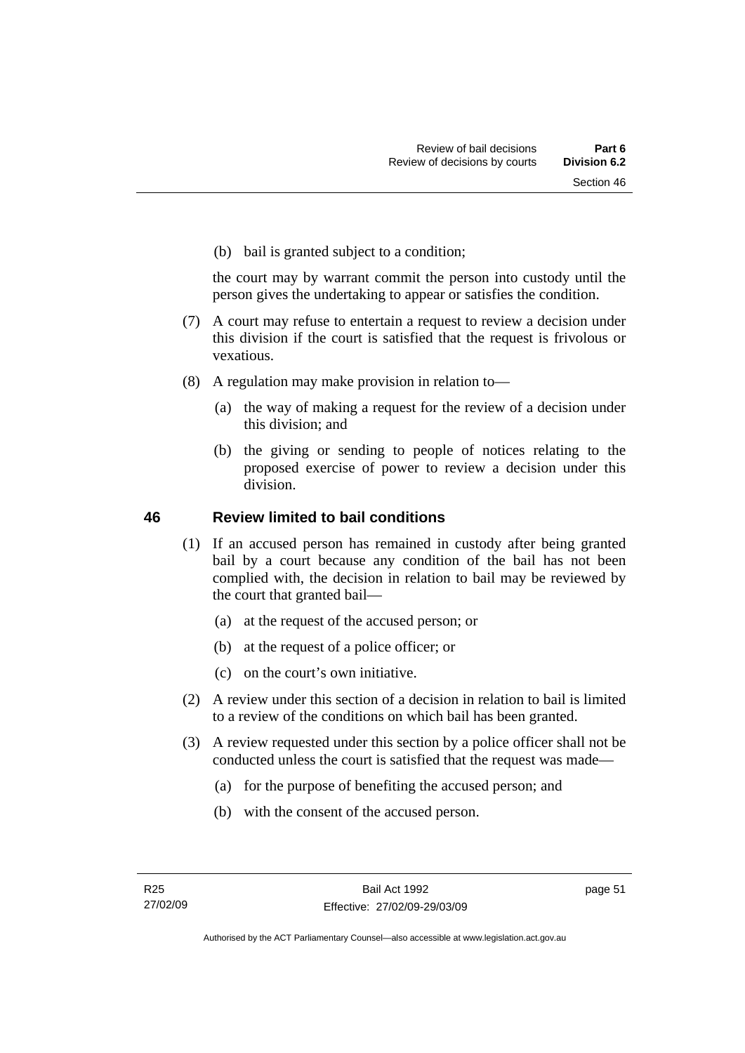(b) bail is granted subject to a condition;

the court may by warrant commit the person into custody until the person gives the undertaking to appear or satisfies the condition.

(7) A court may refuse to entertain a request to review a decision under this division if the court is satisfied that the request is frivolous or vexatious.

(8) A regulation may make provision in relation to—

(a) the way of making a request for the review of a decision under this division; and

(b) the giving or sending to people of notices relating to the proposed exercise of power to review a decision under this division.

## 46 Review limited to bail conditions

(1) If an accused person has remained in custody after being granted bail by a court because any condition of the bail has not been complied with, the decision in relation to bail may be reviewed by the court that granted bail—

(a) at the request of the accused person; or

(b) at the request of a police officer; or

(c) on the court's own initiative.

(2) A review under this section of a decision in relation to bail is limited to a review of the conditions on which bail has been granted.

(3) A review requested under this section by a police officer shall not be conducted unless the court is satisfied that the request was made—

(a) for the purpose of benefiting the accused person; and

(b) with the consent of the accused person.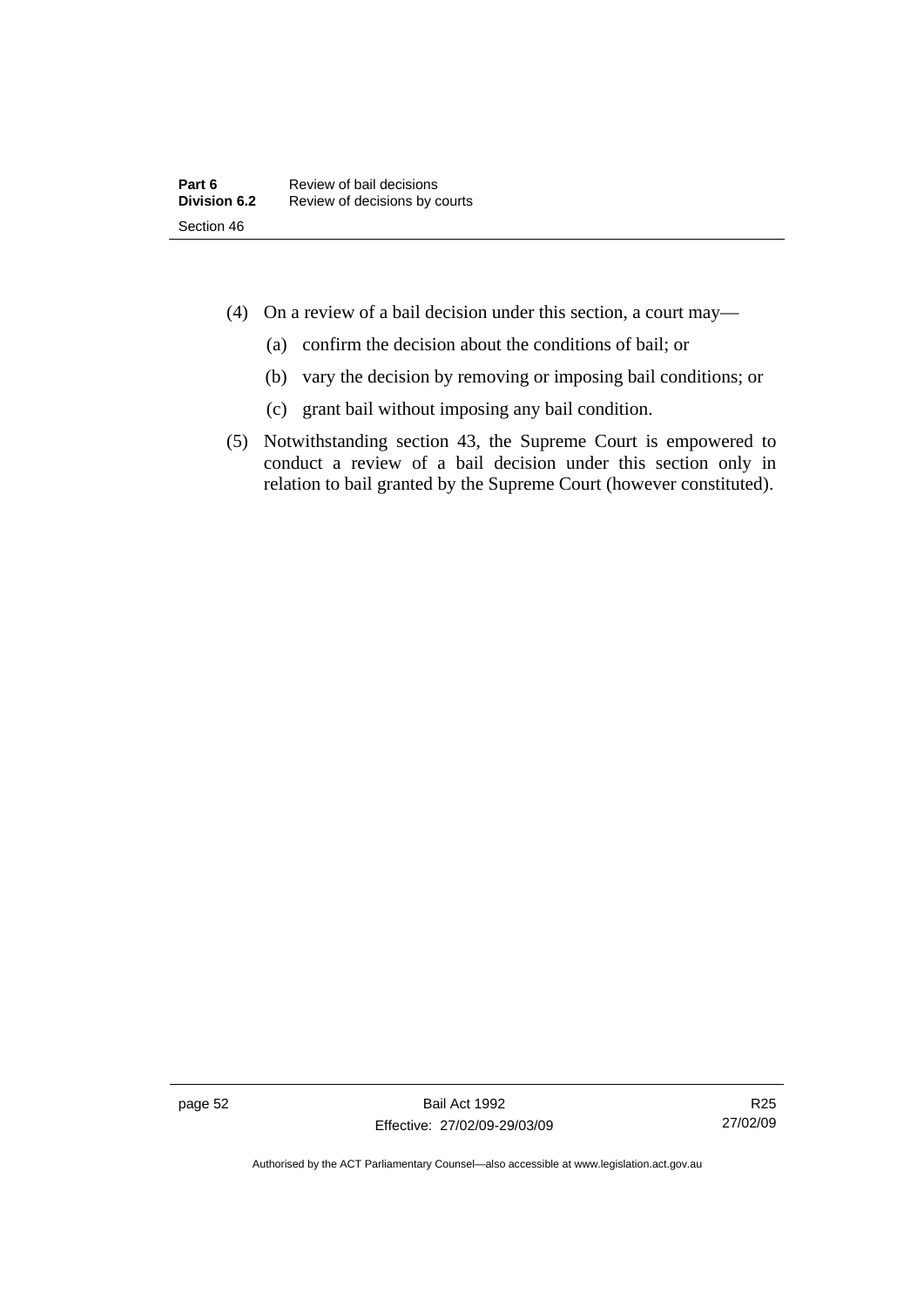(4) On a review of a bail decision under this section, a court may—

(a) confirm the decision about the conditions of bail; or

(b) vary the decision by removing or imposing bail conditions; or

(c) grant bail without imposing any bail condition.

(5) Notwithstanding section 43, the Supreme Court is empowered to conduct a review of a bail decision under this section only in relation to bail granted by the Supreme Court (however constituted).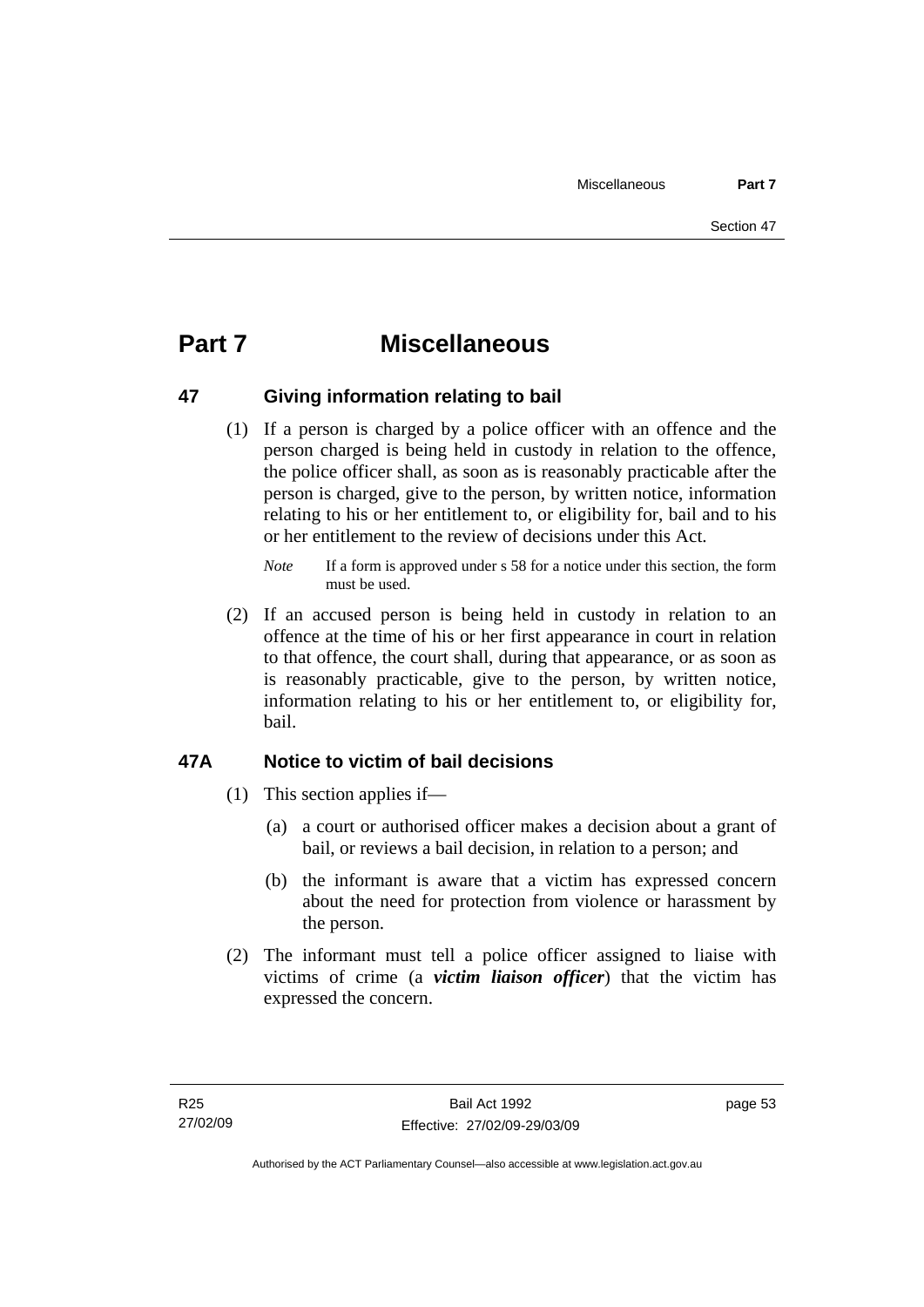# Part 7 Miscellaneous

## 47 Giving information relating to bail

(1) If a person is charged by a police officer with an offence and the person charged is being held in custody in relation to the offence, the police officer shall, as soon as is reasonably practicable after the person is charged, give to the person, by written notice, information relating to his or her entitlement to, or eligibility for, bail and to his or her entitlement to the review of decisions under this Act.

*Note* If a form is approved under s 58 for a notice under this section, the form must be used.

(2) If an accused person is being held in custody in relation to an offence at the time of his or her first appearance in court in relation to that offence, the court shall, during that appearance, or as soon as is reasonably practicable, give to the person, by written notice, information relating to his or her entitlement to, or eligibility for, bail.

## 47A Notice to victim of bail decisions

(1) This section applies if—

(a) a court or authorised officer makes a decision about a grant of bail, or reviews a bail decision, in relation to a person; and

(b) the informant is aware that a victim has expressed concern about the need for protection from violence or harassment by the person.

(2) The informant must tell a police officer assigned to liaise with victims of crime (a ***victim liaison officer***) that the victim has expressed the concern.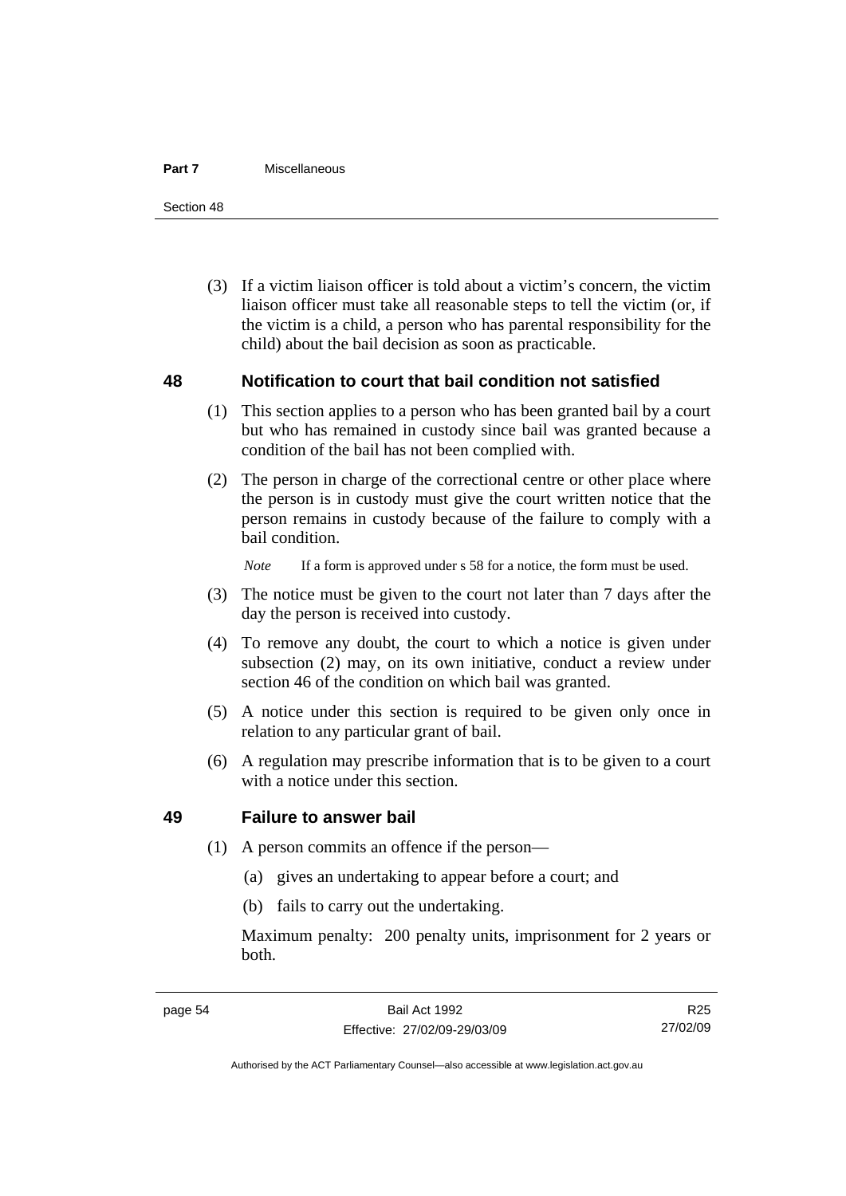(3) If a victim liaison officer is told about a victim's concern, the victim liaison officer must take all reasonable steps to tell the victim (or, if the victim is a child, a person who has parental responsibility for the child) about the bail decision as soon as practicable.

## 48 Notification to court that bail condition not satisfied

(1) This section applies to a person who has been granted bail by a court but who has remained in custody since bail was granted because a condition of the bail has not been complied with.

(2) The person in charge of the correctional centre or other place where the person is in custody must give the court written notice that the person remains in custody because of the failure to comply with a bail condition.

*Note* If a form is approved under s 58 for a notice, the form must be used.

(3) The notice must be given to the court not later than 7 days after the day the person is received into custody.

(4) To remove any doubt, the court to which a notice is given under subsection (2) may, on its own initiative, conduct a review under section 46 of the condition on which bail was granted.

(5) A notice under this section is required to be given only once in relation to any particular grant of bail.

(6) A regulation may prescribe information that is to be given to a court with a notice under this section.

## 49 Failure to answer bail

(1) A person commits an offence if the person—

(a) gives an undertaking to appear before a court; and

(b) fails to carry out the undertaking.

Maximum penalty: 200 penalty units, imprisonment for 2 years or both.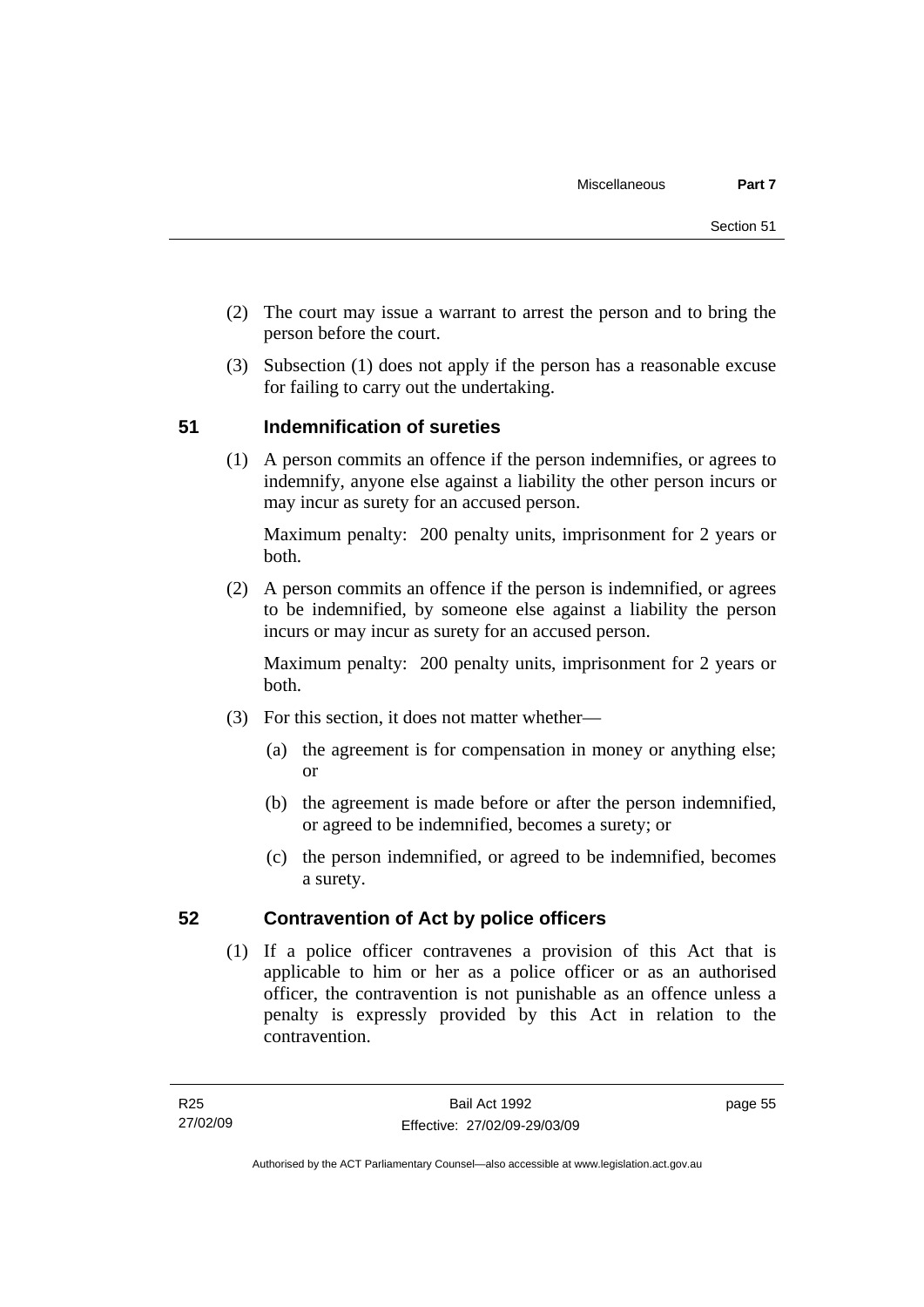(2) The court may issue a warrant to arrest the person and to bring the person before the court.

(3) Subsection (1) does not apply if the person has a reasonable excuse for failing to carry out the undertaking.

## 51 Indemnification of sureties

(1) A person commits an offence if the person indemnifies, or agrees to indemnify, anyone else against a liability the other person incurs or may incur as surety for an accused person.

Maximum penalty: 200 penalty units, imprisonment for 2 years or both.

(2) A person commits an offence if the person is indemnified, or agrees to be indemnified, by someone else against a liability the person incurs or may incur as surety for an accused person.

Maximum penalty: 200 penalty units, imprisonment for 2 years or both.

(3) For this section, it does not matter whether—

(a) the agreement is for compensation in money or anything else; or

(b) the agreement is made before or after the person indemnified, or agreed to be indemnified, becomes a surety; or

(c) the person indemnified, or agreed to be indemnified, becomes a surety.

## 52 Contravention of Act by police officers

(1) If a police officer contravenes a provision of this Act that is applicable to him or her as a police officer or as an authorised officer, the contravention is not punishable as an offence unless a penalty is expressly provided by this Act in relation to the contravention.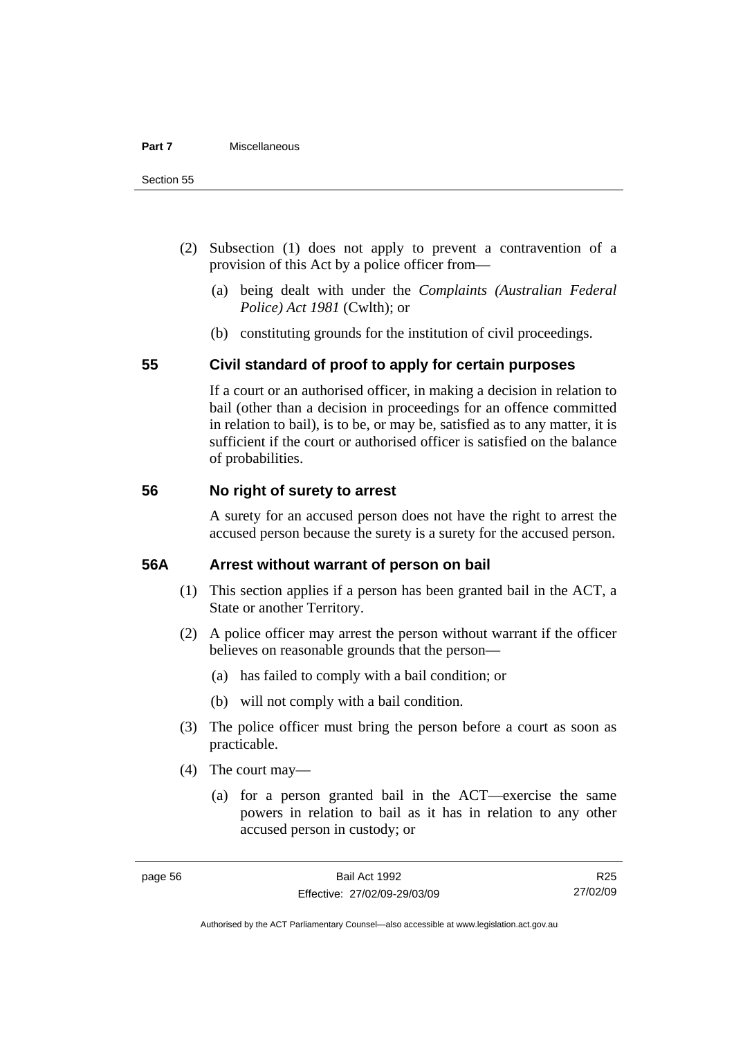(2) Subsection (1) does not apply to prevent a contravention of a provision of this Act by a police officer from—

   (a) being dealt with under the *Complaints (Australian Federal Police) Act 1981* (Cwlth); or

   (b) constituting grounds for the institution of civil proceedings.

## 55 Civil standard of proof to apply for certain purposes

If a court or an authorised officer, in making a decision in relation to bail (other than a decision in proceedings for an offence committed in relation to bail), is to be, or may be, satisfied as to any matter, it is sufficient if the court or authorised officer is satisfied on the balance of probabilities.

## 56 No right of surety to arrest

A surety for an accused person does not have the right to arrest the accused person because the surety is a surety for the accused person.

## 56A Arrest without warrant of person on bail

(1) This section applies if a person has been granted bail in the ACT, a State or another Territory.

(2) A police officer may arrest the person without warrant if the officer believes on reasonable grounds that the person—

   (a) has failed to comply with a bail condition; or

   (b) will not comply with a bail condition.

(3) The police officer must bring the person before a court as soon as practicable.

(4) The court may—

   (a) for a person granted bail in the ACT—exercise the same powers in relation to bail as it has in relation to any other accused person in custody; or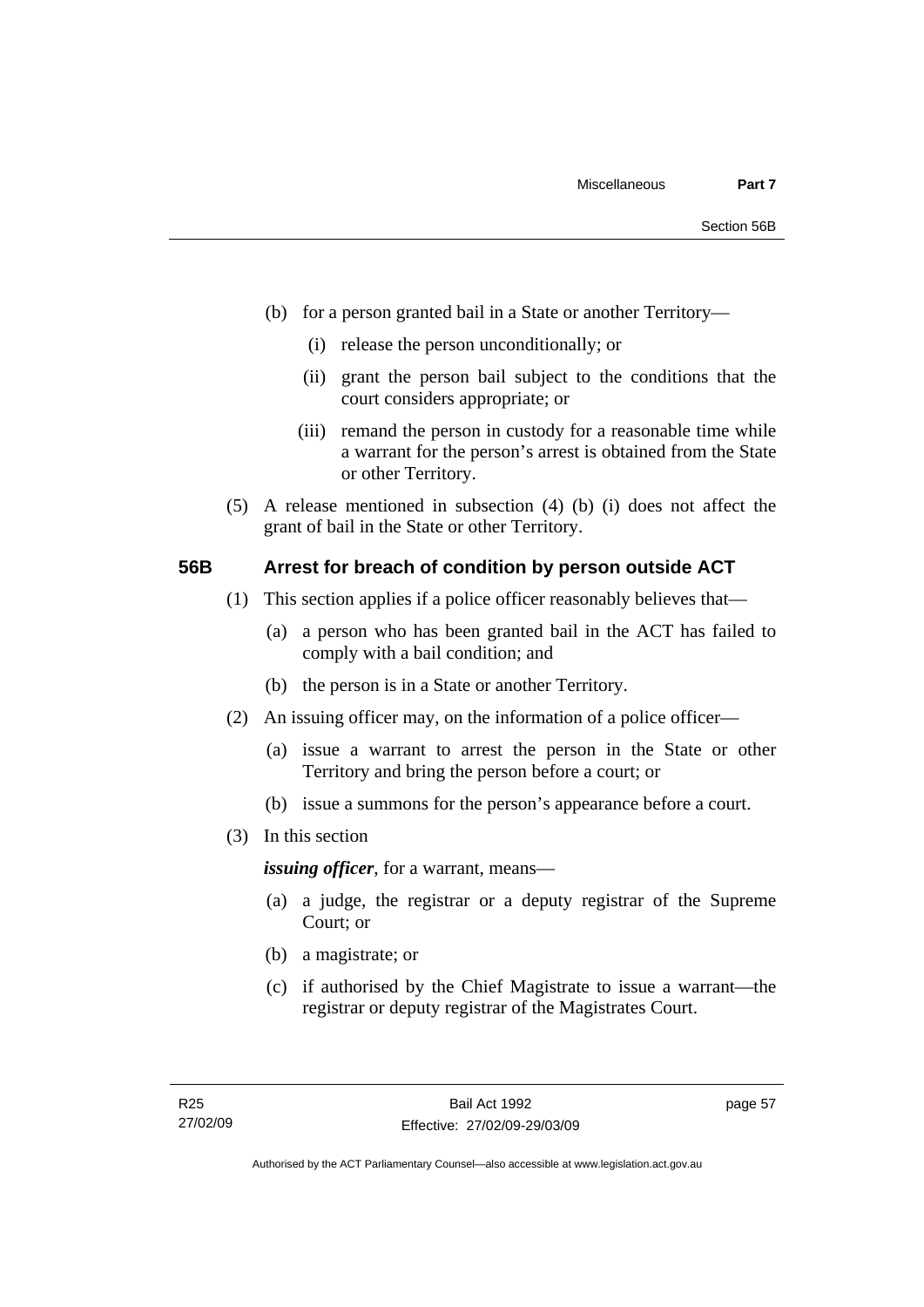(b) for a person granted bail in a State or another Territory—

  (i) release the person unconditionally; or

  (ii) grant the person bail subject to the conditions that the court considers appropriate; or

  (iii) remand the person in custody for a reasonable time while a warrant for the person's arrest is obtained from the State or other Territory.

(5) A release mentioned in subsection (4) (b) (i) does not affect the grant of bail in the State or other Territory.

### 56B Arrest for breach of condition by person outside ACT

(1) This section applies if a police officer reasonably believes that—

  (a) a person who has been granted bail in the ACT has failed to comply with a bail condition; and

  (b) the person is in a State or another Territory.

(2) An issuing officer may, on the information of a police officer—

  (a) issue a warrant to arrest the person in the State or other Territory and bring the person before a court; or

  (b) issue a summons for the person's appearance before a court.

(3) In this section

***issuing officer***, for a warrant, means—

  (a) a judge, the registrar or a deputy registrar of the Supreme Court; or

  (b) a magistrate; or

  (c) if authorised by the Chief Magistrate to issue a warrant—the registrar or deputy registrar of the Magistrates Court.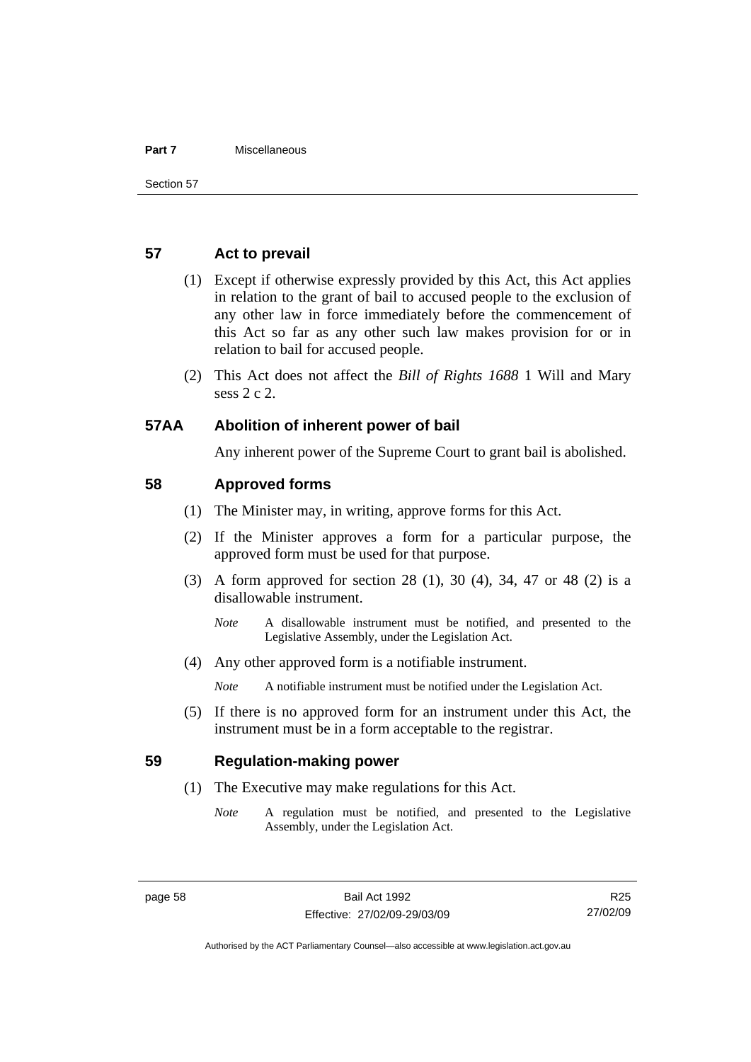## 57 Act to prevail

(1) Except if otherwise expressly provided by this Act, this Act applies in relation to the grant of bail to accused people to the exclusion of any other law in force immediately before the commencement of this Act so far as any other such law makes provision for or in relation to bail for accused people.

(2) This Act does not affect the *Bill of Rights 1688* 1 Will and Mary sess 2 c 2.

## 57AA Abolition of inherent power of bail

Any inherent power of the Supreme Court to grant bail is abolished.

## 58 Approved forms

(1) The Minister may, in writing, approve forms for this Act.

(2) If the Minister approves a form for a particular purpose, the approved form must be used for that purpose.

(3) A form approved for section 28 (1), 30 (4), 34, 47 or 48 (2) is a disallowable instrument.

*Note* A disallowable instrument must be notified, and presented to the Legislative Assembly, under the Legislation Act.

(4) Any other approved form is a notifiable instrument.

*Note* A notifiable instrument must be notified under the Legislation Act.

(5) If there is no approved form for an instrument under this Act, the instrument must be in a form acceptable to the registrar.

## 59 Regulation-making power

(1) The Executive may make regulations for this Act.

*Note* A regulation must be notified, and presented to the Legislative Assembly, under the Legislation Act.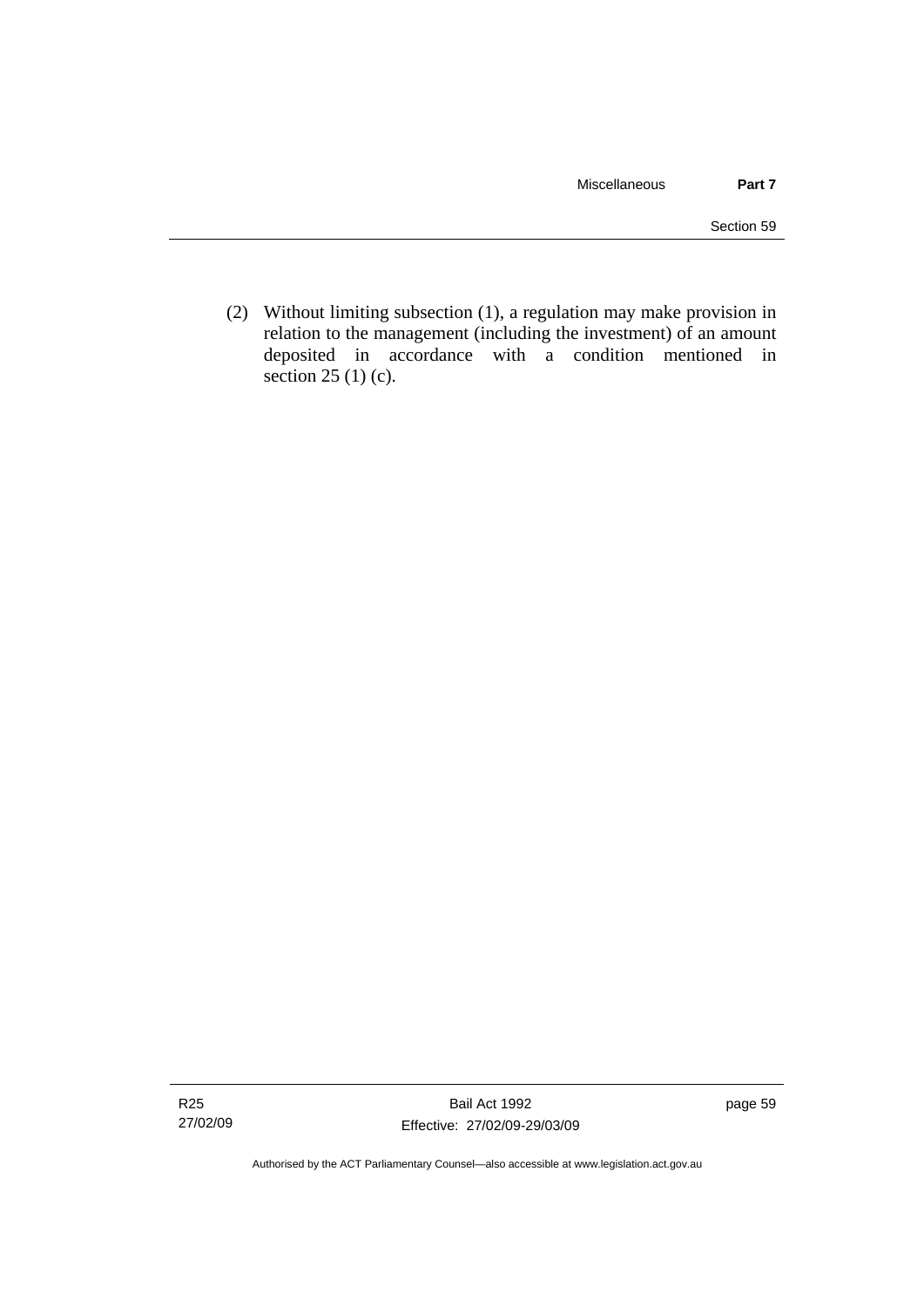(2) Without limiting subsection (1), a regulation may make provision in relation to the management (including the investment) of an amount deposited in accordance with a condition mentioned in section 25 (1) (c).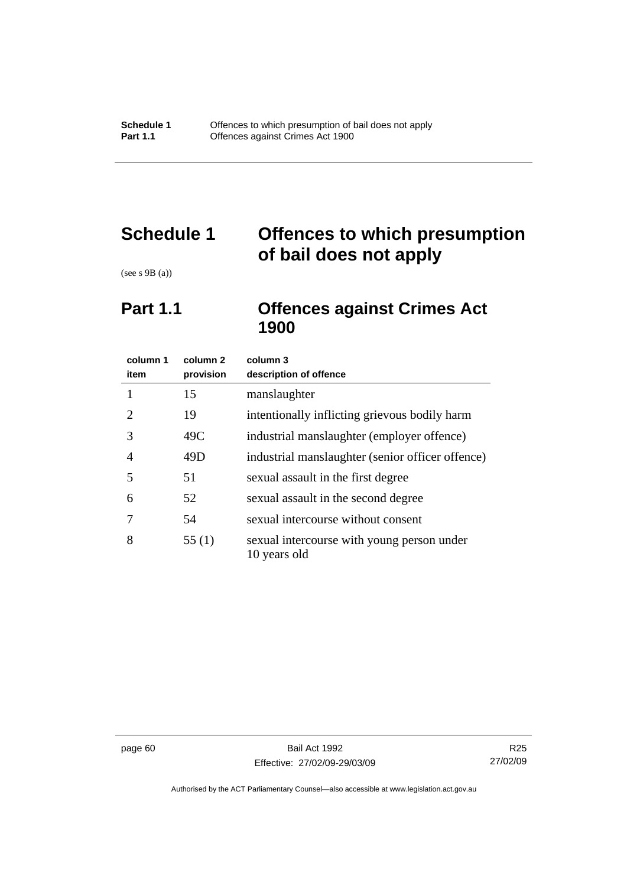# Schedule 1 Offences to which presumption of bail does not apply

(see s 9B (a))

## Part 1.1 Offences against Crimes Act 1900

| column 1 item | column 2 provision | column 3 description of offence |
|---|---|---|
| 1 | 15 | manslaughter |
| 2 | 19 | intentionally inflicting grievous bodily harm |
| 3 | 49C | industrial manslaughter (employer offence) |
| 4 | 49D | industrial manslaughter (senior officer offence) |
| 5 | 51 | sexual assault in the first degree |
| 6 | 52 | sexual assault in the second degree |
| 7 | 54 | sexual intercourse without consent |
| 8 | 55 (1) | sexual intercourse with young person under 10 years old |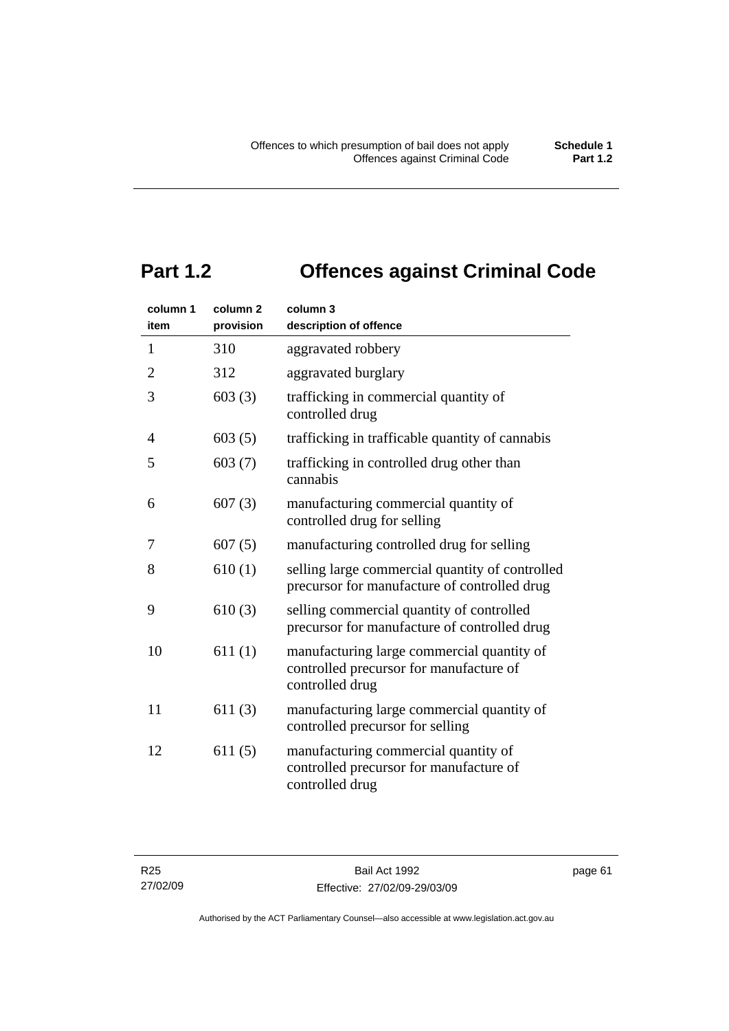# Part 1.2 Offences against Criminal Code

| column 1<br>item | column 2<br>provision | column 3<br>description of offence |
|---|---|---|
| 1 | 310 | aggravated robbery |
| 2 | 312 | aggravated burglary |
| 3 | 603 (3) | trafficking in commercial quantity of controlled drug |
| 4 | 603 (5) | trafficking in trafficable quantity of cannabis |
| 5 | 603 (7) | trafficking in controlled drug other than cannabis |
| 6 | 607 (3) | manufacturing commercial quantity of controlled drug for selling |
| 7 | 607 (5) | manufacturing controlled drug for selling |
| 8 | 610 (1) | selling large commercial quantity of controlled precursor for manufacture of controlled drug |
| 9 | 610 (3) | selling commercial quantity of controlled precursor for manufacture of controlled drug |
| 10 | 611 (1) | manufacturing large commercial quantity of controlled precursor for manufacture of controlled drug |
| 11 | 611 (3) | manufacturing large commercial quantity of controlled precursor for selling |
| 12 | 611 (5) | manufacturing commercial quantity of controlled precursor for manufacture of controlled drug |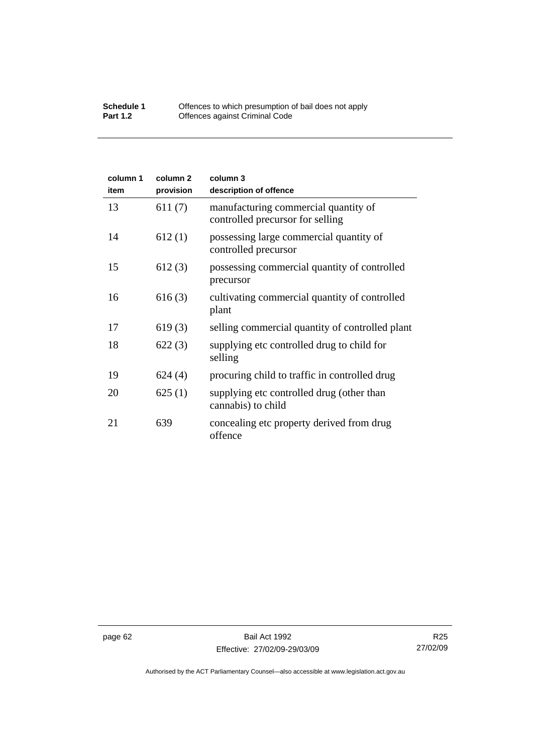| column 1 item | column 2 provision | column 3 description of offence |
|---|---|---|
| 13 | 611 (7) | manufacturing commercial quantity of controlled precursor for selling |
| 14 | 612 (1) | possessing large commercial quantity of controlled precursor |
| 15 | 612 (3) | possessing commercial quantity of controlled precursor |
| 16 | 616 (3) | cultivating commercial quantity of controlled plant |
| 17 | 619 (3) | selling commercial quantity of controlled plant |
| 18 | 622 (3) | supplying etc controlled drug to child for selling |
| 19 | 624 (4) | procuring child to traffic in controlled drug |
| 20 | 625 (1) | supplying etc controlled drug (other than cannabis) to child |
| 21 | 639 | concealing etc property derived from drug offence |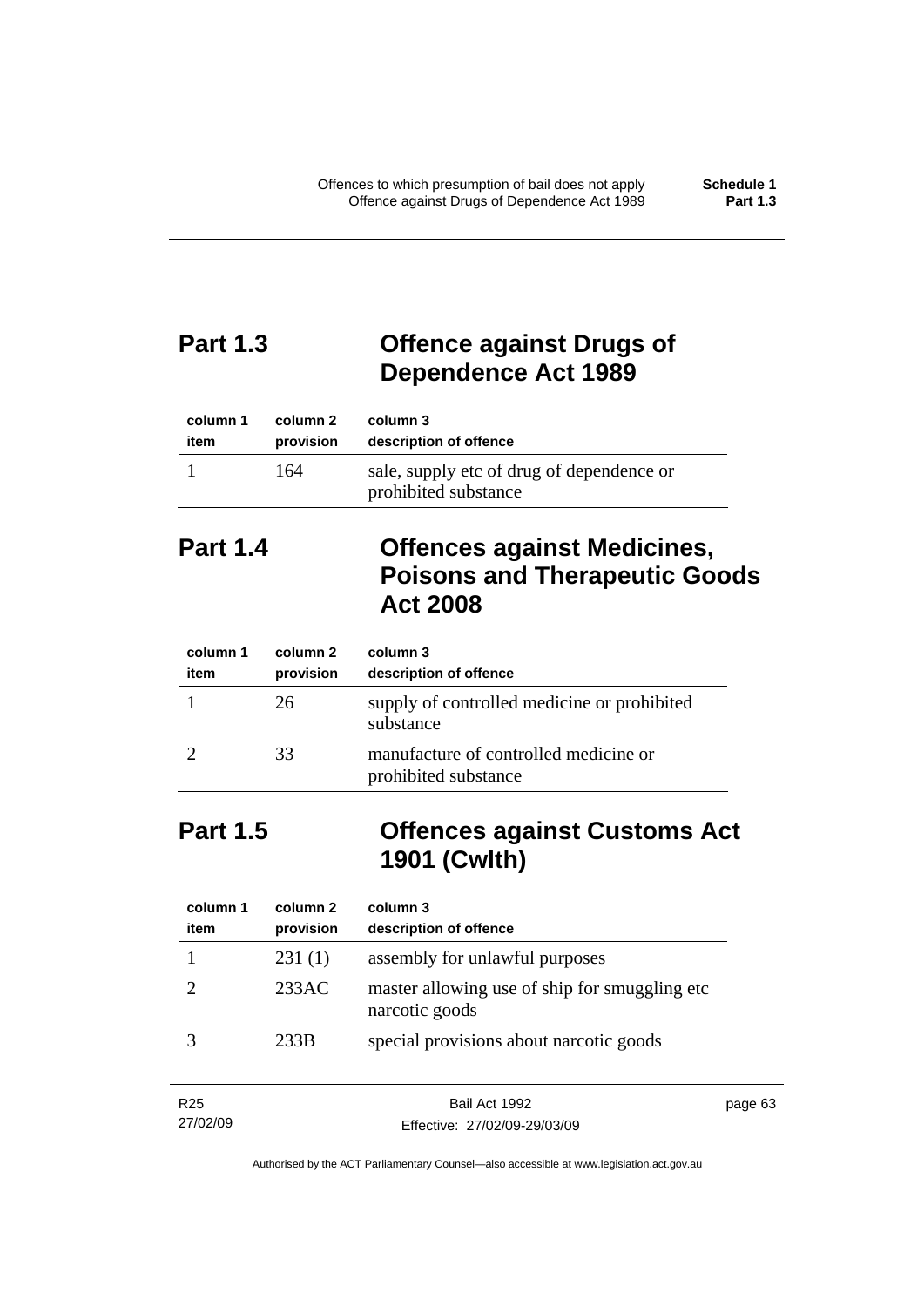## Part 1.3 Offence against Drugs of Dependence Act 1989

| column 1 item | column 2 provision | column 3 description of offence |
|---|---|---|
| 1 | 164 | sale, supply etc of drug of dependence or prohibited substance |

## Part 1.4 Offences against Medicines, Poisons and Therapeutic Goods Act 2008

| column 1 item | column 2 provision | column 3 description of offence |
|---|---|---|
| 1 | 26 | supply of controlled medicine or prohibited substance |
| 2 | 33 | manufacture of controlled medicine or prohibited substance |

## Part 1.5 Offences against Customs Act 1901 (Cwlth)

| column 1 item | column 2 provision | column 3 description of offence |
|---|---|---|
| 1 | 231 (1) | assembly for unlawful purposes |
| 2 | 233AC | master allowing use of ship for smuggling etc narcotic goods |
| 3 | 233B | special provisions about narcotic goods |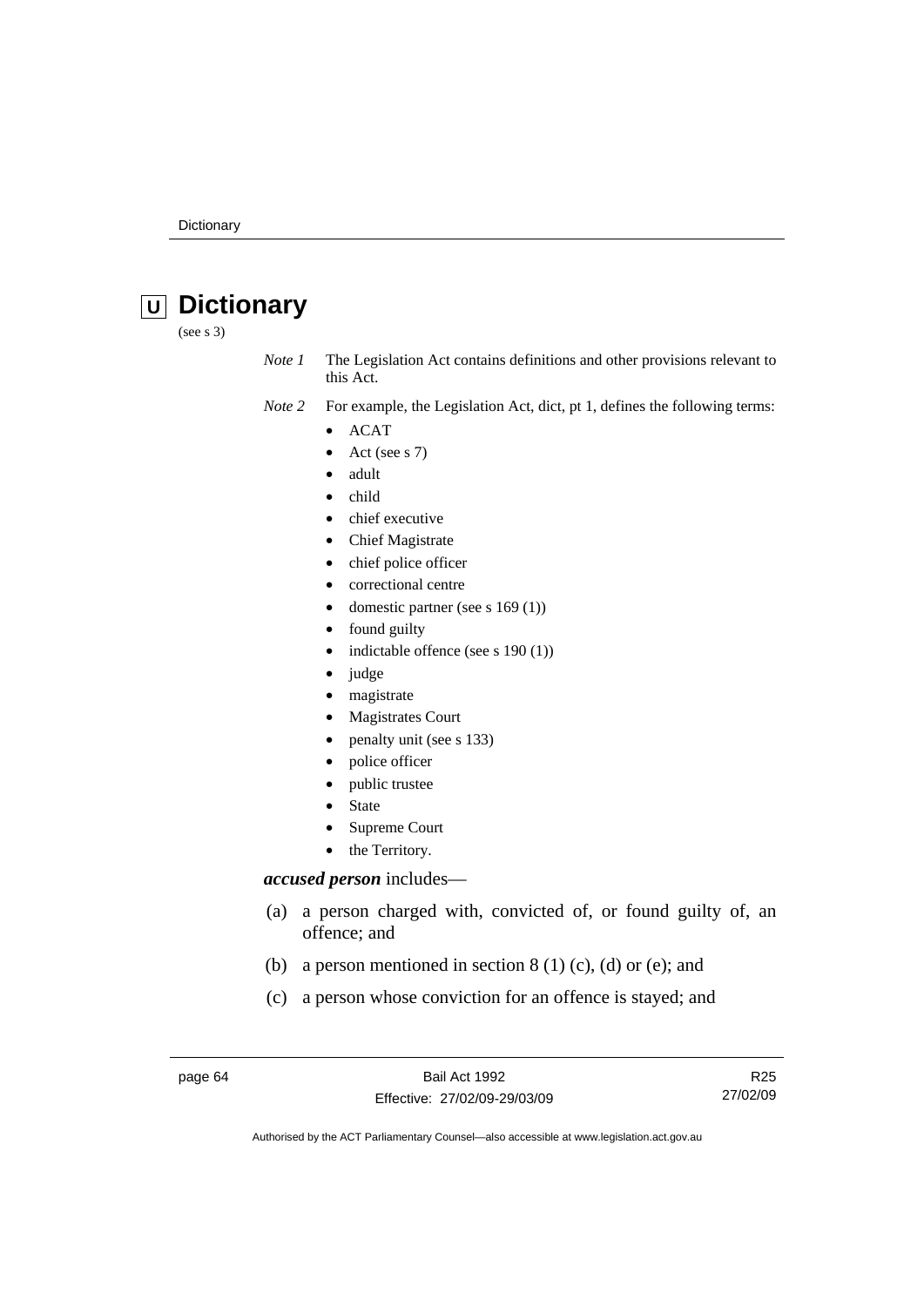# U Dictionary

(see s 3)

*Note 1* The Legislation Act contains definitions and other provisions relevant to this Act.

*Note 2* For example, the Legislation Act, dict, pt 1, defines the following terms:

- ACAT
- Act (see s 7)
- adult
- child
- chief executive
- Chief Magistrate
- chief police officer
- correctional centre
- domestic partner (see s 169 (1))
- found guilty
- indictable offence (see s 190 (1))
- judge
- magistrate
- Magistrates Court
- penalty unit (see s 133)
- police officer
- public trustee
- State
- Supreme Court
- the Territory.

***accused person*** includes—

(a) a person charged with, convicted of, or found guilty of, an offence; and

(b) a person mentioned in section 8 (1) (c), (d) or (e); and

(c) a person whose conviction for an offence is stayed; and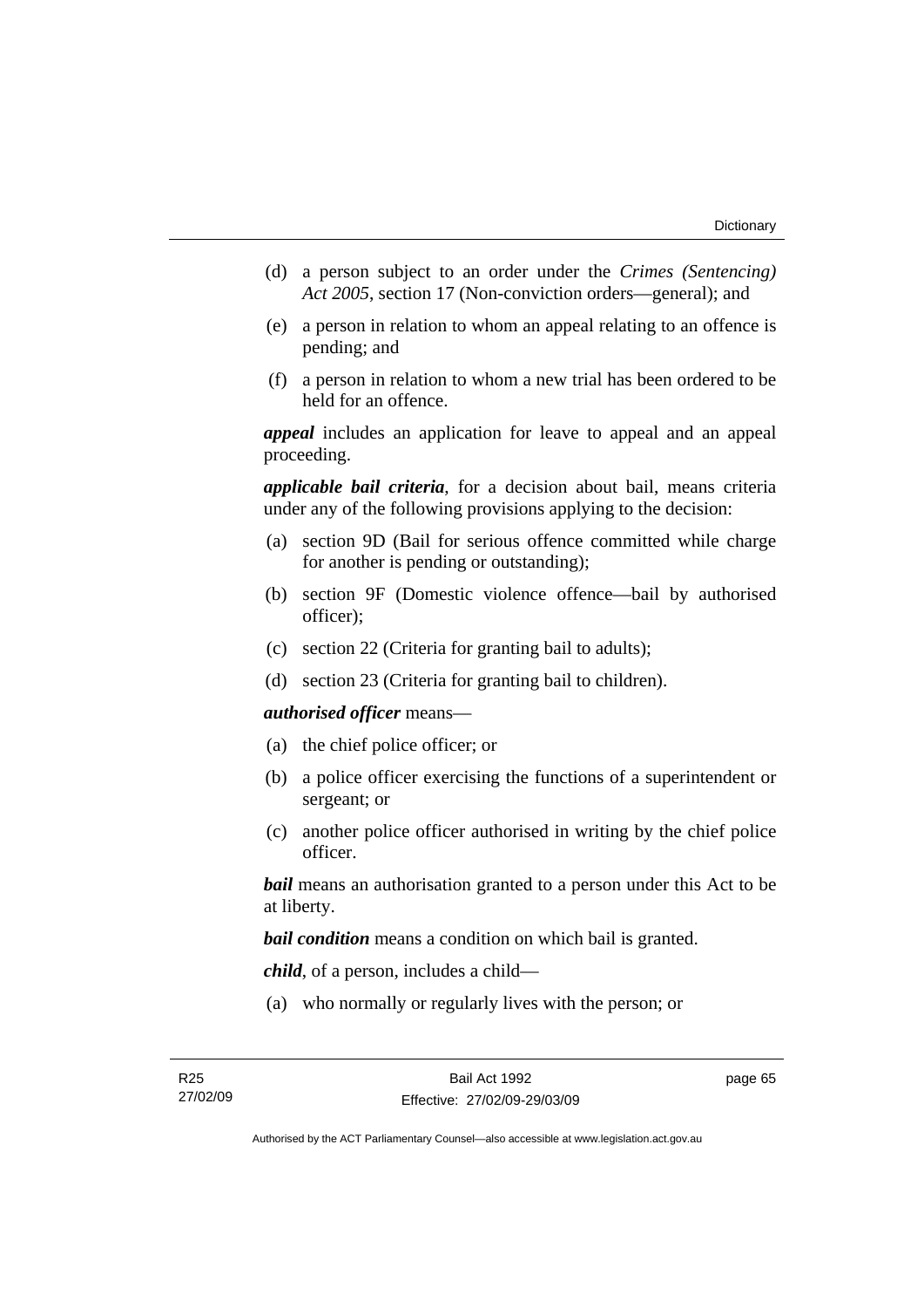(d) a person subject to an order under the *Crimes (Sentencing) Act 2005*, section 17 (Non-conviction orders—general); and

(e) a person in relation to whom an appeal relating to an offence is pending; and

(f) a person in relation to whom a new trial has been ordered to be held for an offence.

***appeal*** includes an application for leave to appeal and an appeal proceeding.

***applicable bail criteria***, for a decision about bail, means criteria under any of the following provisions applying to the decision:

(a) section 9D (Bail for serious offence committed while charge for another is pending or outstanding);

(b) section 9F (Domestic violence offence—bail by authorised officer);

(c) section 22 (Criteria for granting bail to adults);

(d) section 23 (Criteria for granting bail to children).

***authorised officer*** means—

(a) the chief police officer; or

(b) a police officer exercising the functions of a superintendent or sergeant; or

(c) another police officer authorised in writing by the chief police officer.

***bail*** means an authorisation granted to a person under this Act to be at liberty.

***bail condition*** means a condition on which bail is granted.

***child***, of a person, includes a child—

(a) who normally or regularly lives with the person; or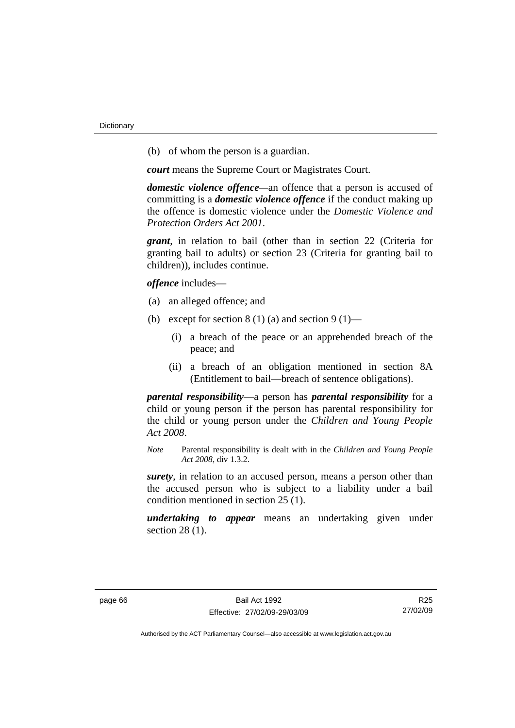(b) of whom the person is a guardian.

***court*** means the Supreme Court or Magistrates Court.

***domestic violence offence***—an offence that a person is accused of committing is a ***domestic violence offence*** if the conduct making up the offence is domestic violence under the *Domestic Violence and Protection Orders Act 2001*.

***grant***, in relation to bail (other than in section 22 (Criteria for granting bail to adults) or section 23 (Criteria for granting bail to children)), includes continue.

***offence*** includes—

(a) an alleged offence; and

(b) except for section 8 (1) (a) and section 9 (1)—

  (i) a breach of the peace or an apprehended breach of the peace; and

  (ii) a breach of an obligation mentioned in section 8A (Entitlement to bail—breach of sentence obligations).

***parental responsibility***—a person has ***parental responsibility*** for a child or young person if the person has parental responsibility for the child or young person under the *Children and Young People Act 2008*.

*Note* Parental responsibility is dealt with in the *Children and Young People Act 2008*, div 1.3.2.

***surety***, in relation to an accused person, means a person other than the accused person who is subject to a liability under a bail condition mentioned in section 25 (1).

***undertaking to appear*** means an undertaking given under section 28 (1).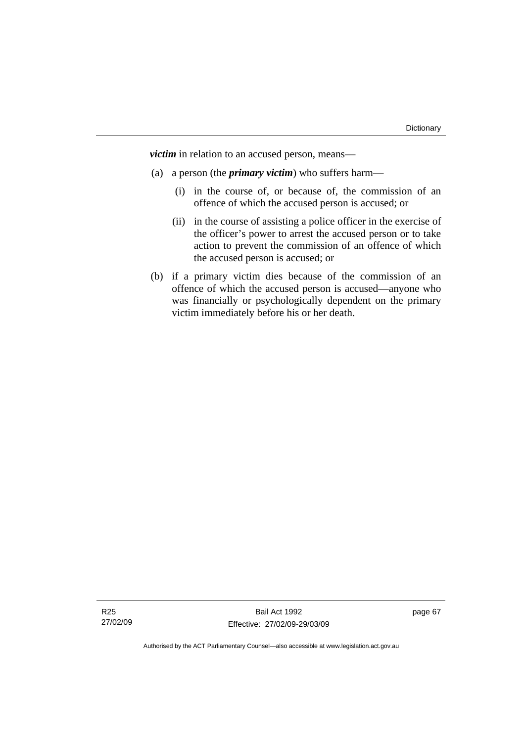***victim*** in relation to an accused person, means—

(a) a person (the ***primary victim***) who suffers harm—

   (i) in the course of, or because of, the commission of an offence of which the accused person is accused; or

   (ii) in the course of assisting a police officer in the exercise of the officer's power to arrest the accused person or to take action to prevent the commission of an offence of which the accused person is accused; or

(b) if a primary victim dies because of the commission of an offence of which the accused person is accused—anyone who was financially or psychologically dependent on the primary victim immediately before his or her death.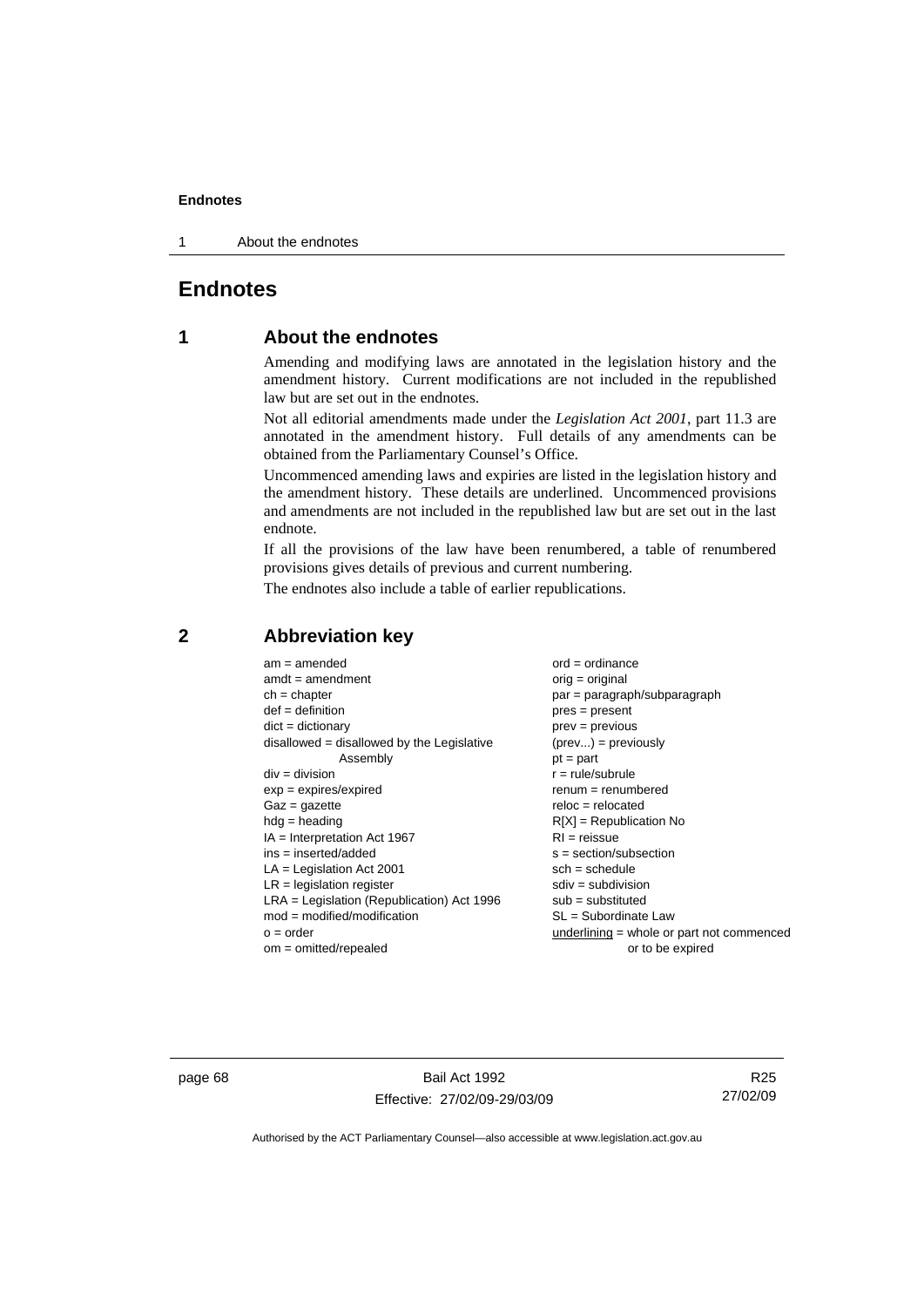# Endnotes

## 1 About the endnotes

Amending and modifying laws are annotated in the legislation history and the amendment history. Current modifications are not included in the republished law but are set out in the endnotes.

Not all editorial amendments made under the *Legislation Act 2001*, part 11.3 are annotated in the amendment history. Full details of any amendments can be obtained from the Parliamentary Counsel's Office.

Uncommenced amending laws and expiries are listed in the legislation history and the amendment history. These details are underlined. Uncommenced provisions and amendments are not included in the republished law but are set out in the last endnote.

If all the provisions of the law have been renumbered, a table of renumbered provisions gives details of previous and current numbering.

The endnotes also include a table of earlier republications.

## 2 Abbreviation key

am = amended
amdt = amendment
ch = chapter
def = definition
dict = dictionary
disallowed = disallowed by the Legislative Assembly
div = division
exp = expires/expired
Gaz = gazette
hdg = heading
IA = Interpretation Act 1967
ins = inserted/added
LA = Legislation Act 2001
LR = legislation register
LRA = Legislation (Republication) Act 1996
mod = modified/modification
o = order
om = omitted/repealed
ord = ordinance
orig = original
par = paragraph/subparagraph
pres = present
prev = previous
(prev...) = previously
pt = part
r = rule/subrule
renum = renumbered
reloc = relocated
R[X] = Republication No
RI = reissue
s = section/subsection
sch = schedule
sdiv = subdivision
sub = substituted
SL = Subordinate Law
underlining = whole or part not commenced or to be expired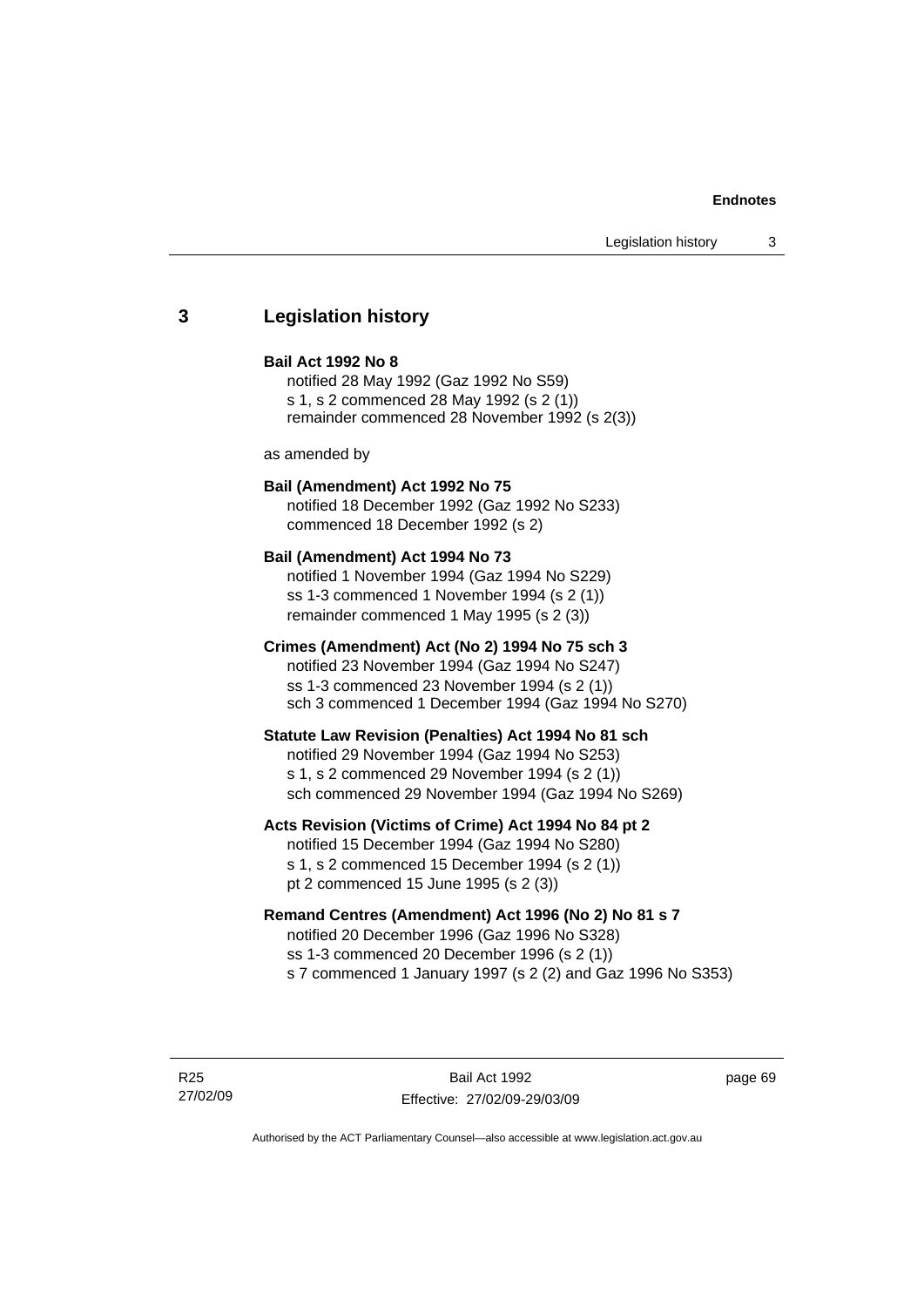## 3 Legislation history

**Bail Act 1992 No 8**

notified 28 May 1992 (Gaz 1992 No S59)
s 1, s 2 commenced 28 May 1992 (s 2 (1))
remainder commenced 28 November 1992 (s 2(3))

as amended by

**Bail (Amendment) Act 1992 No 75**

notified 18 December 1992 (Gaz 1992 No S233)
commenced 18 December 1992 (s 2)

**Bail (Amendment) Act 1994 No 73**

notified 1 November 1994 (Gaz 1994 No S229)
ss 1-3 commenced 1 November 1994 (s 2 (1))
remainder commenced 1 May 1995 (s 2 (3))

**Crimes (Amendment) Act (No 2) 1994 No 75 sch 3**

notified 23 November 1994 (Gaz 1994 No S247)
ss 1-3 commenced 23 November 1994 (s 2 (1))
sch 3 commenced 1 December 1994 (Gaz 1994 No S270)

**Statute Law Revision (Penalties) Act 1994 No 81 sch**

notified 29 November 1994 (Gaz 1994 No S253)
s 1, s 2 commenced 29 November 1994 (s 2 (1))
sch commenced 29 November 1994 (Gaz 1994 No S269)

**Acts Revision (Victims of Crime) Act 1994 No 84 pt 2**

notified 15 December 1994 (Gaz 1994 No S280)
s 1, s 2 commenced 15 December 1994 (s 2 (1))
pt 2 commenced 15 June 1995 (s 2 (3))

**Remand Centres (Amendment) Act 1996 (No 2) No 81 s 7**

notified 20 December 1996 (Gaz 1996 No S328)
ss 1-3 commenced 20 December 1996 (s 2 (1))
s 7 commenced 1 January 1997 (s 2 (2) and Gaz 1996 No S353)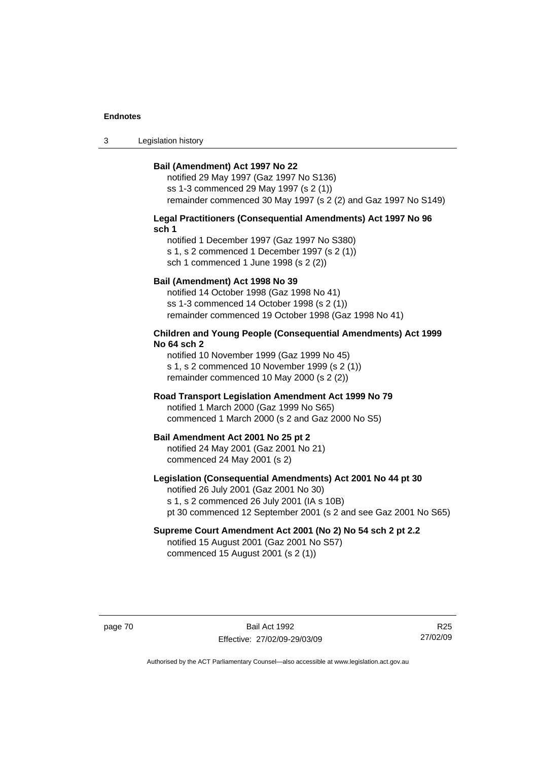**Bail (Amendment) Act 1997 No 22**

notified 29 May 1997 (Gaz 1997 No S136)
ss 1-3 commenced 29 May 1997 (s 2 (1))
remainder commenced 30 May 1997 (s 2 (2) and Gaz 1997 No S149)

**Legal Practitioners (Consequential Amendments) Act 1997 No 96 sch 1**

notified 1 December 1997 (Gaz 1997 No S380)
s 1, s 2 commenced 1 December 1997 (s 2 (1))
sch 1 commenced 1 June 1998 (s 2 (2))

**Bail (Amendment) Act 1998 No 39**

notified 14 October 1998 (Gaz 1998 No 41)
ss 1-3 commenced 14 October 1998 (s 2 (1))
remainder commenced 19 October 1998 (Gaz 1998 No 41)

**Children and Young People (Consequential Amendments) Act 1999 No 64 sch 2**

notified 10 November 1999 (Gaz 1999 No 45)
s 1, s 2 commenced 10 November 1999 (s 2 (1))
remainder commenced 10 May 2000 (s 2 (2))

**Road Transport Legislation Amendment Act 1999 No 79**

notified 1 March 2000 (Gaz 1999 No S65)
commenced 1 March 2000 (s 2 and Gaz 2000 No S5)

**Bail Amendment Act 2001 No 25 pt 2**

notified 24 May 2001 (Gaz 2001 No 21)
commenced 24 May 2001 (s 2)

**Legislation (Consequential Amendments) Act 2001 No 44 pt 30**

notified 26 July 2001 (Gaz 2001 No 30)
s 1, s 2 commenced 26 July 2001 (IA s 10B)
pt 30 commenced 12 September 2001 (s 2 and see Gaz 2001 No S65)

**Supreme Court Amendment Act 2001 (No 2) No 54 sch 2 pt 2.2**

notified 15 August 2001 (Gaz 2001 No S57)
commenced 15 August 2001 (s 2 (1))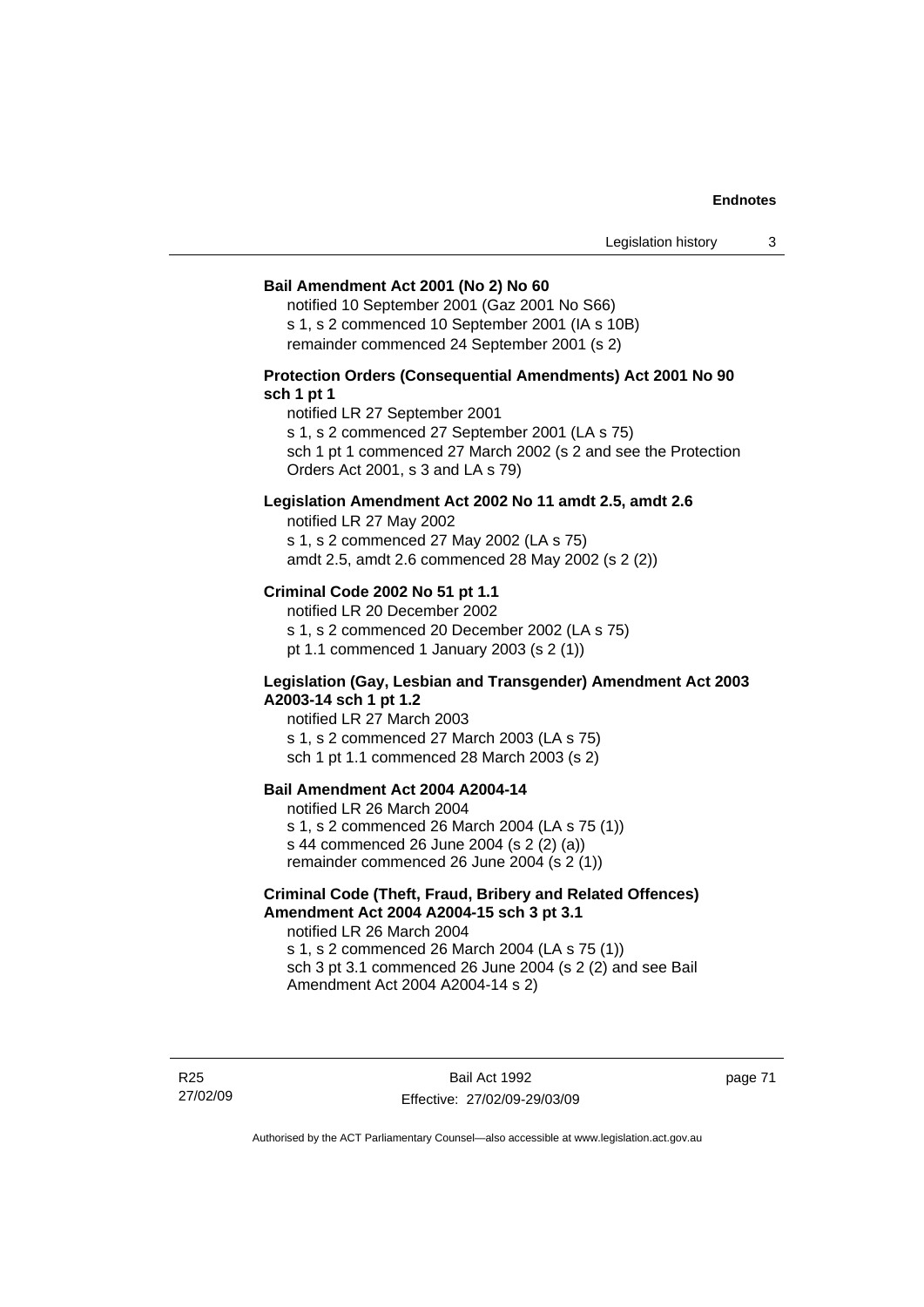**Bail Amendment Act 2001 (No 2) No 60**

notified 10 September 2001 (Gaz 2001 No S66)
s 1, s 2 commenced 10 September 2001 (IA s 10B)
remainder commenced 24 September 2001 (s 2)

**Protection Orders (Consequential Amendments) Act 2001 No 90 sch 1 pt 1**

notified LR 27 September 2001
s 1, s 2 commenced 27 September 2001 (LA s 75)
sch 1 pt 1 commenced 27 March 2002 (s 2 and see the Protection Orders Act 2001, s 3 and LA s 79)

**Legislation Amendment Act 2002 No 11 amdt 2.5, amdt 2.6**

notified LR 27 May 2002
s 1, s 2 commenced 27 May 2002 (LA s 75)
amdt 2.5, amdt 2.6 commenced 28 May 2002 (s 2 (2))

**Criminal Code 2002 No 51 pt 1.1**

notified LR 20 December 2002
s 1, s 2 commenced 20 December 2002 (LA s 75)
pt 1.1 commenced 1 January 2003 (s 2 (1))

**Legislation (Gay, Lesbian and Transgender) Amendment Act 2003 A2003-14 sch 1 pt 1.2**

notified LR 27 March 2003
s 1, s 2 commenced 27 March 2003 (LA s 75)
sch 1 pt 1.1 commenced 28 March 2003 (s 2)

**Bail Amendment Act 2004 A2004-14**

notified LR 26 March 2004
s 1, s 2 commenced 26 March 2004 (LA s 75 (1))
s 44 commenced 26 June 2004 (s 2 (2) (a))
remainder commenced 26 June 2004 (s 2 (1))

**Criminal Code (Theft, Fraud, Bribery and Related Offences) Amendment Act 2004 A2004-15 sch 3 pt 3.1**

notified LR 26 March 2004
s 1, s 2 commenced 26 March 2004 (LA s 75 (1))
sch 3 pt 3.1 commenced 26 June 2004 (s 2 (2) and see Bail Amendment Act 2004 A2004-14 s 2)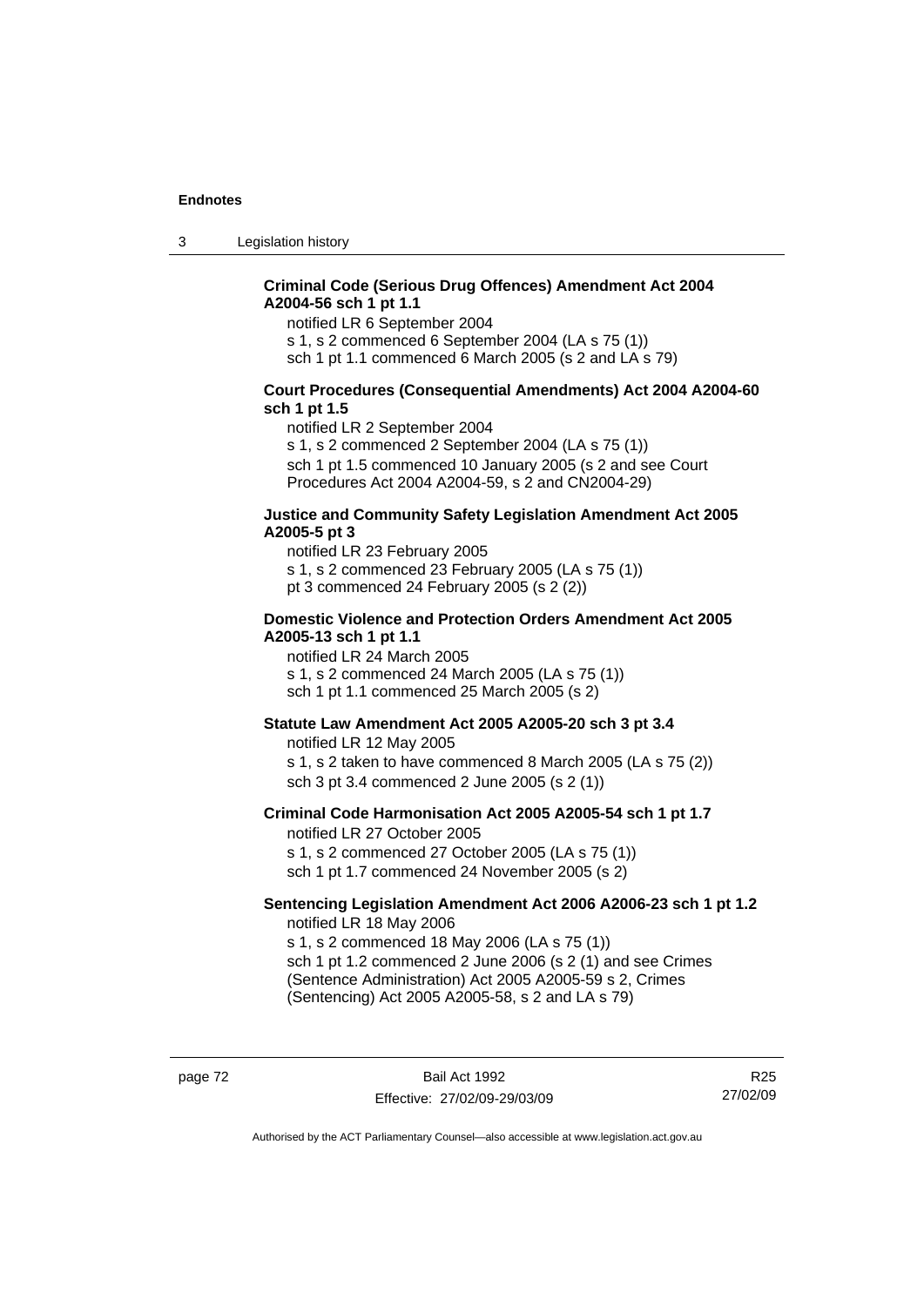**Criminal Code (Serious Drug Offences) Amendment Act 2004 A2004-56 sch 1 pt 1.1**

notified LR 6 September 2004
s 1, s 2 commenced 6 September 2004 (LA s 75 (1))
sch 1 pt 1.1 commenced 6 March 2005 (s 2 and LA s 79)

**Court Procedures (Consequential Amendments) Act 2004 A2004-60 sch 1 pt 1.5**

notified LR 2 September 2004
s 1, s 2 commenced 2 September 2004 (LA s 75 (1))
sch 1 pt 1.5 commenced 10 January 2005 (s 2 and see Court Procedures Act 2004 A2004-59, s 2 and CN2004-29)

**Justice and Community Safety Legislation Amendment Act 2005 A2005-5 pt 3**

notified LR 23 February 2005
s 1, s 2 commenced 23 February 2005 (LA s 75 (1))
pt 3 commenced 24 February 2005 (s 2 (2))

**Domestic Violence and Protection Orders Amendment Act 2005 A2005-13 sch 1 pt 1.1**

notified LR 24 March 2005
s 1, s 2 commenced 24 March 2005 (LA s 75 (1))
sch 1 pt 1.1 commenced 25 March 2005 (s 2)

**Statute Law Amendment Act 2005 A2005-20 sch 3 pt 3.4**

notified LR 12 May 2005
s 1, s 2 taken to have commenced 8 March 2005 (LA s 75 (2))
sch 3 pt 3.4 commenced 2 June 2005 (s 2 (1))

**Criminal Code Harmonisation Act 2005 A2005-54 sch 1 pt 1.7**

notified LR 27 October 2005
s 1, s 2 commenced 27 October 2005 (LA s 75 (1))
sch 1 pt 1.7 commenced 24 November 2005 (s 2)

**Sentencing Legislation Amendment Act 2006 A2006-23 sch 1 pt 1.2**

notified LR 18 May 2006
s 1, s 2 commenced 18 May 2006 (LA s 75 (1))
sch 1 pt 1.2 commenced 2 June 2006 (s 2 (1) and see Crimes (Sentence Administration) Act 2005 A2005-59 s 2, Crimes (Sentencing) Act 2005 A2005-58, s 2 and LA s 79)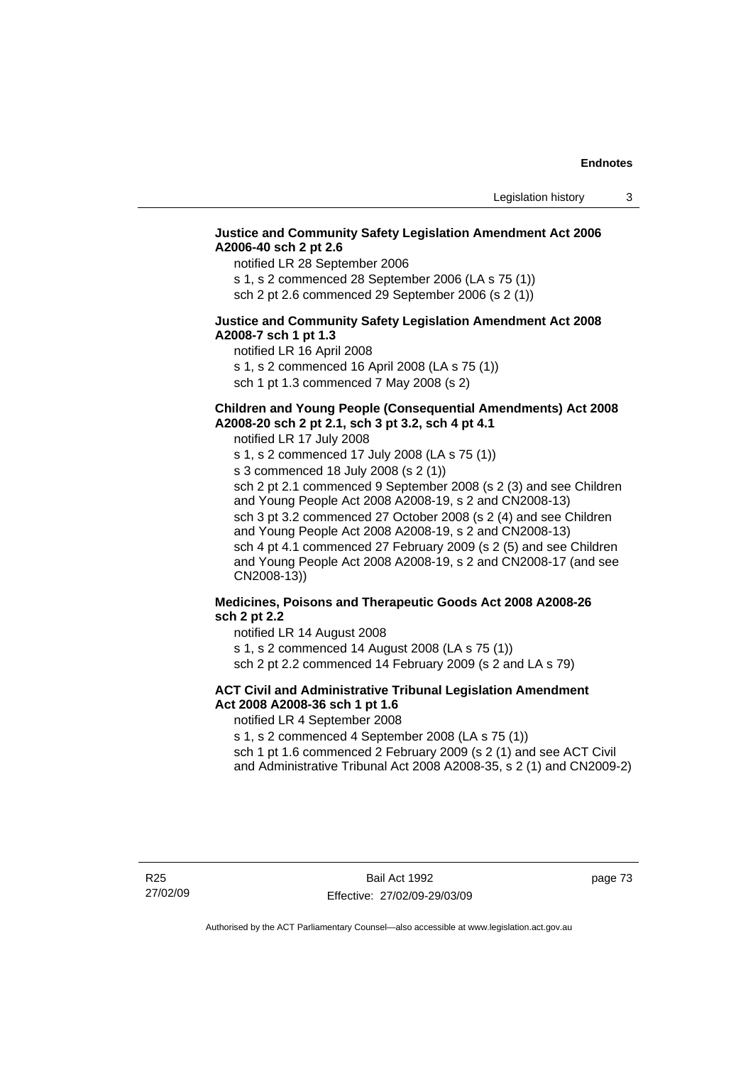**Justice and Community Safety Legislation Amendment Act 2006 A2006-40 sch 2 pt 2.6**

notified LR 28 September 2006

s 1, s 2 commenced 28 September 2006 (LA s 75 (1))

sch 2 pt 2.6 commenced 29 September 2006 (s 2 (1))

**Justice and Community Safety Legislation Amendment Act 2008 A2008-7 sch 1 pt 1.3**

notified LR 16 April 2008

s 1, s 2 commenced 16 April 2008 (LA s 75 (1))

sch 1 pt 1.3 commenced 7 May 2008 (s 2)

**Children and Young People (Consequential Amendments) Act 2008 A2008-20 sch 2 pt 2.1, sch 3 pt 3.2, sch 4 pt 4.1**

notified LR 17 July 2008

s 1, s 2 commenced 17 July 2008 (LA s 75 (1))

s 3 commenced 18 July 2008 (s 2 (1))

sch 2 pt 2.1 commenced 9 September 2008 (s 2 (3) and see Children and Young People Act 2008 A2008-19, s 2 and CN2008-13)

sch 3 pt 3.2 commenced 27 October 2008 (s 2 (4) and see Children and Young People Act 2008 A2008-19, s 2 and CN2008-13)

sch 4 pt 4.1 commenced 27 February 2009 (s 2 (5) and see Children and Young People Act 2008 A2008-19, s 2 and CN2008-17 (and see CN2008-13))

**Medicines, Poisons and Therapeutic Goods Act 2008 A2008-26 sch 2 pt 2.2**

notified LR 14 August 2008

s 1, s 2 commenced 14 August 2008 (LA s 75 (1))

sch 2 pt 2.2 commenced 14 February 2009 (s 2 and LA s 79)

**ACT Civil and Administrative Tribunal Legislation Amendment Act 2008 A2008-36 sch 1 pt 1.6**

notified LR 4 September 2008

s 1, s 2 commenced 4 September 2008 (LA s 75 (1))

sch 1 pt 1.6 commenced 2 February 2009 (s 2 (1) and see ACT Civil and Administrative Tribunal Act 2008 A2008-35, s 2 (1) and CN2009-2)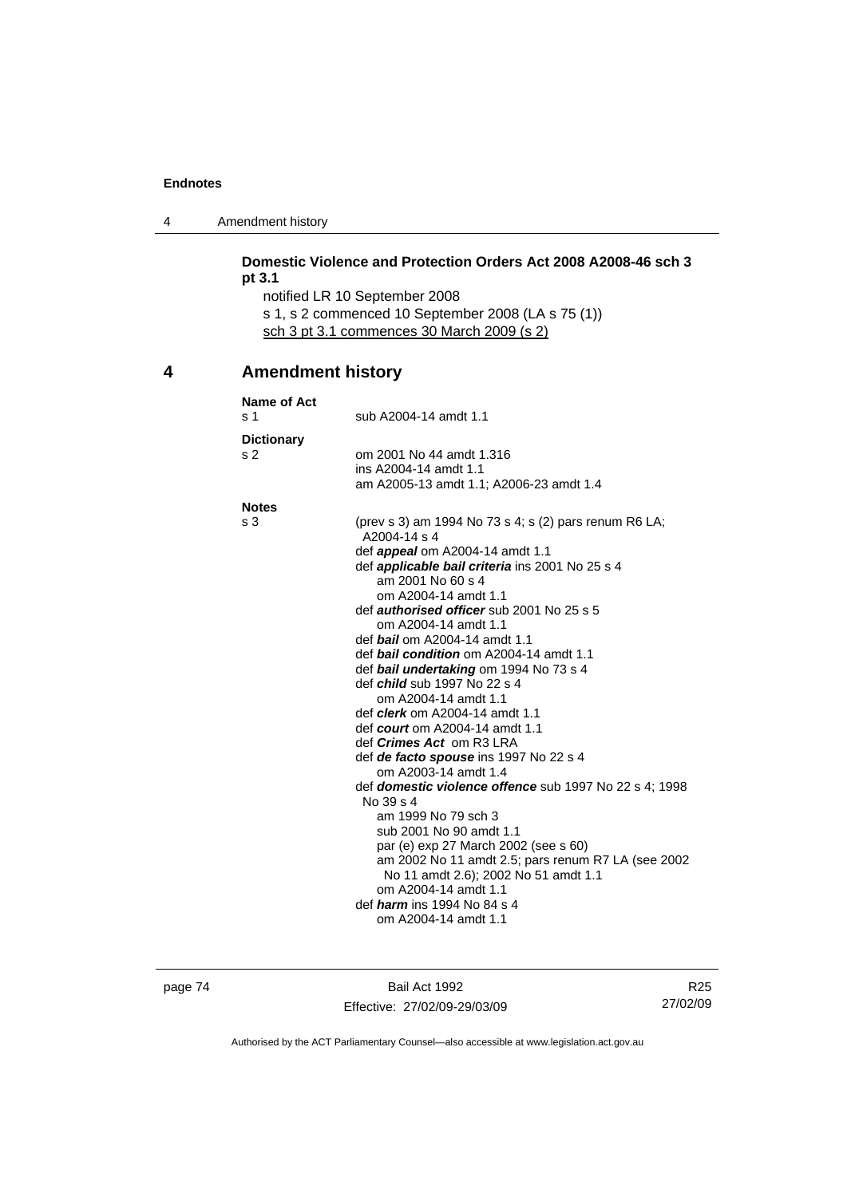**Domestic Violence and Protection Orders Act 2008 A2008-46 sch 3 pt 3.1**

notified LR 10 September 2008

s 1, s 2 commenced 10 September 2008 (LA s 75 (1))

sch 3 pt 3.1 commences 30 March 2009 (s 2)

## 4 Amendment history

**Name of Act**

s 1 — sub A2004-14 amdt 1.1

**Dictionary**

s 2 — om 2001 No 44 amdt 1.316
ins A2004-14 amdt 1.1
am A2005-13 amdt 1.1; A2006-23 amdt 1.4

**Notes**

s 3 — (prev s 3) am 1994 No 73 s 4; s (2) pars renum R6 LA; A2004-14 s 4

def ***appeal*** om A2004-14 amdt 1.1

def ***applicable bail criteria*** ins 2001 No 25 s 4
am 2001 No 60 s 4
om A2004-14 amdt 1.1

def ***authorised officer*** sub 2001 No 25 s 5
om A2004-14 amdt 1.1

def ***bail*** om A2004-14 amdt 1.1

def ***bail condition*** om A2004-14 amdt 1.1

def ***bail undertaking*** om 1994 No 73 s 4

def ***child*** sub 1997 No 22 s 4
om A2004-14 amdt 1.1

def ***clerk*** om A2004-14 amdt 1.1

def ***court*** om A2004-14 amdt 1.1

def ***Crimes Act*** om R3 LRA

def ***de facto spouse*** ins 1997 No 22 s 4
om A2003-14 amdt 1.4

def ***domestic violence offence*** sub 1997 No 22 s 4; 1998 No 39 s 4
am 1999 No 79 sch 3
sub 2001 No 90 amdt 1.1
par (e) exp 27 March 2002 (see s 60)
am 2002 No 11 amdt 2.5; pars renum R7 LA (see 2002 No 11 amdt 2.6); 2002 No 51 amdt 1.1
om A2004-14 amdt 1.1

def ***harm*** ins 1994 No 84 s 4
om A2004-14 amdt 1.1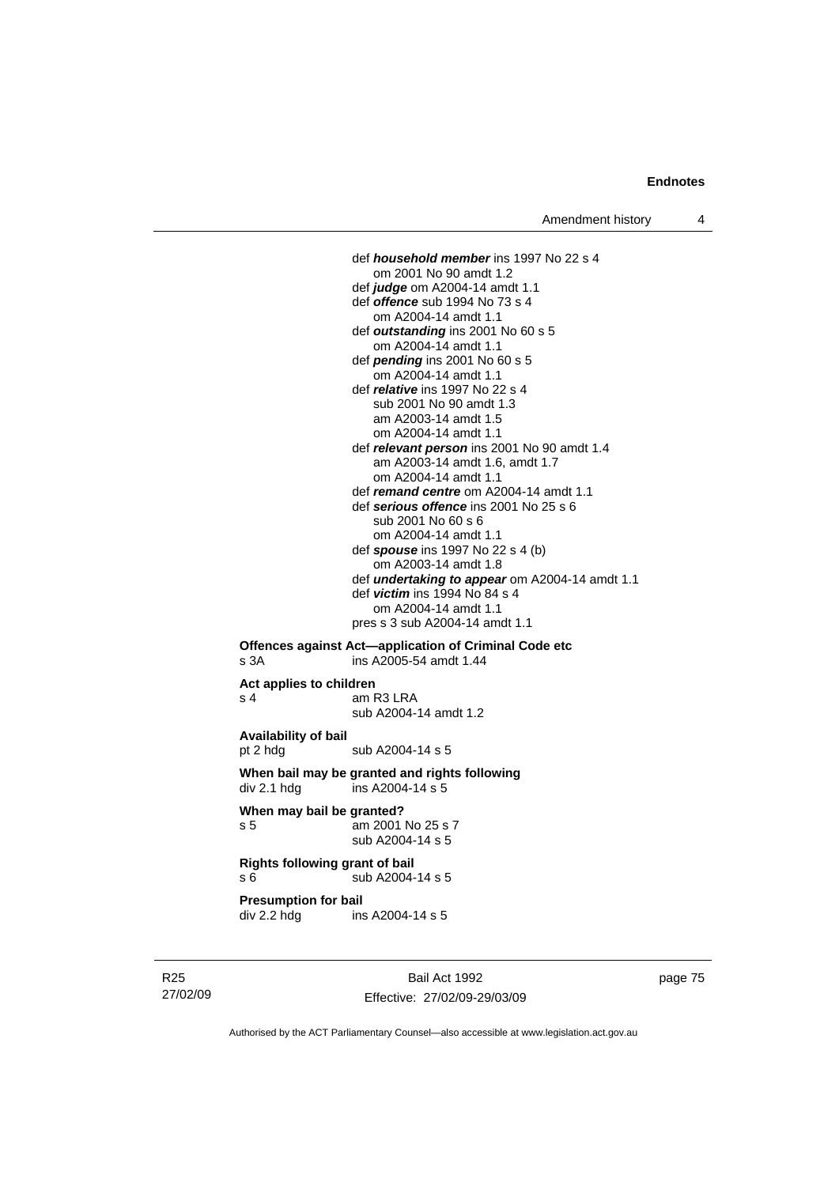def ***household member*** ins 1997 No 22 s 4
om 2001 No 90 amdt 1.2
def ***judge*** om A2004-14 amdt 1.1
def ***offence*** sub 1994 No 73 s 4
om A2004-14 amdt 1.1
def ***outstanding*** ins 2001 No 60 s 5
om A2004-14 amdt 1.1
def ***pending*** ins 2001 No 60 s 5
om A2004-14 amdt 1.1
def ***relative*** ins 1997 No 22 s 4
sub 2001 No 90 amdt 1.3
am A2003-14 amdt 1.5
om A2004-14 amdt 1.1
def ***relevant person*** ins 2001 No 90 amdt 1.4
am A2003-14 amdt 1.6, amdt 1.7
om A2004-14 amdt 1.1
def ***remand centre*** om A2004-14 amdt 1.1
def ***serious offence*** ins 2001 No 25 s 6
sub 2001 No 60 s 6
om A2004-14 amdt 1.1
def ***spouse*** ins 1997 No 22 s 4 (b)
om A2003-14 amdt 1.8
def ***undertaking to appear*** om A2004-14 amdt 1.1
def ***victim*** ins 1994 No 84 s 4
om A2004-14 amdt 1.1
pres s 3 sub A2004-14 amdt 1.1

**Offences against Act—application of Criminal Code etc**
s 3A ins A2005-54 amdt 1.44

**Act applies to children**
s 4 am R3 LRA
sub A2004-14 amdt 1.2

**Availability of bail**
pt 2 hdg sub A2004-14 s 5

**When bail may be granted and rights following**
div 2.1 hdg ins A2004-14 s 5

**When may bail be granted?**
s 5 am 2001 No 25 s 7
sub A2004-14 s 5

**Rights following grant of bail**
s 6 sub A2004-14 s 5

**Presumption for bail**
div 2.2 hdg ins A2004-14 s 5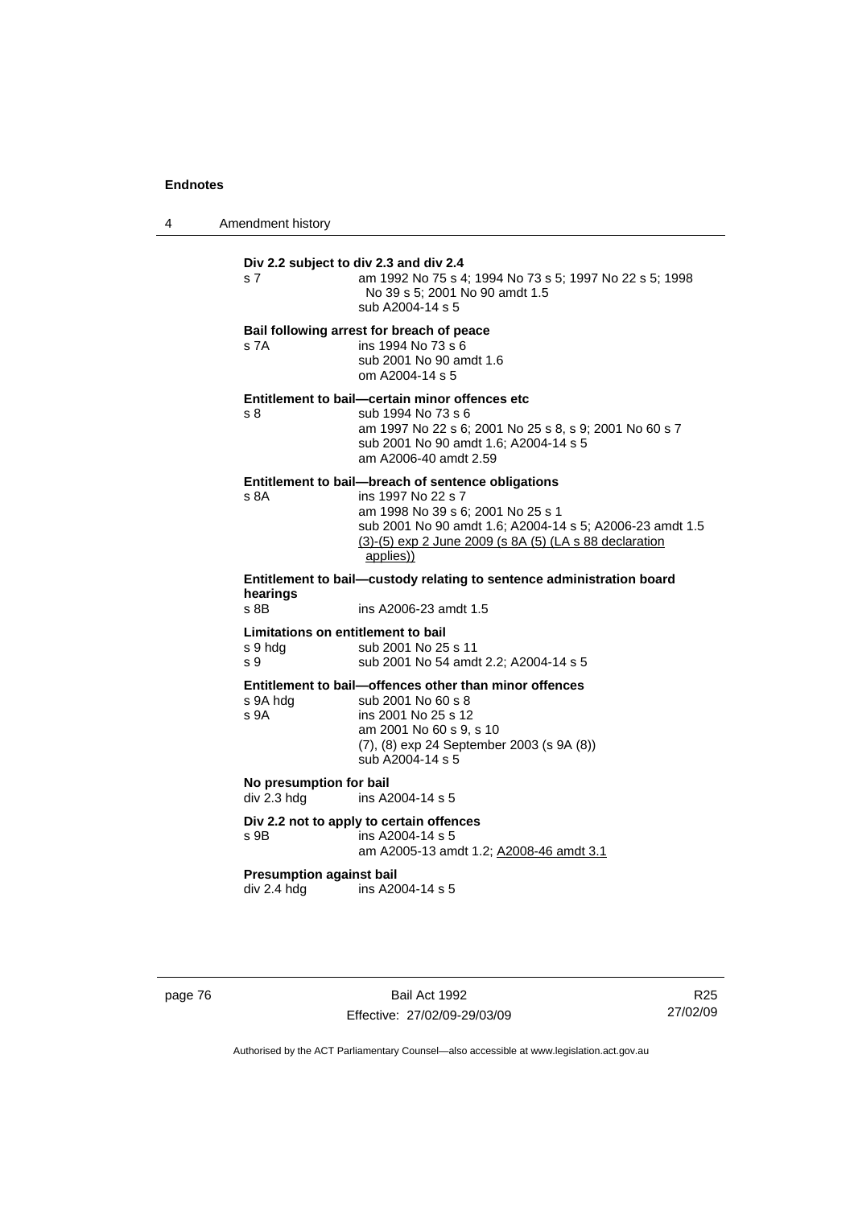**Div 2.2 subject to div 2.3 and div 2.4**

s 7 — am 1992 No 75 s 4; 1994 No 73 s 5; 1997 No 22 s 5; 1998 No 39 s 5; 2001 No 90 amdt 1.5
sub A2004-14 s 5

**Bail following arrest for breach of peace**

s 7A — ins 1994 No 73 s 6
sub 2001 No 90 amdt 1.6
om A2004-14 s 5

**Entitlement to bail—certain minor offences etc**

s 8 — sub 1994 No 73 s 6
am 1997 No 22 s 6; 2001 No 25 s 8, s 9; 2001 No 60 s 7
sub 2001 No 90 amdt 1.6; A2004-14 s 5
am A2006-40 amdt 2.59

**Entitlement to bail—breach of sentence obligations**

s 8A — ins 1997 No 22 s 7
am 1998 No 39 s 6; 2001 No 25 s 1
sub 2001 No 90 amdt 1.6; A2004-14 s 5; A2006-23 amdt 1.5
(3)-(5) exp 2 June 2009 (s 8A (5) (LA s 88 declaration applies))

**Entitlement to bail—custody relating to sentence administration board hearings**

s 8B — ins A2006-23 amdt 1.5

**Limitations on entitlement to bail**

s 9 hdg — sub 2001 No 25 s 11
s 9 — sub 2001 No 54 amdt 2.2; A2004-14 s 5

**Entitlement to bail—offences other than minor offences**

s 9A hdg — sub 2001 No 60 s 8
s 9A — ins 2001 No 25 s 12
am 2001 No 60 s 9, s 10
(7), (8) exp 24 September 2003 (s 9A (8))
sub A2004-14 s 5

**No presumption for bail**

div 2.3 hdg — ins A2004-14 s 5

**Div 2.2 not to apply to certain offences**

s 9B — ins A2004-14 s 5
am A2005-13 amdt 1.2; A2008-46 amdt 3.1

**Presumption against bail**

div 2.4 hdg — ins A2004-14 s 5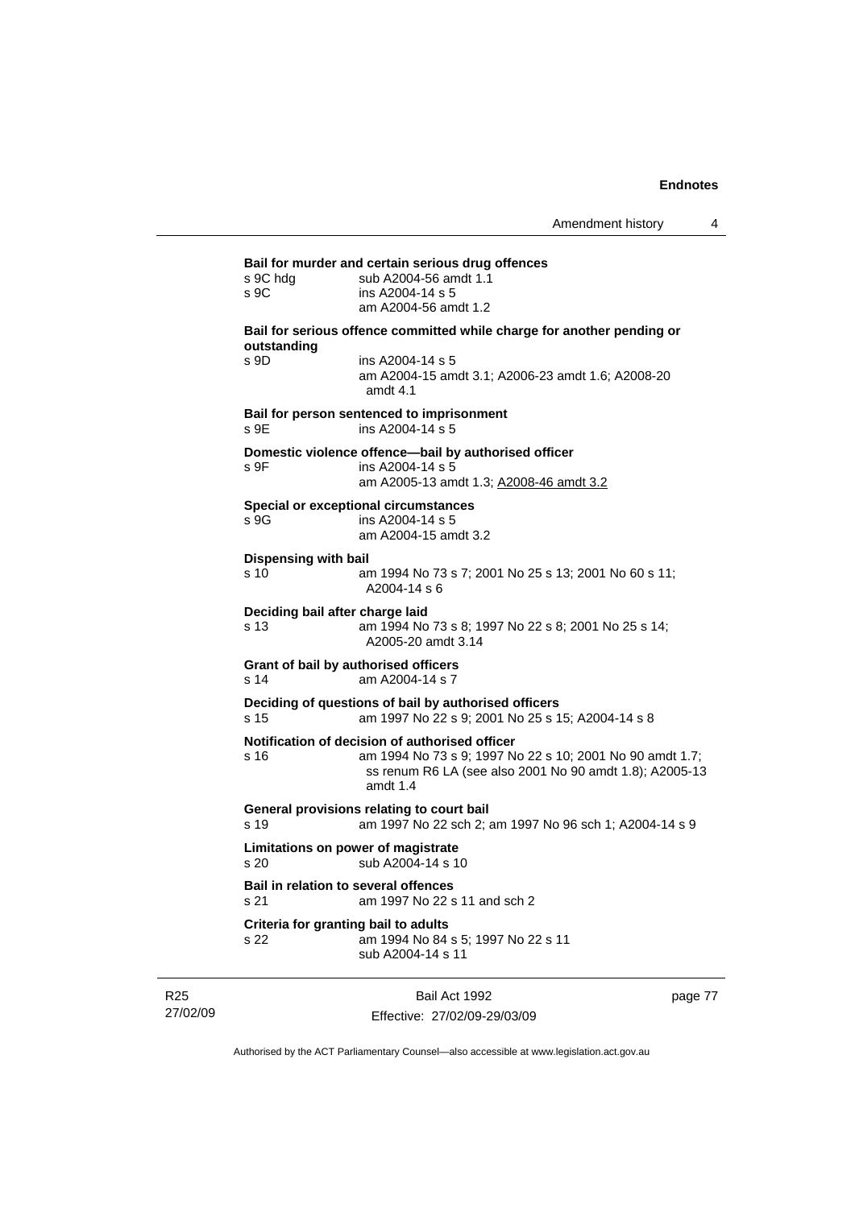**Bail for murder and certain serious drug offences**

s 9C hdg sub A2004-56 amdt 1.1

s 9C ins A2004-14 s 5
am A2004-56 amdt 1.2

**Bail for serious offence committed while charge for another pending or outstanding**

s 9D ins A2004-14 s 5
am A2004-15 amdt 3.1; A2006-23 amdt 1.6; A2008-20 amdt 4.1

**Bail for person sentenced to imprisonment**

s 9E ins A2004-14 s 5

**Domestic violence offence—bail by authorised officer**

s 9F ins A2004-14 s 5
am A2005-13 amdt 1.3; A2008-46 amdt 3.2

**Special or exceptional circumstances**

s 9G ins A2004-14 s 5
am A2004-15 amdt 3.2

**Dispensing with bail**

s 10 am 1994 No 73 s 7; 2001 No 25 s 13; 2001 No 60 s 11; A2004-14 s 6

**Deciding bail after charge laid**

s 13 am 1994 No 73 s 8; 1997 No 22 s 8; 2001 No 25 s 14; A2005-20 amdt 3.14

**Grant of bail by authorised officers**

s 14 am A2004-14 s 7

**Deciding of questions of bail by authorised officers**

s 15 am 1997 No 22 s 9; 2001 No 25 s 15; A2004-14 s 8

**Notification of decision of authorised officer**

s 16 am 1994 No 73 s 9; 1997 No 22 s 10; 2001 No 90 amdt 1.7; ss renum R6 LA (see also 2001 No 90 amdt 1.8); A2005-13 amdt 1.4

**General provisions relating to court bail**

s 19 am 1997 No 22 sch 2; am 1997 No 96 sch 1; A2004-14 s 9

**Limitations on power of magistrate**

s 20 sub A2004-14 s 10

**Bail in relation to several offences**

s 21 am 1997 No 22 s 11 and sch 2

**Criteria for granting bail to adults**

s 22 am 1994 No 84 s 5; 1997 No 22 s 11
sub A2004-14 s 11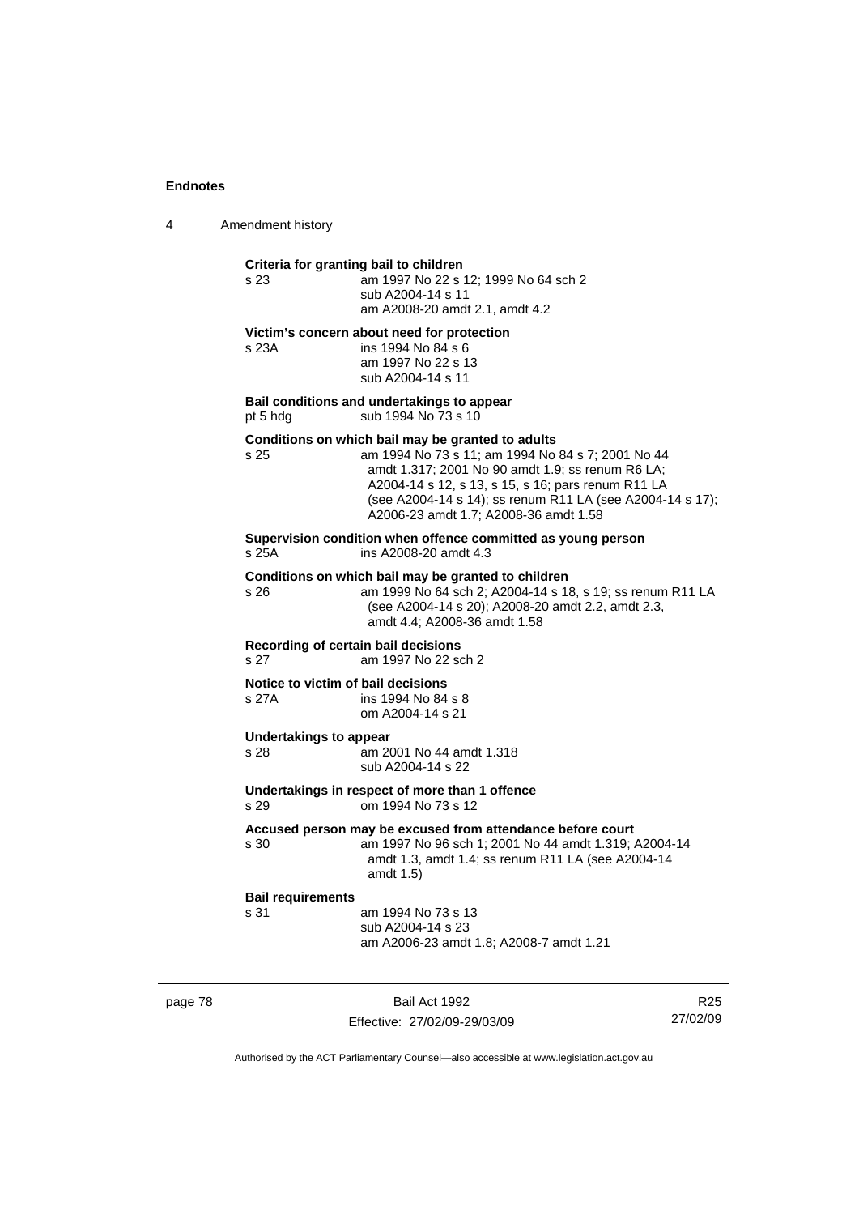**Criteria for granting bail to children**

s 23 am 1997 No 22 s 12; 1999 No 64 sch 2
sub A2004-14 s 11
am A2008-20 amdt 2.1, amdt 4.2

**Victim's concern about need for protection**

s 23A ins 1994 No 84 s 6
am 1997 No 22 s 13
sub A2004-14 s 11

**Bail conditions and undertakings to appear**

pt 5 hdg sub 1994 No 73 s 10

**Conditions on which bail may be granted to adults**

s 25 am 1994 No 73 s 11; am 1994 No 84 s 7; 2001 No 44 amdt 1.317; 2001 No 90 amdt 1.9; ss renum R6 LA; A2004-14 s 12, s 13, s 15, s 16; pars renum R11 LA (see A2004-14 s 14); ss renum R11 LA (see A2004-14 s 17); A2006-23 amdt 1.7; A2008-36 amdt 1.58

**Supervision condition when offence committed as young person**

s 25A ins A2008-20 amdt 4.3

**Conditions on which bail may be granted to children**

s 26 am 1999 No 64 sch 2; A2004-14 s 18, s 19; ss renum R11 LA (see A2004-14 s 20); A2008-20 amdt 2.2, amdt 2.3, amdt 4.4; A2008-36 amdt 1.58

**Recording of certain bail decisions**

s 27 am 1997 No 22 sch 2

**Notice to victim of bail decisions**

s 27A ins 1994 No 84 s 8
om A2004-14 s 21

**Undertakings to appear**

s 28 am 2001 No 44 amdt 1.318
sub A2004-14 s 22

**Undertakings in respect of more than 1 offence**

s 29 om 1994 No 73 s 12

**Accused person may be excused from attendance before court**

s 30 am 1997 No 96 sch 1; 2001 No 44 amdt 1.319; A2004-14 amdt 1.3, amdt 1.4; ss renum R11 LA (see A2004-14 amdt 1.5)

**Bail requirements**

s 31 am 1994 No 73 s 13
sub A2004-14 s 23
am A2006-23 amdt 1.8; A2008-7 amdt 1.21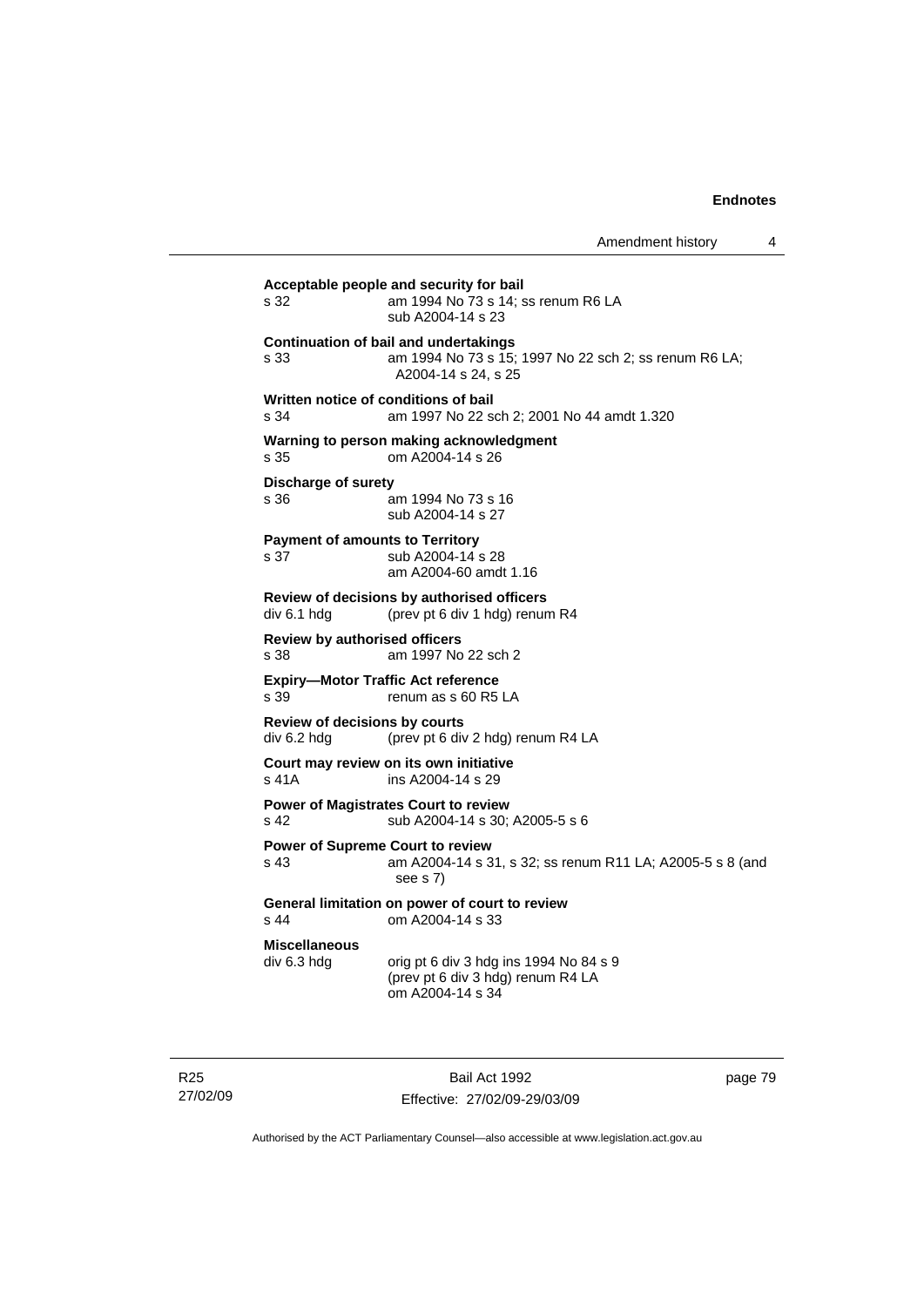**Acceptable people and security for bail**

s 32 am 1994 No 73 s 14; ss renum R6 LA
sub A2004-14 s 23

**Continuation of bail and undertakings**

s 33 am 1994 No 73 s 15; 1997 No 22 sch 2; ss renum R6 LA; A2004-14 s 24, s 25

**Written notice of conditions of bail**

s 34 am 1997 No 22 sch 2; 2001 No 44 amdt 1.320

**Warning to person making acknowledgment**

s 35 om A2004-14 s 26

**Discharge of surety**

s 36 am 1994 No 73 s 16
sub A2004-14 s 27

**Payment of amounts to Territory**

s 37 sub A2004-14 s 28
am A2004-60 amdt 1.16

**Review of decisions by authorised officers**

div 6.1 hdg (prev pt 6 div 1 hdg) renum R4

**Review by authorised officers**

s 38 am 1997 No 22 sch 2

**Expiry—Motor Traffic Act reference**

s 39 renum as s 60 R5 LA

**Review of decisions by courts**

div 6.2 hdg (prev pt 6 div 2 hdg) renum R4 LA

**Court may review on its own initiative**

s 41A ins A2004-14 s 29

**Power of Magistrates Court to review**

s 42 sub A2004-14 s 30; A2005-5 s 6

**Power of Supreme Court to review**

s 43 am A2004-14 s 31, s 32; ss renum R11 LA; A2005-5 s 8 (and see s 7)

**General limitation on power of court to review**

s 44 om A2004-14 s 33

**Miscellaneous**

div 6.3 hdg orig pt 6 div 3 hdg ins 1994 No 84 s 9
(prev pt 6 div 3 hdg) renum R4 LA
om A2004-14 s 34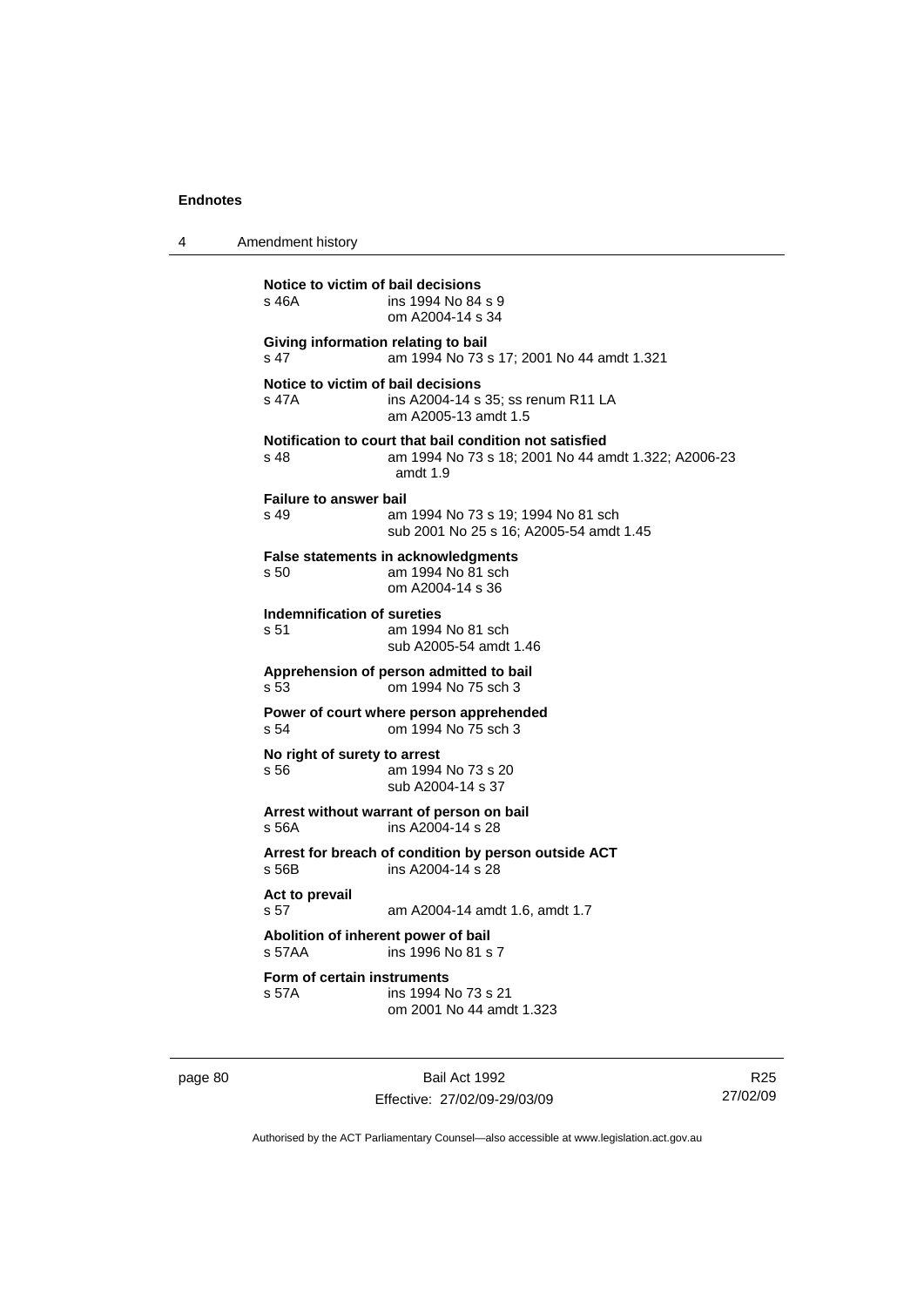**Notice to victim of bail decisions**
s 46A ins 1994 No 84 s 9
om A2004-14 s 34

**Giving information relating to bail**
s 47 am 1994 No 73 s 17; 2001 No 44 amdt 1.321

**Notice to victim of bail decisions**
s 47A ins A2004-14 s 35; ss renum R11 LA
am A2005-13 amdt 1.5

**Notification to court that bail condition not satisfied**
s 48 am 1994 No 73 s 18; 2001 No 44 amdt 1.322; A2006-23 amdt 1.9

**Failure to answer bail**
s 49 am 1994 No 73 s 19; 1994 No 81 sch
sub 2001 No 25 s 16; A2005-54 amdt 1.45

**False statements in acknowledgments**
s 50 am 1994 No 81 sch
om A2004-14 s 36

**Indemnification of sureties**
s 51 am 1994 No 81 sch
sub A2005-54 amdt 1.46

**Apprehension of person admitted to bail**
s 53 om 1994 No 75 sch 3

**Power of court where person apprehended**
s 54 om 1994 No 75 sch 3

**No right of surety to arrest**
s 56 am 1994 No 73 s 20
sub A2004-14 s 37

**Arrest without warrant of person on bail**
s 56A ins A2004-14 s 28

**Arrest for breach of condition by person outside ACT**
s 56B ins A2004-14 s 28

**Act to prevail**
s 57 am A2004-14 amdt 1.6, amdt 1.7

**Abolition of inherent power of bail**
s 57AA ins 1996 No 81 s 7

**Form of certain instruments**
s 57A ins 1994 No 73 s 21
om 2001 No 44 amdt 1.323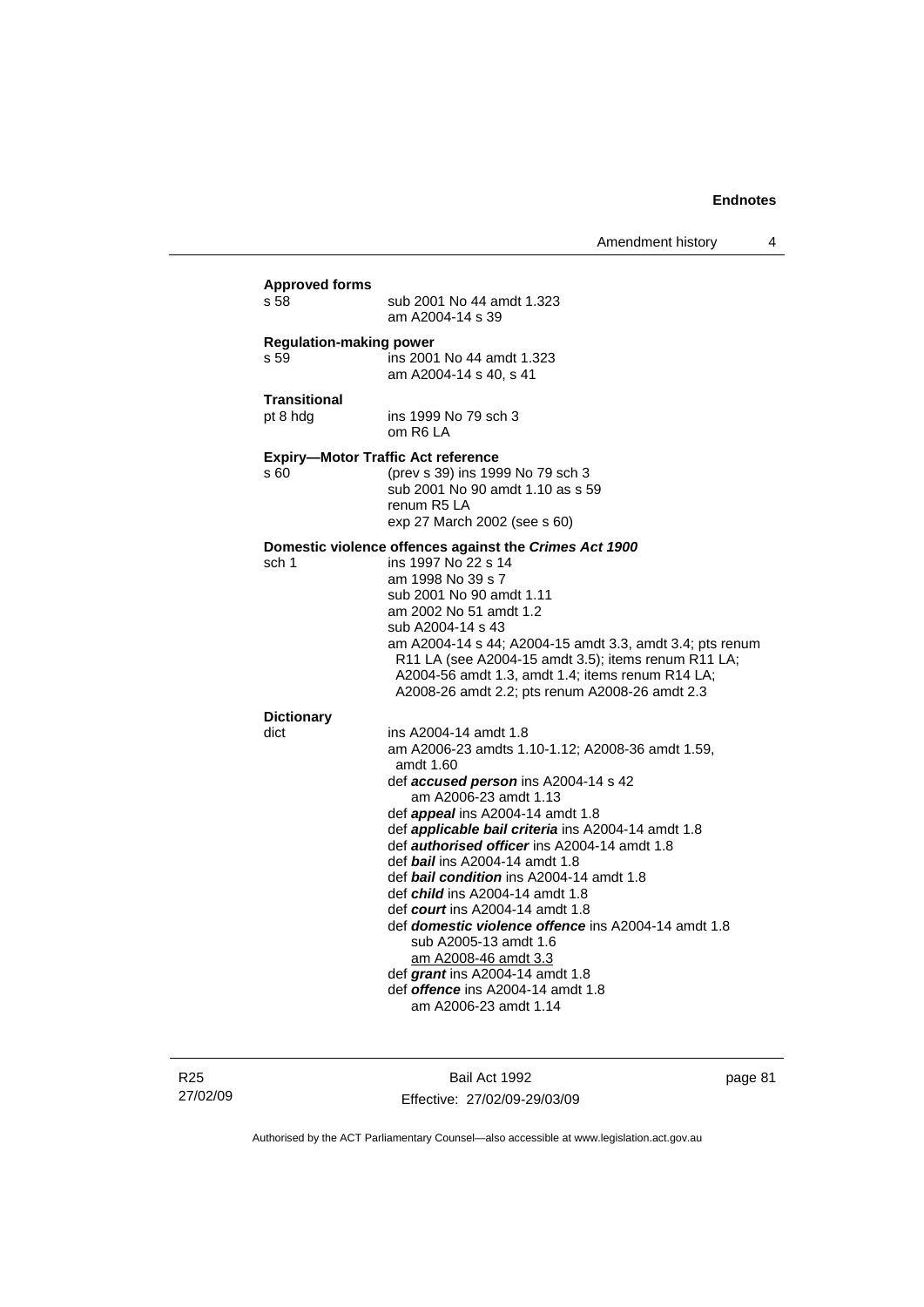**Approved forms**

s 58 sub 2001 No 44 amdt 1.323
am A2004-14 s 39

**Regulation-making power**

s 59 ins 2001 No 44 amdt 1.323
am A2004-14 s 40, s 41

**Transitional**

pt 8 hdg ins 1999 No 79 sch 3
om R6 LA

**Expiry—Motor Traffic Act reference**

s 60 (prev s 39) ins 1999 No 79 sch 3
sub 2001 No 90 amdt 1.10 as s 59
renum R5 LA
exp 27 March 2002 (see s 60)

**Domestic violence offences against the *Crimes Act 1900***

sch 1 ins 1997 No 22 s 14
am 1998 No 39 s 7
sub 2001 No 90 amdt 1.11
am 2002 No 51 amdt 1.2
sub A2004-14 s 43
am A2004-14 s 44; A2004-15 amdt 3.3, amdt 3.4; pts renum R11 LA (see A2004-15 amdt 3.5); items renum R11 LA; A2004-56 amdt 1.3, amdt 1.4; items renum R14 LA; A2008-26 amdt 2.2; pts renum A2008-26 amdt 2.3

**Dictionary**

dict ins A2004-14 amdt 1.8
am A2006-23 amdts 1.10-1.12; A2008-36 amdt 1.59, amdt 1.60
def ***accused person*** ins A2004-14 s 42
am A2006-23 amdt 1.13
def ***appeal*** ins A2004-14 amdt 1.8
def ***applicable bail criteria*** ins A2004-14 amdt 1.8
def ***authorised officer*** ins A2004-14 amdt 1.8
def ***bail*** ins A2004-14 amdt 1.8
def ***bail condition*** ins A2004-14 amdt 1.8
def ***child*** ins A2004-14 amdt 1.8
def ***court*** ins A2004-14 amdt 1.8
def ***domestic violence offence*** ins A2004-14 amdt 1.8
sub A2005-13 amdt 1.6
am A2008-46 amdt 3.3
def ***grant*** ins A2004-14 amdt 1.8
def ***offence*** ins A2004-14 amdt 1.8
am A2006-23 amdt 1.14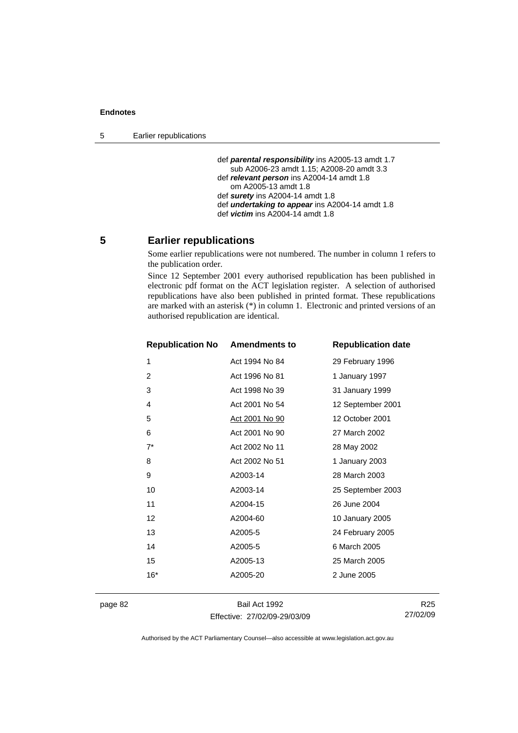def ***parental responsibility*** ins A2005-13 amdt 1.7
  sub A2006-23 amdt 1.15; A2008-20 amdt 3.3
def ***relevant person*** ins A2004-14 amdt 1.8
  om A2005-13 amdt 1.8
def ***surety*** ins A2004-14 amdt 1.8
def ***undertaking to appear*** ins A2004-14 amdt 1.8
def ***victim*** ins A2004-14 amdt 1.8

## 5 Earlier republications

Some earlier republications were not numbered. The number in column 1 refers to the publication order.

Since 12 September 2001 every authorised republication has been published in electronic pdf format on the ACT legislation register. A selection of authorised republications have also been published in printed format. These republications are marked with an asterisk (*) in column 1. Electronic and printed versions of an authorised republication are identical.

| Republication No | Amendments to | Republication date |
|---|---|---|
| 1 | Act 1994 No 84 | 29 February 1996 |
| 2 | Act 1996 No 81 | 1 January 1997 |
| 3 | Act 1998 No 39 | 31 January 1999 |
| 4 | Act 2001 No 54 | 12 September 2001 |
| 5 | Act 2001 No 90 | 12 October 2001 |
| 6 | Act 2001 No 90 | 27 March 2002 |
| 7* | Act 2002 No 11 | 28 May 2002 |
| 8 | Act 2002 No 51 | 1 January 2003 |
| 9 | A2003-14 | 28 March 2003 |
| 10 | A2003-14 | 25 September 2003 |
| 11 | A2004-15 | 26 June 2004 |
| 12 | A2004-60 | 10 January 2005 |
| 13 | A2005-5 | 24 February 2005 |
| 14 | A2005-5 | 6 March 2005 |
| 15 | A2005-13 | 25 March 2005 |
| 16* | A2005-20 | 2 June 2005 |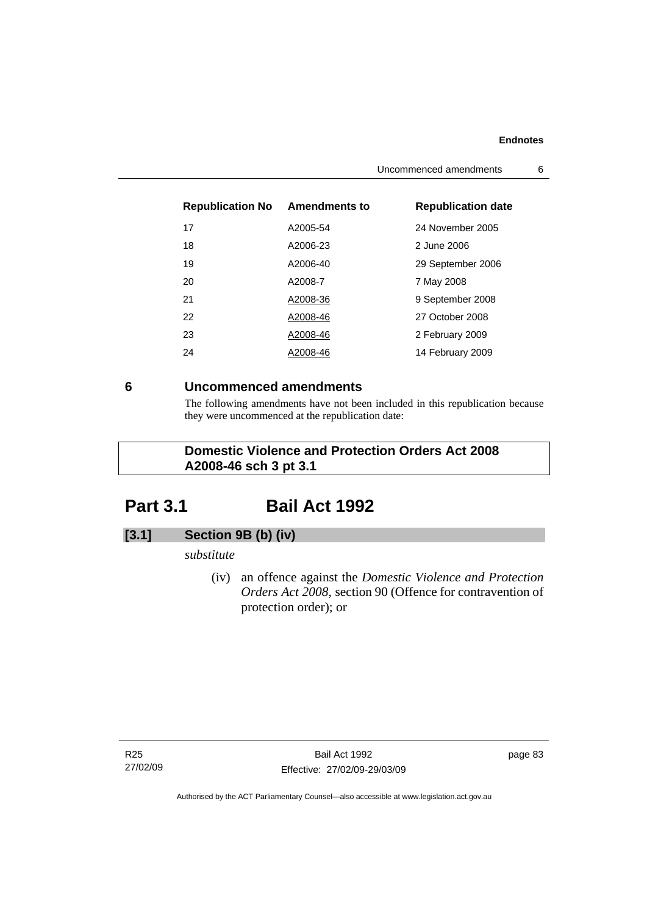| Republication No | Amendments to | Republication date |
|---|---|---|
| 17 | A2005-54 | 24 November 2005 |
| 18 | A2006-23 | 2 June 2006 |
| 19 | A2006-40 | 29 September 2006 |
| 20 | A2008-7 | 7 May 2008 |
| 21 | A2008-36 | 9 September 2008 |
| 22 | A2008-46 | 27 October 2008 |
| 23 | A2008-46 | 2 February 2009 |
| 24 | A2008-46 | 14 February 2009 |

## 6 Uncommenced amendments

The following amendments have not been included in this republication because they were uncommenced at the republication date:

**Domestic Violence and Protection Orders Act 2008 A2008-46 sch 3 pt 3.1**

# Part 3.1 Bail Act 1992

### [3.1] Section 9B (b) (iv)

*substitute*

(iv) an offence against the *Domestic Violence and Protection Orders Act 2008*, section 90 (Offence for contravention of protection order); or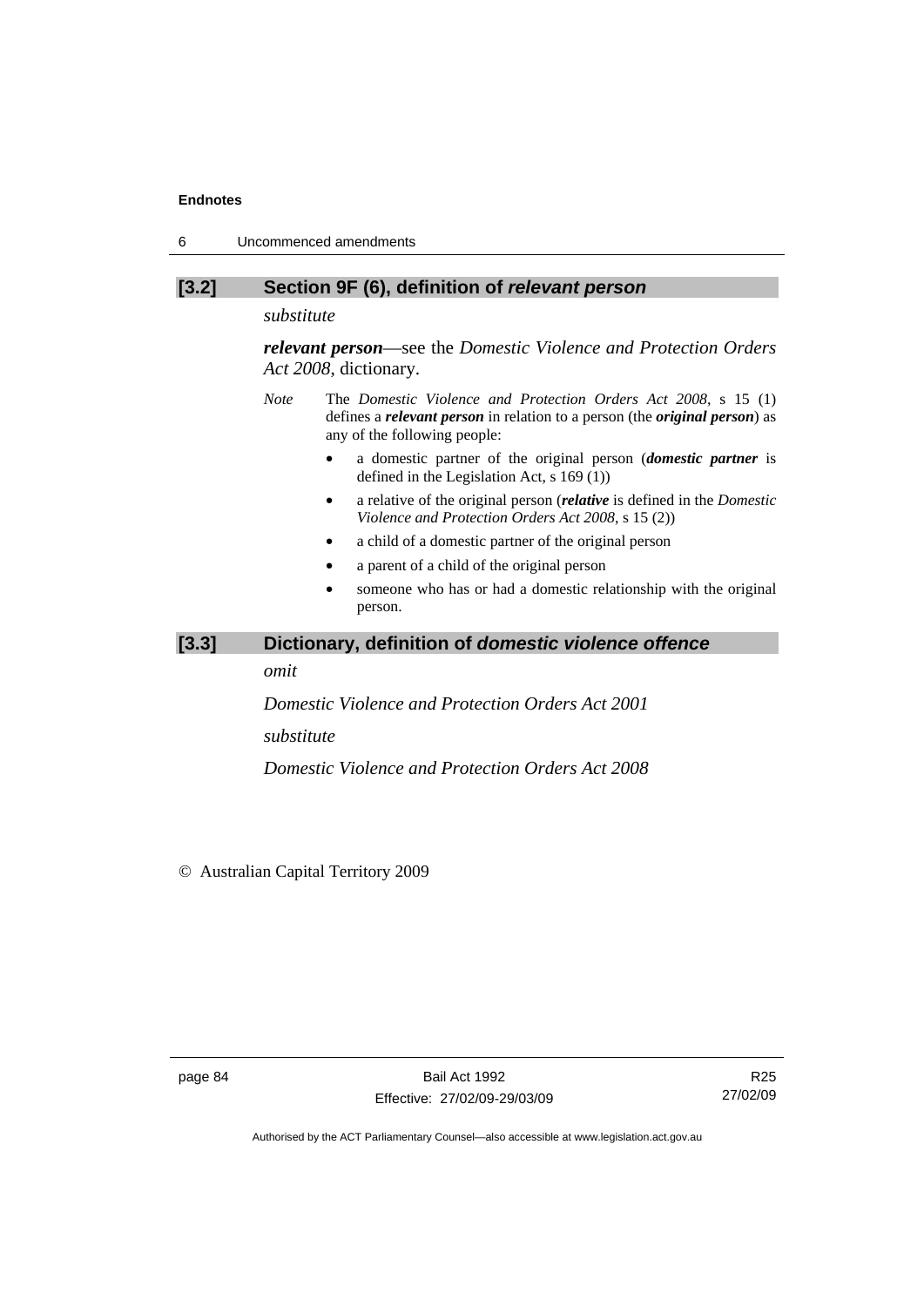## [3.2] Section 9F (6), definition of *relevant person*

*substitute*

***relevant person***—see the *Domestic Violence and Protection Orders Act 2008*, dictionary.

*Note* The *Domestic Violence and Protection Orders Act 2008*, s 15 (1) defines a ***relevant person*** in relation to a person (the ***original person***) as any of the following people:

- a domestic partner of the original person (***domestic partner*** is defined in the Legislation Act, s 169 (1))
- a relative of the original person (***relative*** is defined in the *Domestic Violence and Protection Orders Act 2008*, s 15 (2))
- a child of a domestic partner of the original person
- a parent of a child of the original person
- someone who has or had a domestic relationship with the original person.

## [3.3] Dictionary, definition of *domestic violence offence*

*omit*

*Domestic Violence and Protection Orders Act 2001*

*substitute*

*Domestic Violence and Protection Orders Act 2008*

© Australian Capital Territory 2009